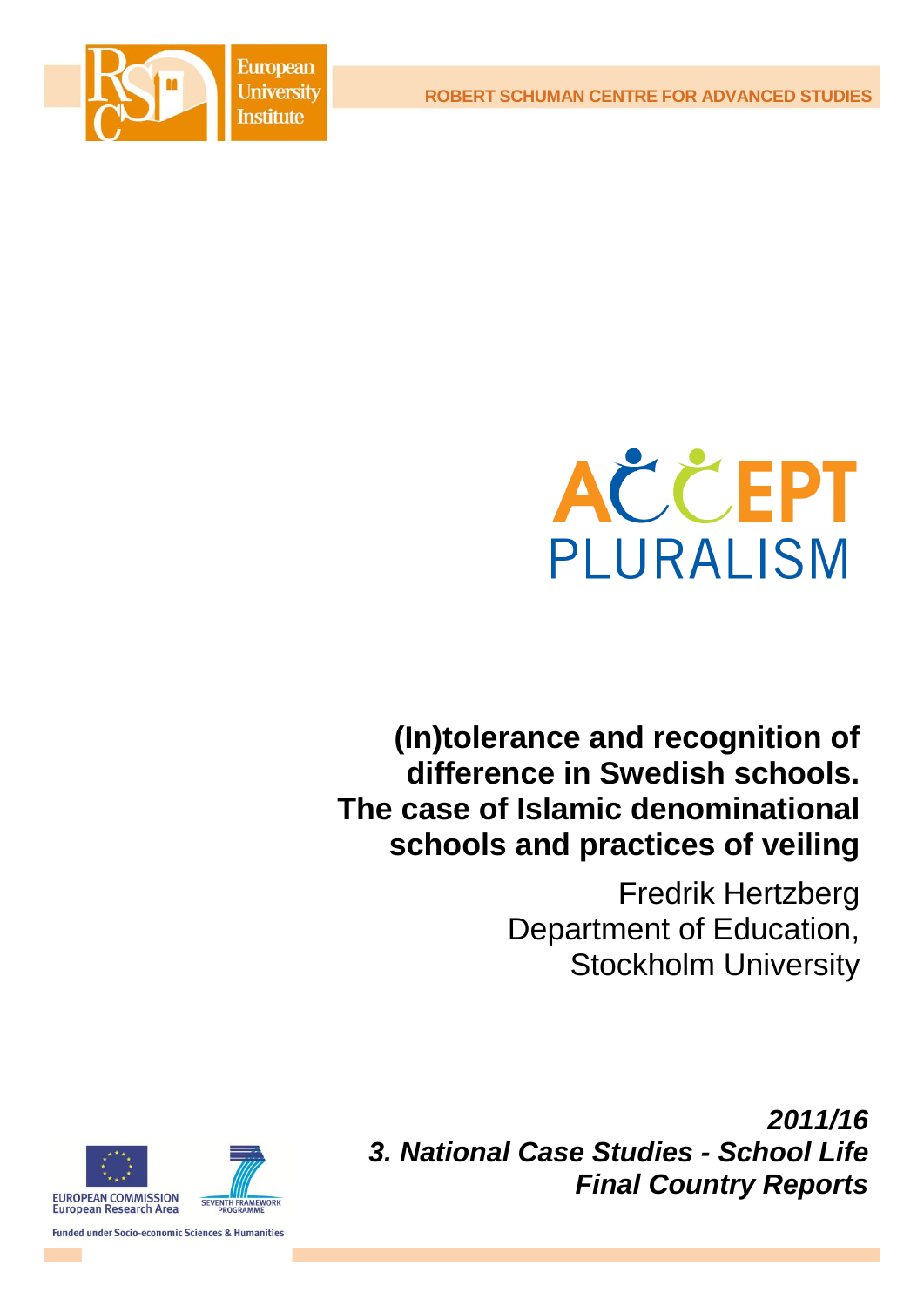ROBERT SCHUMAN CENTRE FOR ADVANCED STUDIES

European University Institute

ACCEPT PLURALISM

# (In)tolerance and recognition of difference in Swedish schools. The case of Islamic denominational schools and practices of veiling

Fredrik Hertzberg
Department of Education,
Stockholm University

***2011/16***
***3. National Case Studies - School Life***
***Final Country Reports***

EUROPEAN COMMISSION
European Research Area

SEVENTH FRAMEWORK PROGRAMME

Funded under Socio-economic Sciences & Humanities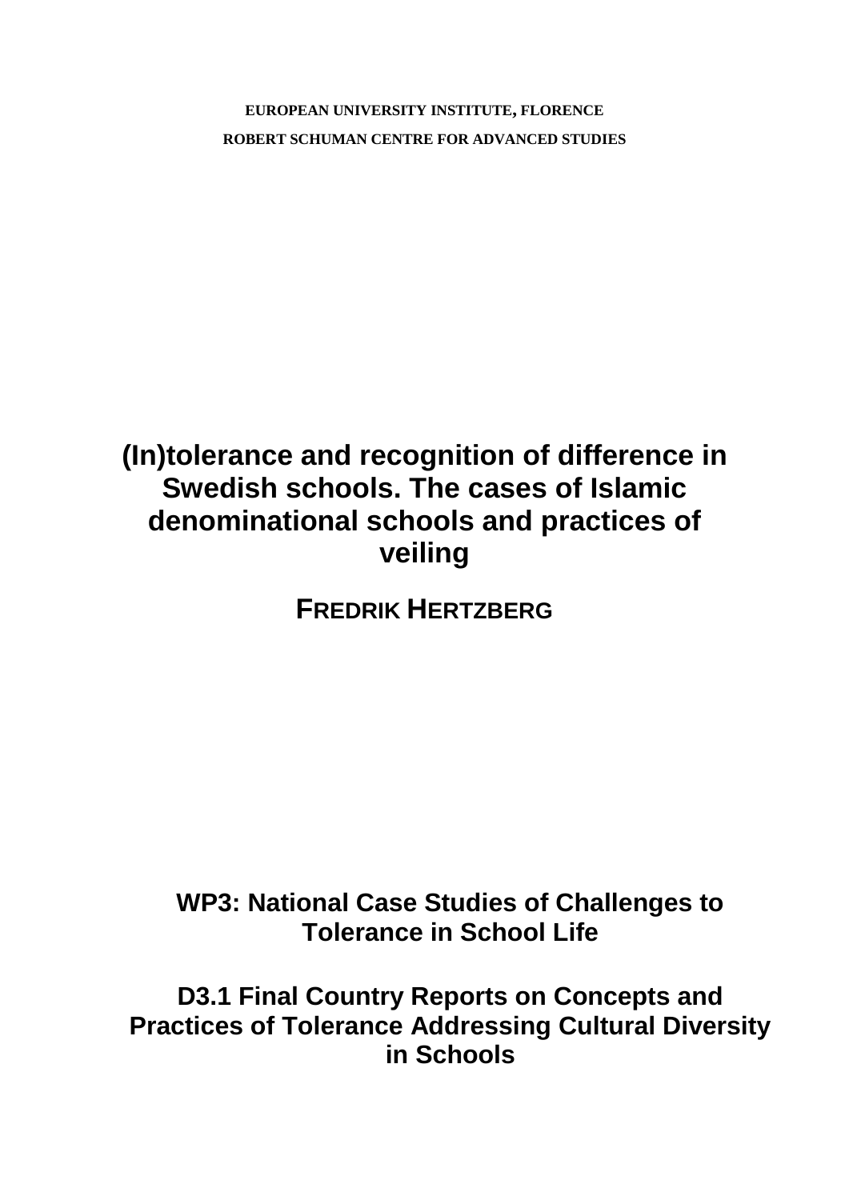**EUROPEAN UNIVERSITY INSTITUTE, FLORENCE**

**ROBERT SCHUMAN CENTRE FOR ADVANCED STUDIES**

# (In)tolerance and recognition of difference in Swedish schools. The cases of Islamic denominational schools and practices of veiling

## FREDRIK HERTZBERG

## WP3: National Case Studies of Challenges to Tolerance in School Life

## D3.1 Final Country Reports on Concepts and Practices of Tolerance Addressing Cultural Diversity in Schools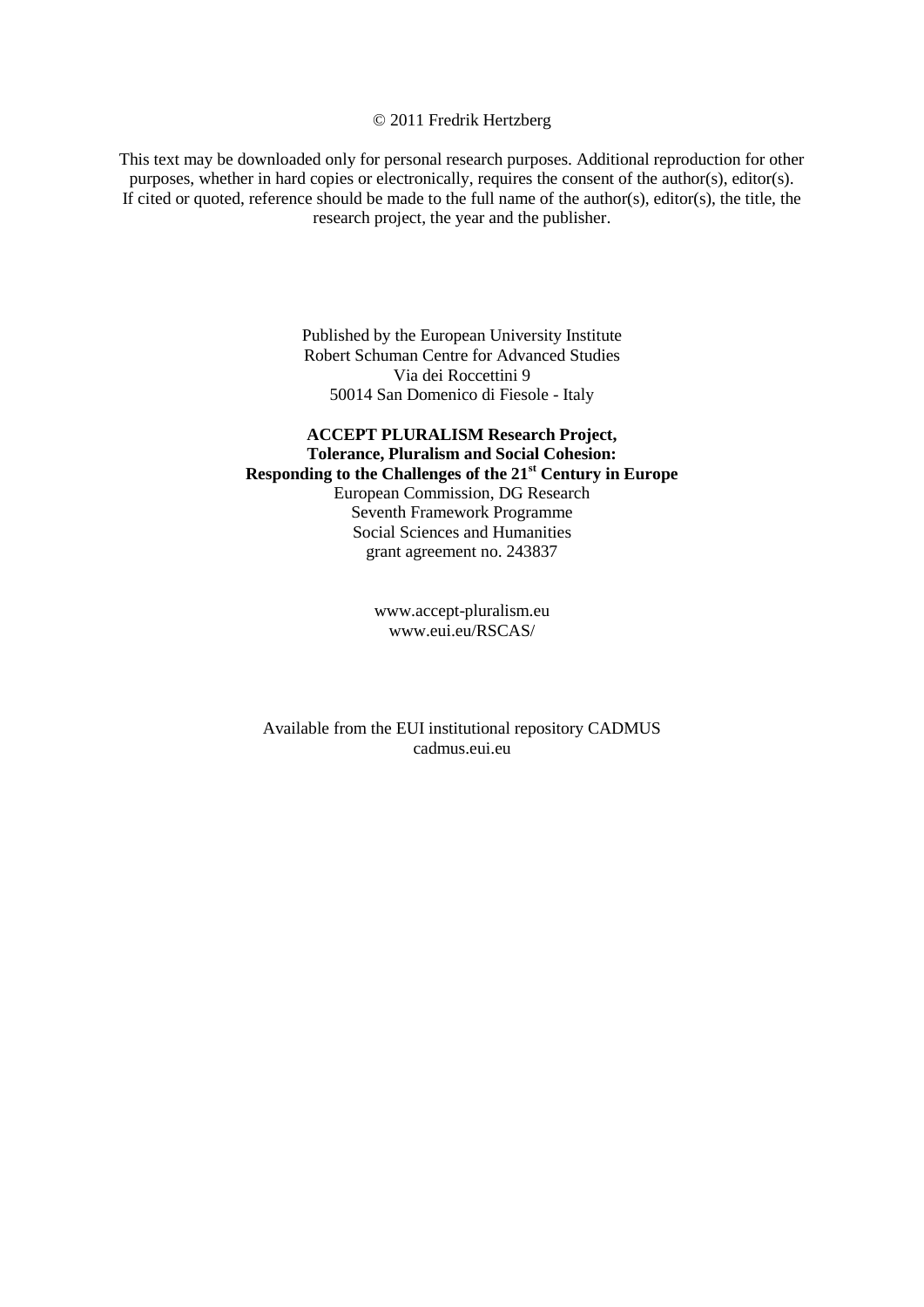© 2011 Fredrik Hertzberg

This text may be downloaded only for personal research purposes. Additional reproduction for other purposes, whether in hard copies or electronically, requires the consent of the author(s), editor(s). If cited or quoted, reference should be made to the full name of the author(s), editor(s), the title, the research project, the year and the publisher.

Published by the European University Institute
Robert Schuman Centre for Advanced Studies
Via dei Roccettini 9
50014 San Domenico di Fiesole - Italy

**ACCEPT PLURALISM Research Project,**
**Tolerance, Pluralism and Social Cohesion:**
**Responding to the Challenges of the 21st Century in Europe**
European Commission, DG Research
Seventh Framework Programme
Social Sciences and Humanities
grant agreement no. 243837

www.accept-pluralism.eu
www.eui.eu/RSCAS/

Available from the EUI institutional repository CADMUS
cadmus.eui.eu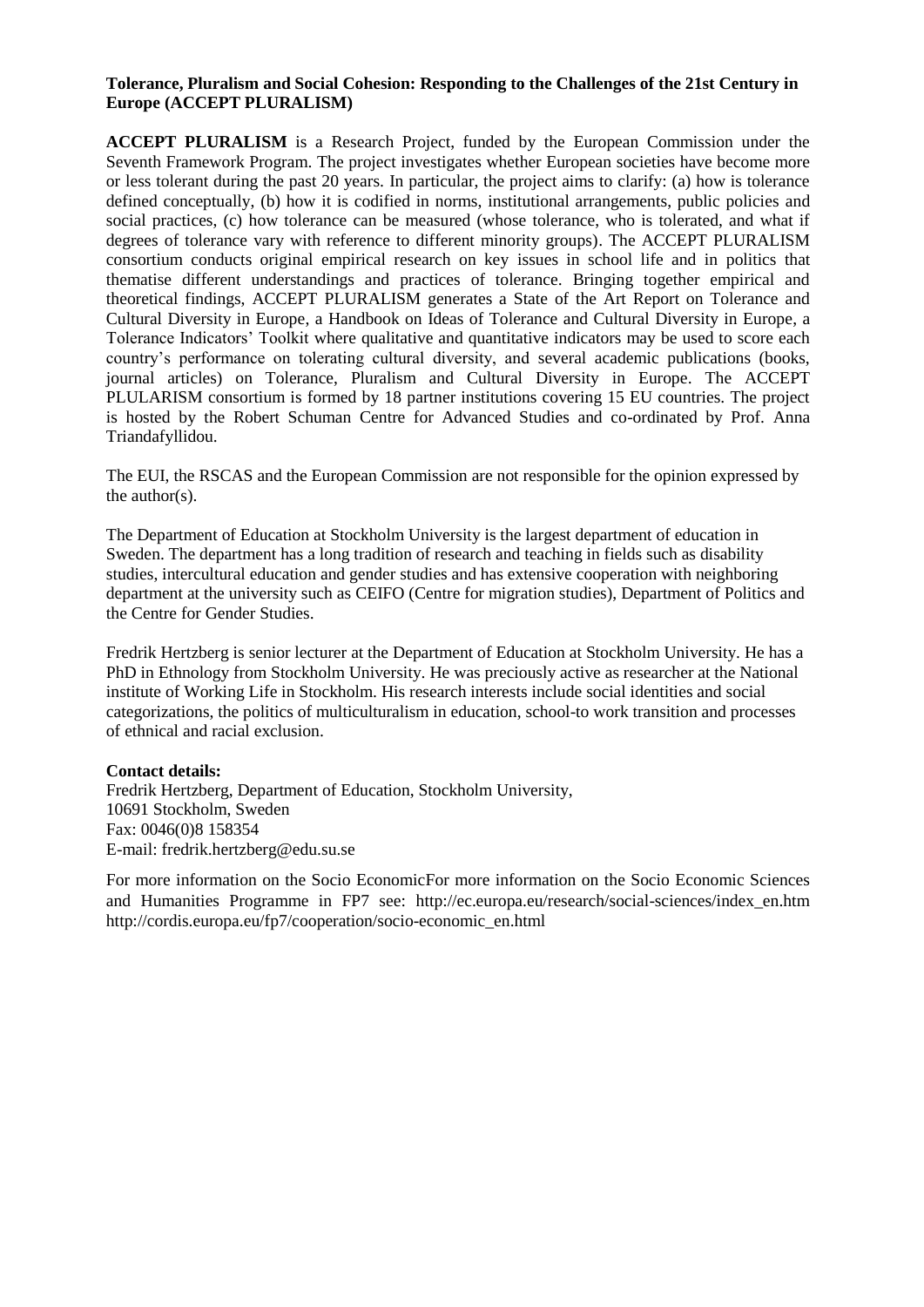**Tolerance, Pluralism and Social Cohesion: Responding to the Challenges of the 21st Century in Europe (ACCEPT PLURALISM)**

**ACCEPT PLURALISM** is a Research Project, funded by the European Commission under the Seventh Framework Program. The project investigates whether European societies have become more or less tolerant during the past 20 years. In particular, the project aims to clarify: (a) how is tolerance defined conceptually, (b) how it is codified in norms, institutional arrangements, public policies and social practices, (c) how tolerance can be measured (whose tolerance, who is tolerated, and what if degrees of tolerance vary with reference to different minority groups). The ACCEPT PLURALISM consortium conducts original empirical research on key issues in school life and in politics that thematise different understandings and practices of tolerance. Bringing together empirical and theoretical findings, ACCEPT PLURALISM generates a State of the Art Report on Tolerance and Cultural Diversity in Europe, a Handbook on Ideas of Tolerance and Cultural Diversity in Europe, a Tolerance Indicators' Toolkit where qualitative and quantitative indicators may be used to score each country's performance on tolerating cultural diversity, and several academic publications (books, journal articles) on Tolerance, Pluralism and Cultural Diversity in Europe. The ACCEPT PLULARISM consortium is formed by 18 partner institutions covering 15 EU countries. The project is hosted by the Robert Schuman Centre for Advanced Studies and co-ordinated by Prof. Anna Triandafyllidou.

The EUI, the RSCAS and the European Commission are not responsible for the opinion expressed by the author(s).

The Department of Education at Stockholm University is the largest department of education in Sweden. The department has a long tradition of research and teaching in fields such as disability studies, intercultural education and gender studies and has extensive cooperation with neighboring department at the university such as CEIFO (Centre for migration studies), Department of Politics and the Centre for Gender Studies.

Fredrik Hertzberg is senior lecturer at the Department of Education at Stockholm University. He has a PhD in Ethnology from Stockholm University. He was preciously active as researcher at the National institute of Working Life in Stockholm. His research interests include social identities and social categorizations, the politics of multiculturalism in education, school-to work transition and processes of ethnical and racial exclusion.

**Contact details:**
Fredrik Hertzberg, Department of Education, Stockholm University,
10691 Stockholm, Sweden
Fax: 0046(0)8 158354
E-mail: fredrik.hertzberg@edu.su.se

For more information on the Socio EconomicFor more information on the Socio Economic Sciences and Humanities Programme in FP7 see: http://ec.europa.eu/research/social-sciences/index_en.htm http://cordis.europa.eu/fp7/cooperation/socio-economic_en.html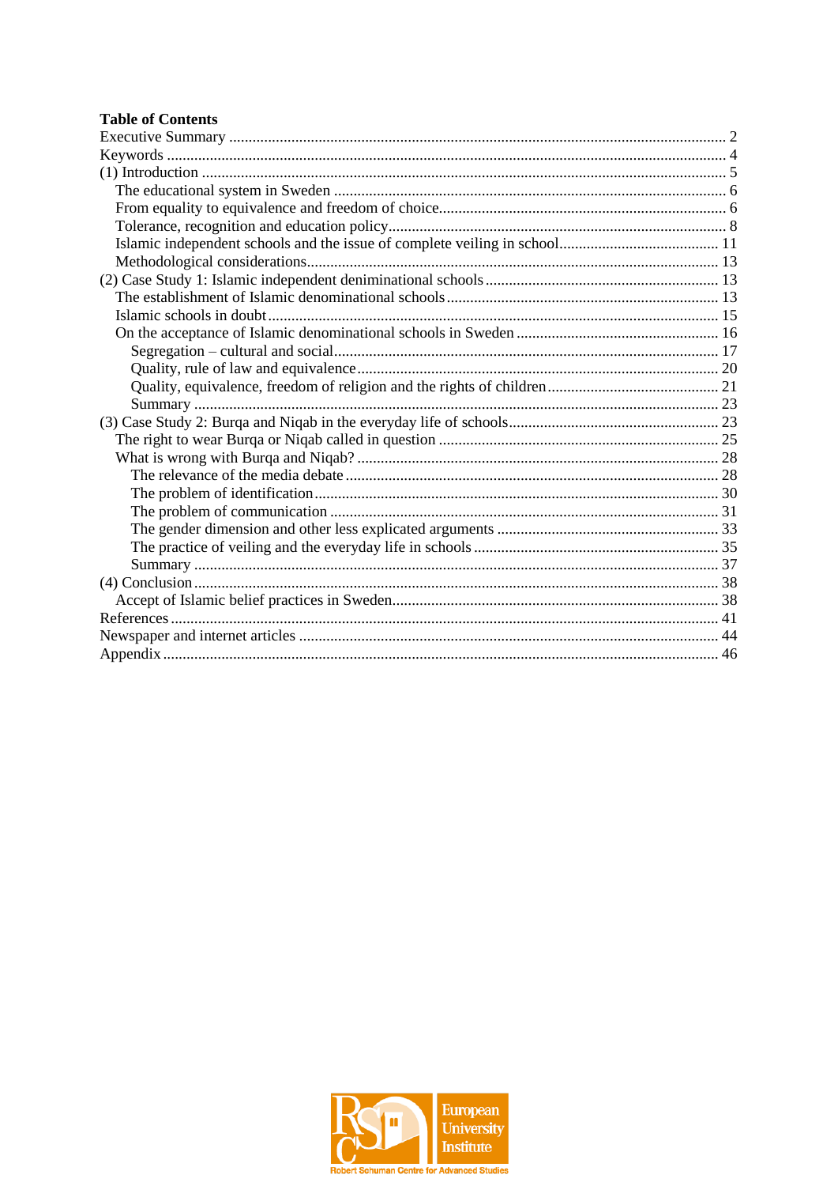**Table of Contents**

Executive Summary .......... 2
Keywords .......... 4
(1) Introduction .......... 5
- The educational system in Sweden .......... 6
- From equality to equivalence and freedom of choice .......... 6
- Tolerance, recognition and education policy .......... 8
- Islamic independent schools and the issue of complete veiling in school .......... 11
- Methodological considerations .......... 13

(2) Case Study 1: Islamic independent deniminational schools .......... 13
- The establishment of Islamic denominational schools .......... 13
- Islamic schools in doubt .......... 15
- On the acceptance of Islamic denominational schools in Sweden .......... 16
  - Segregation – cultural and social .......... 17
  - Quality, rule of law and equivalence .......... 20
  - Quality, equivalence, freedom of religion and the rights of children .......... 21
  - Summary .......... 23

(3) Case Study 2: Burqa and Niqab in the everyday life of schools .......... 23
- The right to wear Burqa or Niqab called in question .......... 25
- What is wrong with Burqa and Niqab? .......... 28
  - The relevance of the media debate .......... 28
  - The problem of identification .......... 30
  - The problem of communication .......... 31
  - The gender dimension and other less explicated arguments .......... 33
  - The practice of veiling and the everyday life in schools .......... 35
  - Summary .......... 37

(4) Conclusion .......... 38
- Accept of Islamic belief practices in Sweden .......... 38

References .......... 41
Newspaper and internet articles .......... 44
Appendix .......... 46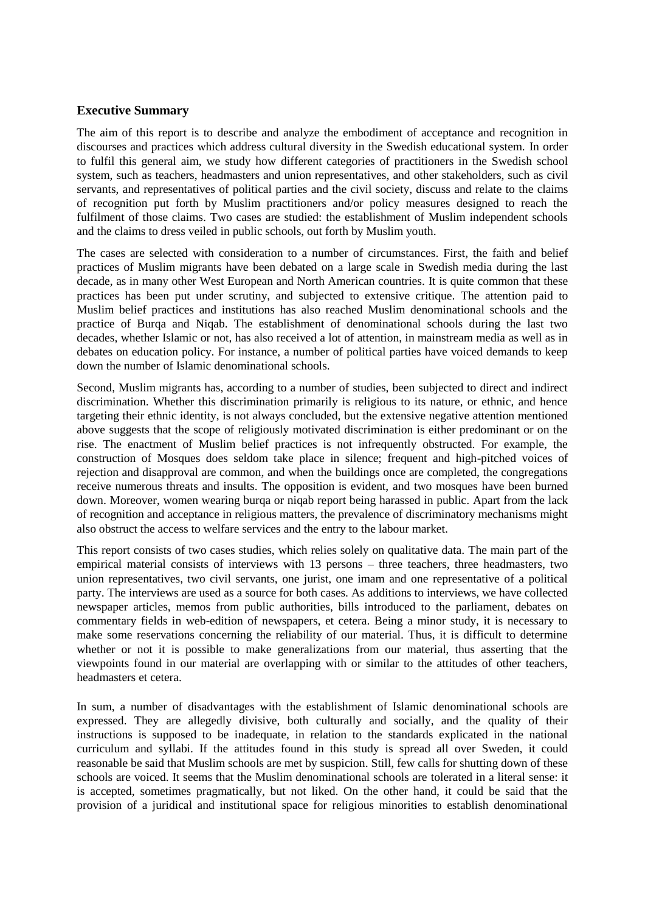## Executive Summary

The aim of this report is to describe and analyze the embodiment of acceptance and recognition in discourses and practices which address cultural diversity in the Swedish educational system. In order to fulfil this general aim, we study how different categories of practitioners in the Swedish school system, such as teachers, headmasters and union representatives, and other stakeholders, such as civil servants, and representatives of political parties and the civil society, discuss and relate to the claims of recognition put forth by Muslim practitioners and/or policy measures designed to reach the fulfilment of those claims. Two cases are studied: the establishment of Muslim independent schools and the claims to dress veiled in public schools, out forth by Muslim youth.

The cases are selected with consideration to a number of circumstances. First, the faith and belief practices of Muslim migrants have been debated on a large scale in Swedish media during the last decade, as in many other West European and North American countries. It is quite common that these practices has been put under scrutiny, and subjected to extensive critique. The attention paid to Muslim belief practices and institutions has also reached Muslim denominational schools and the practice of Burqa and Niqab. The establishment of denominational schools during the last two decades, whether Islamic or not, has also received a lot of attention, in mainstream media as well as in debates on education policy. For instance, a number of political parties have voiced demands to keep down the number of Islamic denominational schools.

Second, Muslim migrants has, according to a number of studies, been subjected to direct and indirect discrimination. Whether this discrimination primarily is religious to its nature, or ethnic, and hence targeting their ethnic identity, is not always concluded, but the extensive negative attention mentioned above suggests that the scope of religiously motivated discrimination is either predominant or on the rise. The enactment of Muslim belief practices is not infrequently obstructed. For example, the construction of Mosques does seldom take place in silence; frequent and high-pitched voices of rejection and disapproval are common, and when the buildings once are completed, the congregations receive numerous threats and insults. The opposition is evident, and two mosques have been burned down. Moreover, women wearing burqa or niqab report being harassed in public. Apart from the lack of recognition and acceptance in religious matters, the prevalence of discriminatory mechanisms might also obstruct the access to welfare services and the entry to the labour market.

This report consists of two cases studies, which relies solely on qualitative data. The main part of the empirical material consists of interviews with 13 persons – three teachers, three headmasters, two union representatives, two civil servants, one jurist, one imam and one representative of a political party. The interviews are used as a source for both cases. As additions to interviews, we have collected newspaper articles, memos from public authorities, bills introduced to the parliament, debates on commentary fields in web-edition of newspapers, et cetera. Being a minor study, it is necessary to make some reservations concerning the reliability of our material. Thus, it is difficult to determine whether or not it is possible to make generalizations from our material, thus asserting that the viewpoints found in our material are overlapping with or similar to the attitudes of other teachers, headmasters et cetera.

In sum, a number of disadvantages with the establishment of Islamic denominational schools are expressed. They are allegedly divisive, both culturally and socially, and the quality of their instructions is supposed to be inadequate, in relation to the standards explicated in the national curriculum and syllabi. If the attitudes found in this study is spread all over Sweden, it could reasonable be said that Muslim schools are met by suspicion. Still, few calls for shutting down of these schools are voiced. It seems that the Muslim denominational schools are tolerated in a literal sense: it is accepted, sometimes pragmatically, but not liked. On the other hand, it could be said that the provision of a juridical and institutional space for religious minorities to establish denominational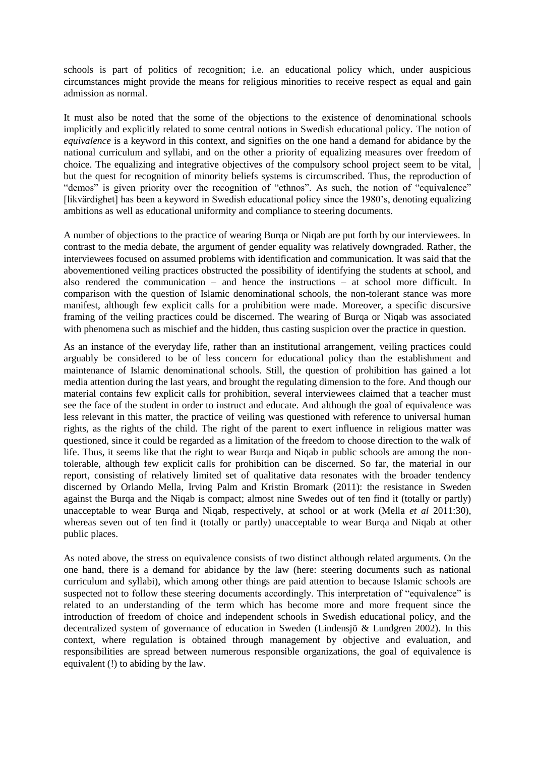schools is part of politics of recognition; i.e. an educational policy which, under auspicious circumstances might provide the means for religious minorities to receive respect as equal and gain admission as normal.

It must also be noted that the some of the objections to the existence of denominational schools implicitly and explicitly related to some central notions in Swedish educational policy. The notion of *equivalence* is a keyword in this context, and signifies on the one hand a demand for abidance by the national curriculum and syllabi, and on the other a priority of equalizing measures over freedom of choice. The equalizing and integrative objectives of the compulsory school project seem to be vital, but the quest for recognition of minority beliefs systems is circumscribed. Thus, the reproduction of "demos" is given priority over the recognition of "ethnos". As such, the notion of "equivalence" [likvärdighet] has been a keyword in Swedish educational policy since the 1980's, denoting equalizing ambitions as well as educational uniformity and compliance to steering documents.

A number of objections to the practice of wearing Burqa or Niqab are put forth by our interviewees. In contrast to the media debate, the argument of gender equality was relatively downgraded. Rather, the interviewees focused on assumed problems with identification and communication. It was said that the abovementioned veiling practices obstructed the possibility of identifying the students at school, and also rendered the communication – and hence the instructions – at school more difficult. In comparison with the question of Islamic denominational schools, the non-tolerant stance was more manifest, although few explicit calls for a prohibition were made. Moreover, a specific discursive framing of the veiling practices could be discerned. The wearing of Burqa or Niqab was associated with phenomena such as mischief and the hidden, thus casting suspicion over the practice in question.

As an instance of the everyday life, rather than an institutional arrangement, veiling practices could arguably be considered to be of less concern for educational policy than the establishment and maintenance of Islamic denominational schools. Still, the question of prohibition has gained a lot media attention during the last years, and brought the regulating dimension to the fore. And though our material contains few explicit calls for prohibition, several interviewees claimed that a teacher must see the face of the student in order to instruct and educate. And although the goal of equivalence was less relevant in this matter, the practice of veiling was questioned with reference to universal human rights, as the rights of the child. The right of the parent to exert influence in religious matter was questioned, since it could be regarded as a limitation of the freedom to choose direction to the walk of life. Thus, it seems like that the right to wear Burqa and Niqab in public schools are among the non-tolerable, although few explicit calls for prohibition can be discerned. So far, the material in our report, consisting of relatively limited set of qualitative data resonates with the broader tendency discerned by Orlando Mella, Irving Palm and Kristin Bromark (2011): the resistance in Sweden against the Burqa and the Niqab is compact; almost nine Swedes out of ten find it (totally or partly) unacceptable to wear Burqa and Niqab, respectively, at school or at work (Mella *et al* 2011:30), whereas seven out of ten find it (totally or partly) unacceptable to wear Burqa and Niqab at other public places.

As noted above, the stress on equivalence consists of two distinct although related arguments. On the one hand, there is a demand for abidance by the law (here: steering documents such as national curriculum and syllabi), which among other things are paid attention to because Islamic schools are suspected not to follow these steering documents accordingly. This interpretation of "equivalence" is related to an understanding of the term which has become more and more frequent since the introduction of freedom of choice and independent schools in Swedish educational policy, and the decentralized system of governance of education in Sweden (Lindensjö & Lundgren 2002). In this context, where regulation is obtained through management by objective and evaluation, and responsibilities are spread between numerous responsible organizations, the goal of equivalence is equivalent (!) to abiding by the law.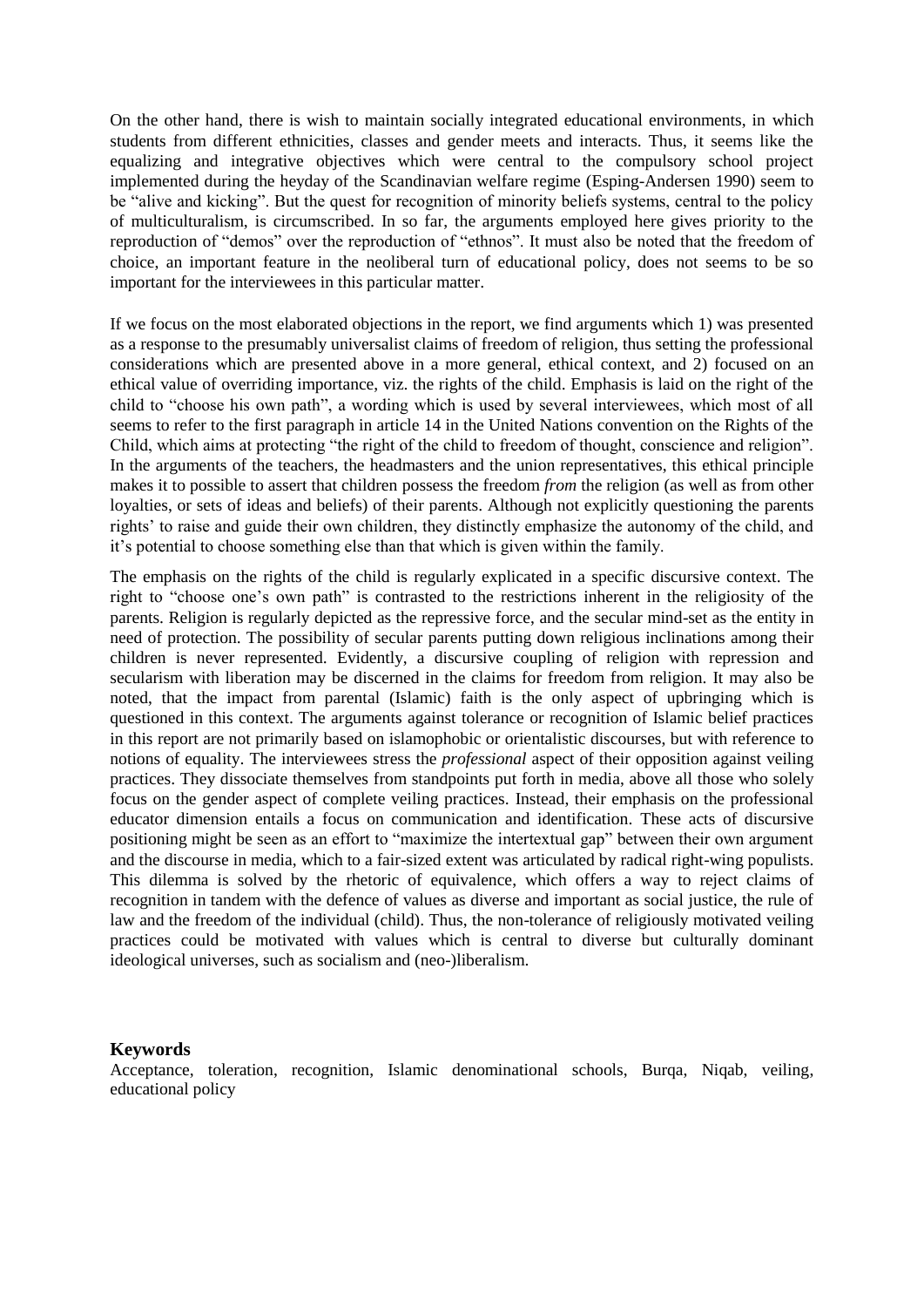On the other hand, there is wish to maintain socially integrated educational environments, in which students from different ethnicities, classes and gender meets and interacts. Thus, it seems like the equalizing and integrative objectives which were central to the compulsory school project implemented during the heyday of the Scandinavian welfare regime (Esping-Andersen 1990) seem to be "alive and kicking". But the quest for recognition of minority beliefs systems, central to the policy of multiculturalism, is circumscribed. In so far, the arguments employed here gives priority to the reproduction of "demos" over the reproduction of "ethnos". It must also be noted that the freedom of choice, an important feature in the neoliberal turn of educational policy, does not seems to be so important for the interviewees in this particular matter.

If we focus on the most elaborated objections in the report, we find arguments which 1) was presented as a response to the presumably universalist claims of freedom of religion, thus setting the professional considerations which are presented above in a more general, ethical context, and 2) focused on an ethical value of overriding importance, viz. the rights of the child. Emphasis is laid on the right of the child to "choose his own path", a wording which is used by several interviewees, which most of all seems to refer to the first paragraph in article 14 in the United Nations convention on the Rights of the Child, which aims at protecting "the right of the child to freedom of thought, conscience and religion". In the arguments of the teachers, the headmasters and the union representatives, this ethical principle makes it to possible to assert that children possess the freedom *from* the religion (as well as from other loyalties, or sets of ideas and beliefs) of their parents. Although not explicitly questioning the parents rights' to raise and guide their own children, they distinctly emphasize the autonomy of the child, and it's potential to choose something else than that which is given within the family.

The emphasis on the rights of the child is regularly explicated in a specific discursive context. The right to "choose one's own path" is contrasted to the restrictions inherent in the religiosity of the parents. Religion is regularly depicted as the repressive force, and the secular mind-set as the entity in need of protection. The possibility of secular parents putting down religious inclinations among their children is never represented. Evidently, a discursive coupling of religion with repression and secularism with liberation may be discerned in the claims for freedom from religion. It may also be noted, that the impact from parental (Islamic) faith is the only aspect of upbringing which is questioned in this context. The arguments against tolerance or recognition of Islamic belief practices in this report are not primarily based on islamophobic or orientalistic discourses, but with reference to notions of equality. The interviewees stress the *professional* aspect of their opposition against veiling practices. They dissociate themselves from standpoints put forth in media, above all those who solely focus on the gender aspect of complete veiling practices. Instead, their emphasis on the professional educator dimension entails a focus on communication and identification. These acts of discursive positioning might be seen as an effort to "maximize the intertextual gap" between their own argument and the discourse in media, which to a fair-sized extent was articulated by radical right-wing populists. This dilemma is solved by the rhetoric of equivalence, which offers a way to reject claims of recognition in tandem with the defence of values as diverse and important as social justice, the rule of law and the freedom of the individual (child). Thus, the non-tolerance of religiously motivated veiling practices could be motivated with values which is central to diverse but culturally dominant ideological universes, such as socialism and (neo-)liberalism.

### Keywords

Acceptance, toleration, recognition, Islamic denominational schools, Burqa, Niqab, veiling, educational policy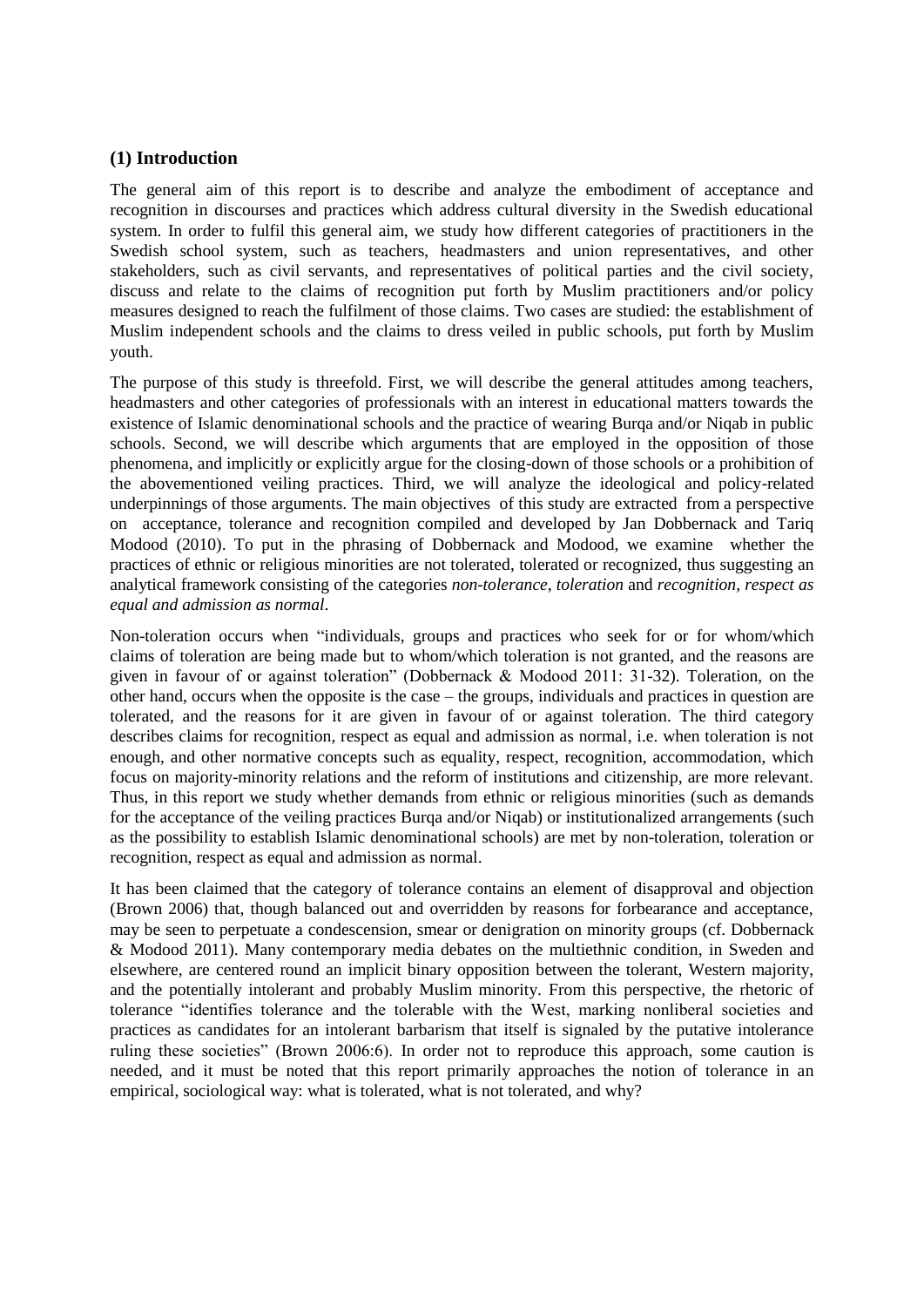## (1) Introduction

The general aim of this report is to describe and analyze the embodiment of acceptance and recognition in discourses and practices which address cultural diversity in the Swedish educational system. In order to fulfil this general aim, we study how different categories of practitioners in the Swedish school system, such as teachers, headmasters and union representatives, and other stakeholders, such as civil servants, and representatives of political parties and the civil society, discuss and relate to the claims of recognition put forth by Muslim practitioners and/or policy measures designed to reach the fulfilment of those claims. Two cases are studied: the establishment of Muslim independent schools and the claims to dress veiled in public schools, put forth by Muslim youth.

The purpose of this study is threefold. First, we will describe the general attitudes among teachers, headmasters and other categories of professionals with an interest in educational matters towards the existence of Islamic denominational schools and the practice of wearing Burqa and/or Niqab in public schools. Second, we will describe which arguments that are employed in the opposition of those phenomena, and implicitly or explicitly argue for the closing-down of those schools or a prohibition of the abovementioned veiling practices. Third, we will analyze the ideological and policy-related underpinnings of those arguments. The main objectives of this study are extracted from a perspective on acceptance, tolerance and recognition compiled and developed by Jan Dobbernack and Tariq Modood (2010). To put in the phrasing of Dobbernack and Modood, we examine whether the practices of ethnic or religious minorities are not tolerated, tolerated or recognized, thus suggesting an analytical framework consisting of the categories *non-tolerance*, *toleration* and *recognition, respect as equal and admission as normal*.

Non-toleration occurs when "individuals, groups and practices who seek for or for whom/which claims of toleration are being made but to whom/which toleration is not granted, and the reasons are given in favour of or against toleration" (Dobbernack & Modood 2011: 31-32). Toleration, on the other hand, occurs when the opposite is the case – the groups, individuals and practices in question are tolerated, and the reasons for it are given in favour of or against toleration. The third category describes claims for recognition, respect as equal and admission as normal, i.e. when toleration is not enough, and other normative concepts such as equality, respect, recognition, accommodation, which focus on majority-minority relations and the reform of institutions and citizenship, are more relevant. Thus, in this report we study whether demands from ethnic or religious minorities (such as demands for the acceptance of the veiling practices Burqa and/or Niqab) or institutionalized arrangements (such as the possibility to establish Islamic denominational schools) are met by non-toleration, toleration or recognition, respect as equal and admission as normal.

It has been claimed that the category of tolerance contains an element of disapproval and objection (Brown 2006) that, though balanced out and overridden by reasons for forbearance and acceptance, may be seen to perpetuate a condescension, smear or denigration on minority groups (cf. Dobbernack & Modood 2011). Many contemporary media debates on the multiethnic condition, in Sweden and elsewhere, are centered round an implicit binary opposition between the tolerant, Western majority, and the potentially intolerant and probably Muslim minority. From this perspective, the rhetoric of tolerance "identifies tolerance and the tolerable with the West, marking nonliberal societies and practices as candidates for an intolerant barbarism that itself is signaled by the putative intolerance ruling these societies" (Brown 2006:6). In order not to reproduce this approach, some caution is needed, and it must be noted that this report primarily approaches the notion of tolerance in an empirical, sociological way: what is tolerated, what is not tolerated, and why?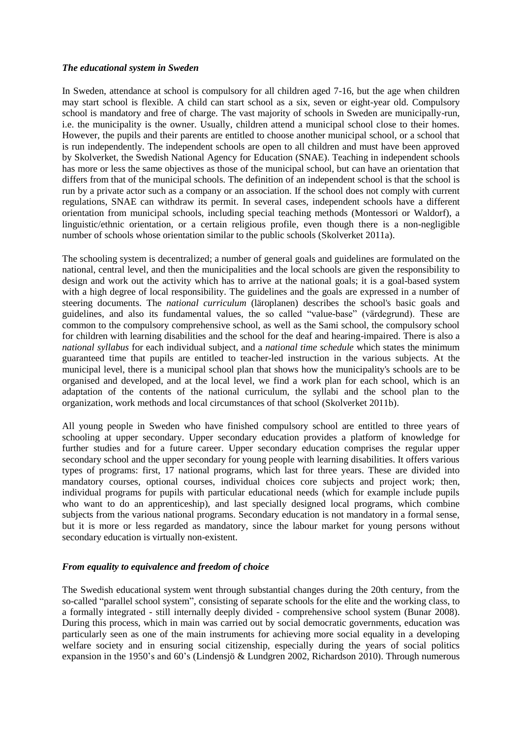### *The educational system in Sweden*

In Sweden, attendance at school is compulsory for all children aged 7-16, but the age when children may start school is flexible. A child can start school as a six, seven or eight-year old. Compulsory school is mandatory and free of charge. The vast majority of schools in Sweden are municipally-run, i.e. the municipality is the owner. Usually, children attend a municipal school close to their homes. However, the pupils and their parents are entitled to choose another municipal school, or a school that is run independently. The independent schools are open to all children and must have been approved by Skolverket, the Swedish National Agency for Education (SNAE). Teaching in independent schools has more or less the same objectives as those of the municipal school, but can have an orientation that differs from that of the municipal schools. The definition of an independent school is that the school is run by a private actor such as a company or an association. If the school does not comply with current regulations, SNAE can withdraw its permit. In several cases, independent schools have a different orientation from municipal schools, including special teaching methods (Montessori or Waldorf), a linguistic/ethnic orientation, or a certain religious profile, even though there is a non-negligible number of schools whose orientation similar to the public schools (Skolverket 2011a).

The schooling system is decentralized; a number of general goals and guidelines are formulated on the national, central level, and then the municipalities and the local schools are given the responsibility to design and work out the activity which has to arrive at the national goals; it is a goal-based system with a high degree of local responsibility. The guidelines and the goals are expressed in a number of steering documents. The *national curriculum* (läroplanen) describes the school's basic goals and guidelines, and also its fundamental values, the so called "value-base" (värdegrund). These are common to the compulsory comprehensive school, as well as the Sami school, the compulsory school for children with learning disabilities and the school for the deaf and hearing-impaired. There is also a *national syllabus* for each individual subject, and a *national time schedule* which states the minimum guaranteed time that pupils are entitled to teacher-led instruction in the various subjects. At the municipal level, there is a municipal school plan that shows how the municipality's schools are to be organised and developed, and at the local level, we find a work plan for each school, which is an adaptation of the contents of the national curriculum, the syllabi and the school plan to the organization, work methods and local circumstances of that school (Skolverket 2011b).

All young people in Sweden who have finished compulsory school are entitled to three years of schooling at upper secondary. Upper secondary education provides a platform of knowledge for further studies and for a future career. Upper secondary education comprises the regular upper secondary school and the upper secondary for young people with learning disabilities. It offers various types of programs: first, 17 national programs, which last for three years. These are divided into mandatory courses, optional courses, individual choices core subjects and project work; then, individual programs for pupils with particular educational needs (which for example include pupils who want to do an apprenticeship), and last specially designed local programs, which combine subjects from the various national programs. Secondary education is not mandatory in a formal sense, but it is more or less regarded as mandatory, since the labour market for young persons without secondary education is virtually non-existent.

### *From equality to equivalence and freedom of choice*

The Swedish educational system went through substantial changes during the 20th century, from the so-called "parallel school system", consisting of separate schools for the elite and the working class, to a formally integrated - still internally deeply divided - comprehensive school system (Bunar 2008). During this process, which in main was carried out by social democratic governments, education was particularly seen as one of the main instruments for achieving more social equality in a developing welfare society and in ensuring social citizenship, especially during the years of social politics expansion in the 1950's and 60's (Lindensjö & Lundgren 2002, Richardson 2010). Through numerous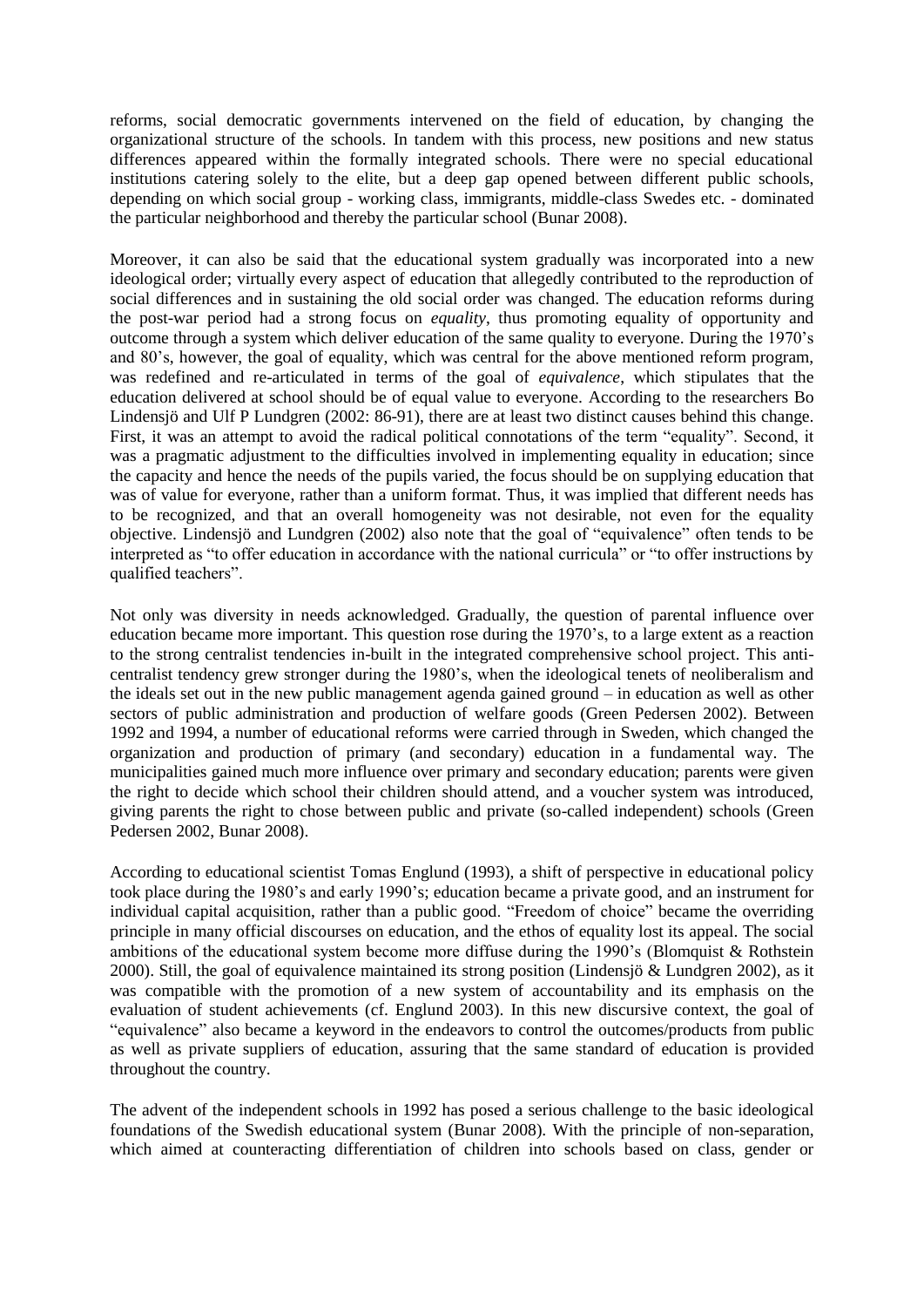reforms, social democratic governments intervened on the field of education, by changing the organizational structure of the schools. In tandem with this process, new positions and new status differences appeared within the formally integrated schools. There were no special educational institutions catering solely to the elite, but a deep gap opened between different public schools, depending on which social group - working class, immigrants, middle-class Swedes etc. - dominated the particular neighborhood and thereby the particular school (Bunar 2008).

Moreover, it can also be said that the educational system gradually was incorporated into a new ideological order; virtually every aspect of education that allegedly contributed to the reproduction of social differences and in sustaining the old social order was changed. The education reforms during the post-war period had a strong focus on *equality*, thus promoting equality of opportunity and outcome through a system which deliver education of the same quality to everyone. During the 1970's and 80's, however, the goal of equality, which was central for the above mentioned reform program, was redefined and re-articulated in terms of the goal of *equivalence*, which stipulates that the education delivered at school should be of equal value to everyone. According to the researchers Bo Lindensjö and Ulf P Lundgren (2002: 86-91), there are at least two distinct causes behind this change. First, it was an attempt to avoid the radical political connotations of the term "equality". Second, it was a pragmatic adjustment to the difficulties involved in implementing equality in education; since the capacity and hence the needs of the pupils varied, the focus should be on supplying education that was of value for everyone, rather than a uniform format. Thus, it was implied that different needs has to be recognized, and that an overall homogeneity was not desirable, not even for the equality objective. Lindensjö and Lundgren (2002) also note that the goal of "equivalence" often tends to be interpreted as "to offer education in accordance with the national curricula" or "to offer instructions by qualified teachers".

Not only was diversity in needs acknowledged. Gradually, the question of parental influence over education became more important. This question rose during the 1970's, to a large extent as a reaction to the strong centralist tendencies in-built in the integrated comprehensive school project. This anti-centralist tendency grew stronger during the 1980's, when the ideological tenets of neoliberalism and the ideals set out in the new public management agenda gained ground – in education as well as other sectors of public administration and production of welfare goods (Green Pedersen 2002). Between 1992 and 1994, a number of educational reforms were carried through in Sweden, which changed the organization and production of primary (and secondary) education in a fundamental way. The municipalities gained much more influence over primary and secondary education; parents were given the right to decide which school their children should attend, and a voucher system was introduced, giving parents the right to chose between public and private (so-called independent) schools (Green Pedersen 2002, Bunar 2008).

According to educational scientist Tomas Englund (1993), a shift of perspective in educational policy took place during the 1980's and early 1990's; education became a private good, and an instrument for individual capital acquisition, rather than a public good. "Freedom of choice" became the overriding principle in many official discourses on education, and the ethos of equality lost its appeal. The social ambitions of the educational system become more diffuse during the 1990's (Blomquist & Rothstein 2000). Still, the goal of equivalence maintained its strong position (Lindensjö & Lundgren 2002), as it was compatible with the promotion of a new system of accountability and its emphasis on the evaluation of student achievements (cf. Englund 2003). In this new discursive context, the goal of "equivalence" also became a keyword in the endeavors to control the outcomes/products from public as well as private suppliers of education, assuring that the same standard of education is provided throughout the country.

The advent of the independent schools in 1992 has posed a serious challenge to the basic ideological foundations of the Swedish educational system (Bunar 2008). With the principle of non-separation, which aimed at counteracting differentiation of children into schools based on class, gender or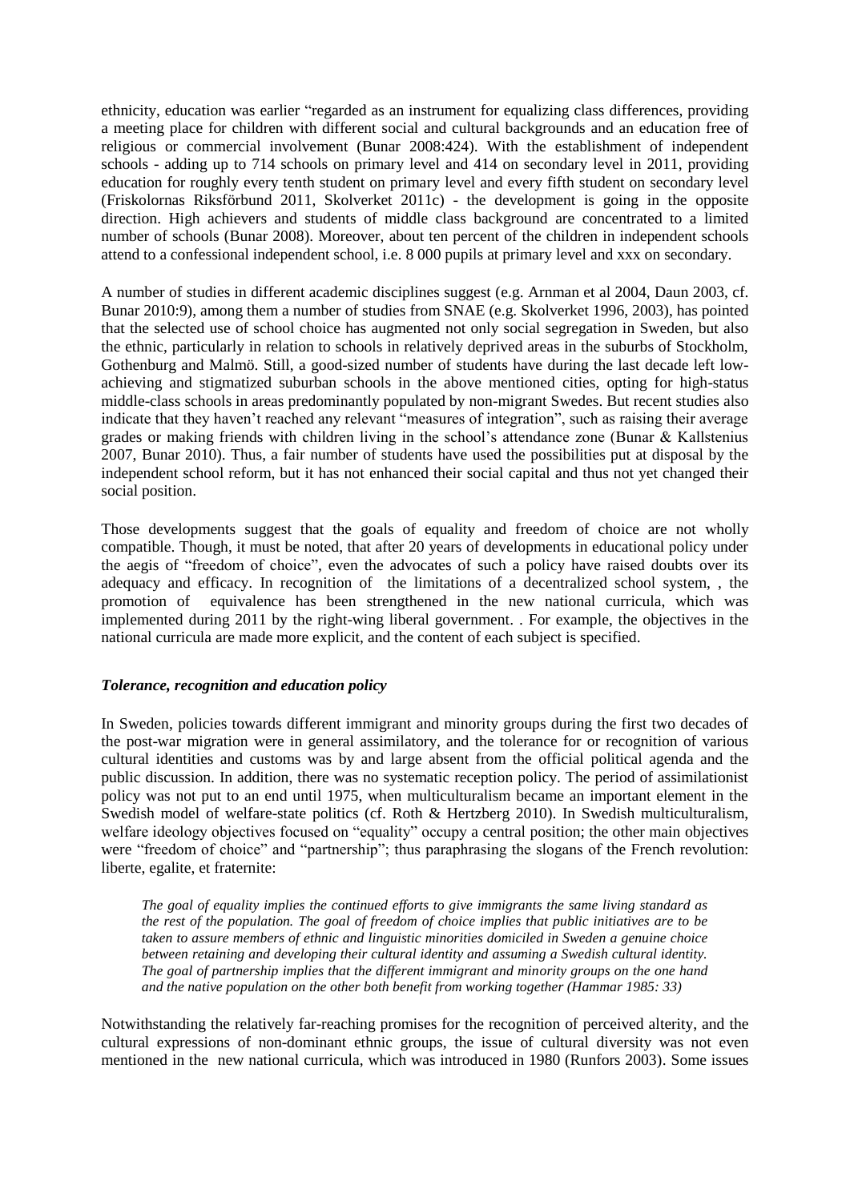ethnicity, education was earlier "regarded as an instrument for equalizing class differences, providing a meeting place for children with different social and cultural backgrounds and an education free of religious or commercial involvement (Bunar 2008:424). With the establishment of independent schools - adding up to 714 schools on primary level and 414 on secondary level in 2011, providing education for roughly every tenth student on primary level and every fifth student on secondary level (Friskolornas Riksförbund 2011, Skolverket 2011c) - the development is going in the opposite direction. High achievers and students of middle class background are concentrated to a limited number of schools (Bunar 2008). Moreover, about ten percent of the children in independent schools attend to a confessional independent school, i.e. 8 000 pupils at primary level and xxx on secondary.

A number of studies in different academic disciplines suggest (e.g. Arnman et al 2004, Daun 2003, cf. Bunar 2010:9), among them a number of studies from SNAE (e.g. Skolverket 1996, 2003), has pointed that the selected use of school choice has augmented not only social segregation in Sweden, but also the ethnic, particularly in relation to schools in relatively deprived areas in the suburbs of Stockholm, Gothenburg and Malmö. Still, a good-sized number of students have during the last decade left low-achieving and stigmatized suburban schools in the above mentioned cities, opting for high-status middle-class schools in areas predominantly populated by non-migrant Swedes. But recent studies also indicate that they haven't reached any relevant "measures of integration", such as raising their average grades or making friends with children living in the school's attendance zone (Bunar & Kallstenius 2007, Bunar 2010). Thus, a fair number of students have used the possibilities put at disposal by the independent school reform, but it has not enhanced their social capital and thus not yet changed their social position.

Those developments suggest that the goals of equality and freedom of choice are not wholly compatible. Though, it must be noted, that after 20 years of developments in educational policy under the aegis of "freedom of choice", even the advocates of such a policy have raised doubts over its adequacy and efficacy. In recognition of the limitations of a decentralized school system, , the promotion of equivalence has been strengthened in the new national curricula, which was implemented during 2011 by the right-wing liberal government. . For example, the objectives in the national curricula are made more explicit, and the content of each subject is specified.

### *Tolerance, recognition and education policy*

In Sweden, policies towards different immigrant and minority groups during the first two decades of the post-war migration were in general assimilatory, and the tolerance for or recognition of various cultural identities and customs was by and large absent from the official political agenda and the public discussion. In addition, there was no systematic reception policy. The period of assimilationist policy was not put to an end until 1975, when multiculturalism became an important element in the Swedish model of welfare-state politics (cf. Roth & Hertzberg 2010). In Swedish multiculturalism, welfare ideology objectives focused on "equality" occupy a central position; the other main objectives were "freedom of choice" and "partnership"; thus paraphrasing the slogans of the French revolution: liberte, egalite, et fraternite:

> *The goal of equality implies the continued efforts to give immigrants the same living standard as the rest of the population. The goal of freedom of choice implies that public initiatives are to be taken to assure members of ethnic and linguistic minorities domiciled in Sweden a genuine choice between retaining and developing their cultural identity and assuming a Swedish cultural identity. The goal of partnership implies that the different immigrant and minority groups on the one hand and the native population on the other both benefit from working together (Hammar 1985: 33)*

Notwithstanding the relatively far-reaching promises for the recognition of perceived alterity, and the cultural expressions of non-dominant ethnic groups, the issue of cultural diversity was not even mentioned in the new national curricula, which was introduced in 1980 (Runfors 2003). Some issues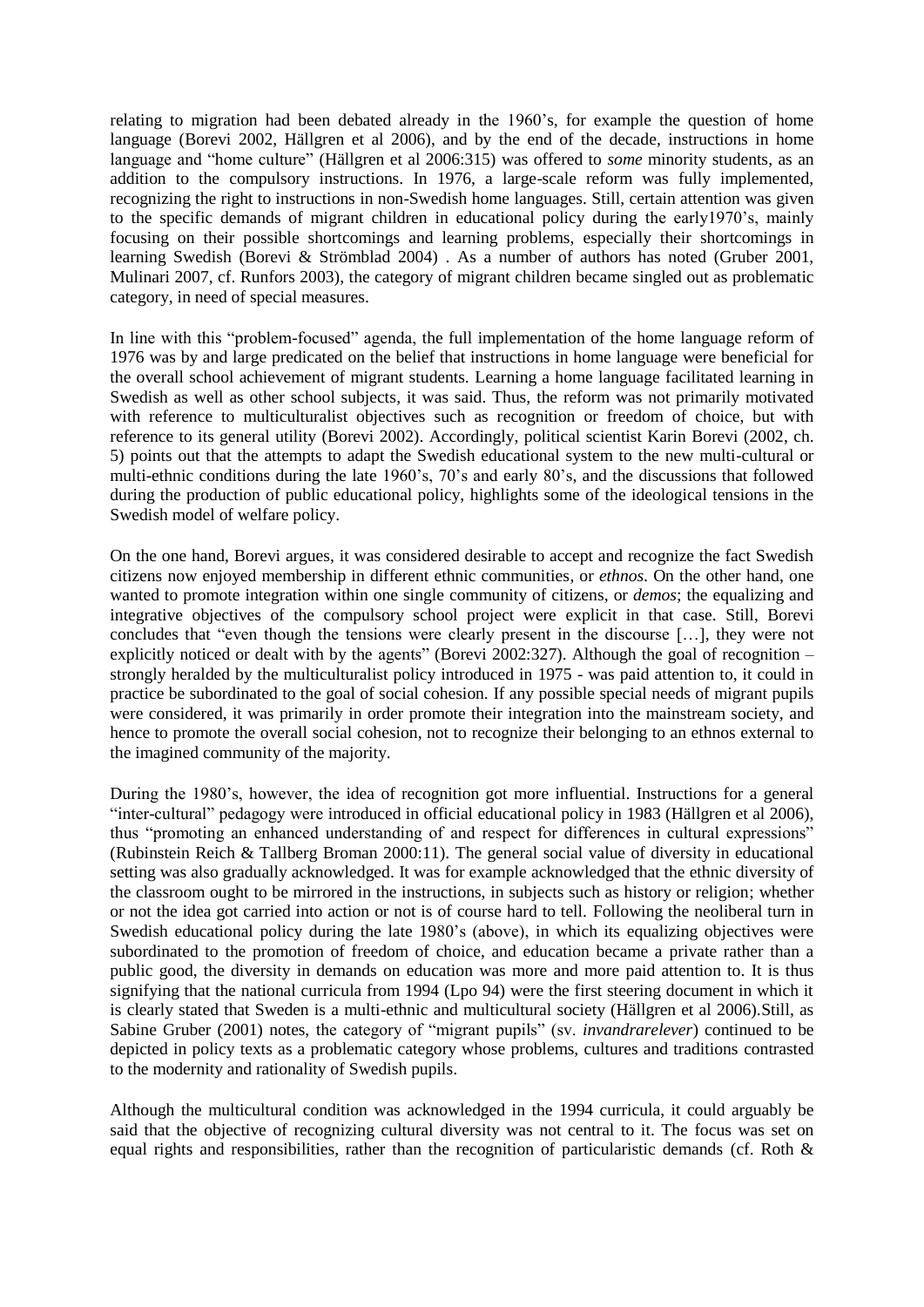relating to migration had been debated already in the 1960's, for example the question of home language (Borevi 2002, Hällgren et al 2006), and by the end of the decade, instructions in home language and "home culture" (Hällgren et al 2006:315) was offered to *some* minority students, as an addition to the compulsory instructions. In 1976, a large-scale reform was fully implemented, recognizing the right to instructions in non-Swedish home languages. Still, certain attention was given to the specific demands of migrant children in educational policy during the early1970's, mainly focusing on their possible shortcomings and learning problems, especially their shortcomings in learning Swedish (Borevi & Strömblad 2004) . As a number of authors has noted (Gruber 2001, Mulinari 2007, cf. Runfors 2003), the category of migrant children became singled out as problematic category, in need of special measures.

In line with this "problem-focused" agenda, the full implementation of the home language reform of 1976 was by and large predicated on the belief that instructions in home language were beneficial for the overall school achievement of migrant students. Learning a home language facilitated learning in Swedish as well as other school subjects, it was said. Thus, the reform was not primarily motivated with reference to multiculturalist objectives such as recognition or freedom of choice, but with reference to its general utility (Borevi 2002). Accordingly, political scientist Karin Borevi (2002, ch. 5) points out that the attempts to adapt the Swedish educational system to the new multi-cultural or multi-ethnic conditions during the late 1960's, 70's and early 80's, and the discussions that followed during the production of public educational policy, highlights some of the ideological tensions in the Swedish model of welfare policy.

On the one hand, Borevi argues, it was considered desirable to accept and recognize the fact Swedish citizens now enjoyed membership in different ethnic communities, or *ethnos*. On the other hand, one wanted to promote integration within one single community of citizens, or *demos*; the equalizing and integrative objectives of the compulsory school project were explicit in that case. Still, Borevi concludes that "even though the tensions were clearly present in the discourse […], they were not explicitly noticed or dealt with by the agents" (Borevi 2002:327). Although the goal of recognition – strongly heralded by the multiculturalist policy introduced in 1975 - was paid attention to, it could in practice be subordinated to the goal of social cohesion. If any possible special needs of migrant pupils were considered, it was primarily in order promote their integration into the mainstream society, and hence to promote the overall social cohesion, not to recognize their belonging to an ethnos external to the imagined community of the majority.

During the 1980's, however, the idea of recognition got more influential. Instructions for a general "inter-cultural" pedagogy were introduced in official educational policy in 1983 (Hällgren et al 2006), thus "promoting an enhanced understanding of and respect for differences in cultural expressions" (Rubinstein Reich & Tallberg Broman 2000:11). The general social value of diversity in educational setting was also gradually acknowledged. It was for example acknowledged that the ethnic diversity of the classroom ought to be mirrored in the instructions, in subjects such as history or religion; whether or not the idea got carried into action or not is of course hard to tell. Following the neoliberal turn in Swedish educational policy during the late 1980's (above), in which its equalizing objectives were subordinated to the promotion of freedom of choice, and education became a private rather than a public good, the diversity in demands on education was more and more paid attention to. It is thus signifying that the national curricula from 1994 (Lpo 94) were the first steering document in which it is clearly stated that Sweden is a multi-ethnic and multicultural society (Hällgren et al 2006).Still, as Sabine Gruber (2001) notes, the category of "migrant pupils" (sv. *invandrarelever*) continued to be depicted in policy texts as a problematic category whose problems, cultures and traditions contrasted to the modernity and rationality of Swedish pupils.

Although the multicultural condition was acknowledged in the 1994 curricula, it could arguably be said that the objective of recognizing cultural diversity was not central to it. The focus was set on equal rights and responsibilities, rather than the recognition of particularistic demands (cf. Roth &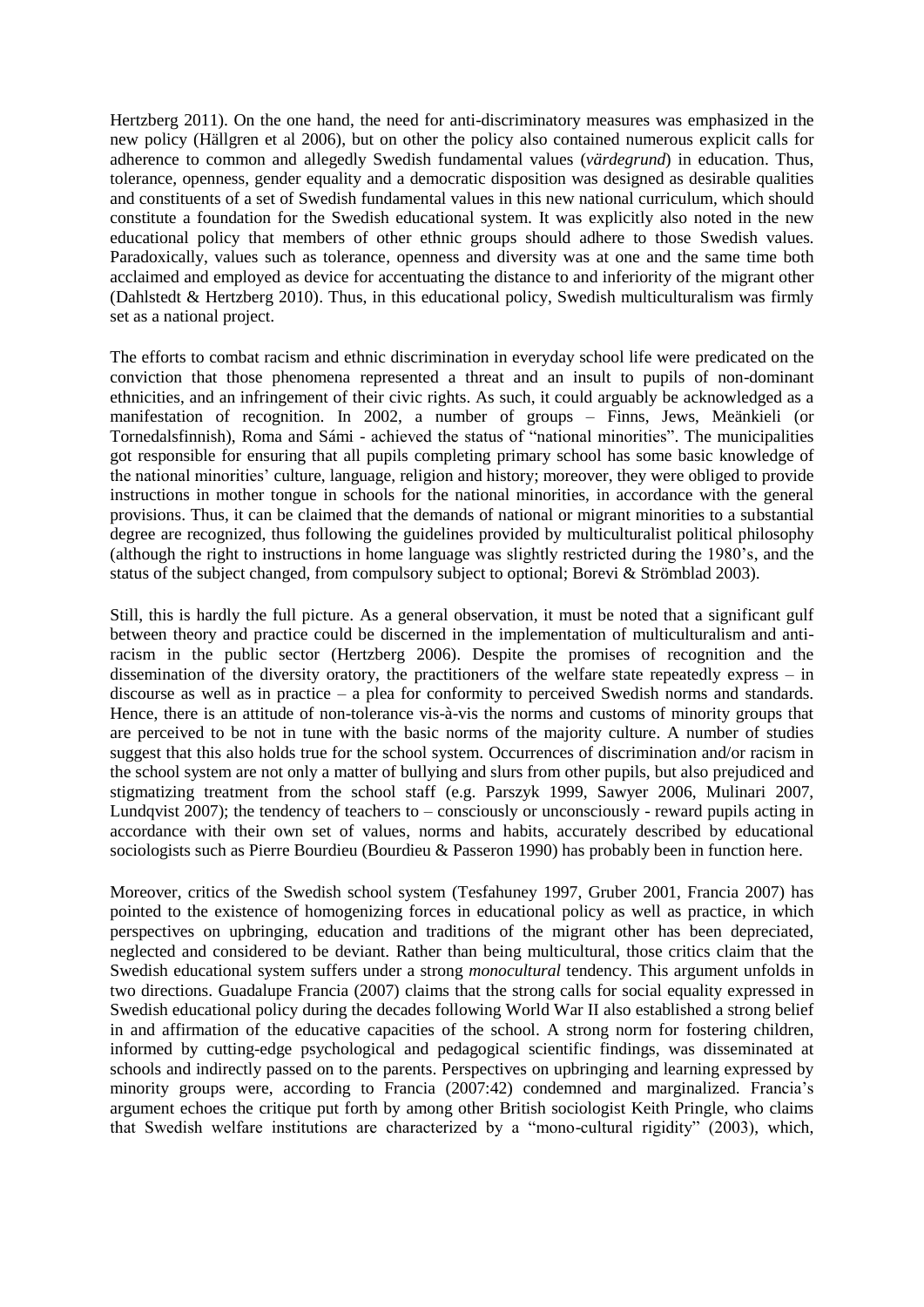Hertzberg 2011). On the one hand, the need for anti-discriminatory measures was emphasized in the new policy (Hällgren et al 2006), but on other the policy also contained numerous explicit calls for adherence to common and allegedly Swedish fundamental values (*värdegrund*) in education. Thus, tolerance, openness, gender equality and a democratic disposition was designed as desirable qualities and constituents of a set of Swedish fundamental values in this new national curriculum, which should constitute a foundation for the Swedish educational system. It was explicitly also noted in the new educational policy that members of other ethnic groups should adhere to those Swedish values. Paradoxically, values such as tolerance, openness and diversity was at one and the same time both acclaimed and employed as device for accentuating the distance to and inferiority of the migrant other (Dahlstedt & Hertzberg 2010). Thus, in this educational policy, Swedish multiculturalism was firmly set as a national project.

The efforts to combat racism and ethnic discrimination in everyday school life were predicated on the conviction that those phenomena represented a threat and an insult to pupils of non-dominant ethnicities, and an infringement of their civic rights. As such, it could arguably be acknowledged as a manifestation of recognition. In 2002, a number of groups – Finns, Jews, Meänkieli (or Tornedalsfinnish), Roma and Sámi - achieved the status of "national minorities". The municipalities got responsible for ensuring that all pupils completing primary school has some basic knowledge of the national minorities' culture, language, religion and history; moreover, they were obliged to provide instructions in mother tongue in schools for the national minorities, in accordance with the general provisions. Thus, it can be claimed that the demands of national or migrant minorities to a substantial degree are recognized, thus following the guidelines provided by multiculturalist political philosophy (although the right to instructions in home language was slightly restricted during the 1980's, and the status of the subject changed, from compulsory subject to optional; Borevi & Strömblad 2003).

Still, this is hardly the full picture. As a general observation, it must be noted that a significant gulf between theory and practice could be discerned in the implementation of multiculturalism and anti-racism in the public sector (Hertzberg 2006). Despite the promises of recognition and the dissemination of the diversity oratory, the practitioners of the welfare state repeatedly express – in discourse as well as in practice – a plea for conformity to perceived Swedish norms and standards. Hence, there is an attitude of non-tolerance vis-à-vis the norms and customs of minority groups that are perceived to be not in tune with the basic norms of the majority culture. A number of studies suggest that this also holds true for the school system. Occurrences of discrimination and/or racism in the school system are not only a matter of bullying and slurs from other pupils, but also prejudiced and stigmatizing treatment from the school staff (e.g. Parszyk 1999, Sawyer 2006, Mulinari 2007, Lundqvist 2007); the tendency of teachers to – consciously or unconsciously - reward pupils acting in accordance with their own set of values, norms and habits, accurately described by educational sociologists such as Pierre Bourdieu (Bourdieu & Passeron 1990) has probably been in function here.

Moreover, critics of the Swedish school system (Tesfahuney 1997, Gruber 2001, Francia 2007) has pointed to the existence of homogenizing forces in educational policy as well as practice, in which perspectives on upbringing, education and traditions of the migrant other has been depreciated, neglected and considered to be deviant. Rather than being multicultural, those critics claim that the Swedish educational system suffers under a strong *monocultural* tendency. This argument unfolds in two directions. Guadalupe Francia (2007) claims that the strong calls for social equality expressed in Swedish educational policy during the decades following World War II also established a strong belief in and affirmation of the educative capacities of the school. A strong norm for fostering children, informed by cutting-edge psychological and pedagogical scientific findings, was disseminated at schools and indirectly passed on to the parents. Perspectives on upbringing and learning expressed by minority groups were, according to Francia (2007:42) condemned and marginalized. Francia's argument echoes the critique put forth by among other British sociologist Keith Pringle, who claims that Swedish welfare institutions are characterized by a "mono-cultural rigidity" (2003), which,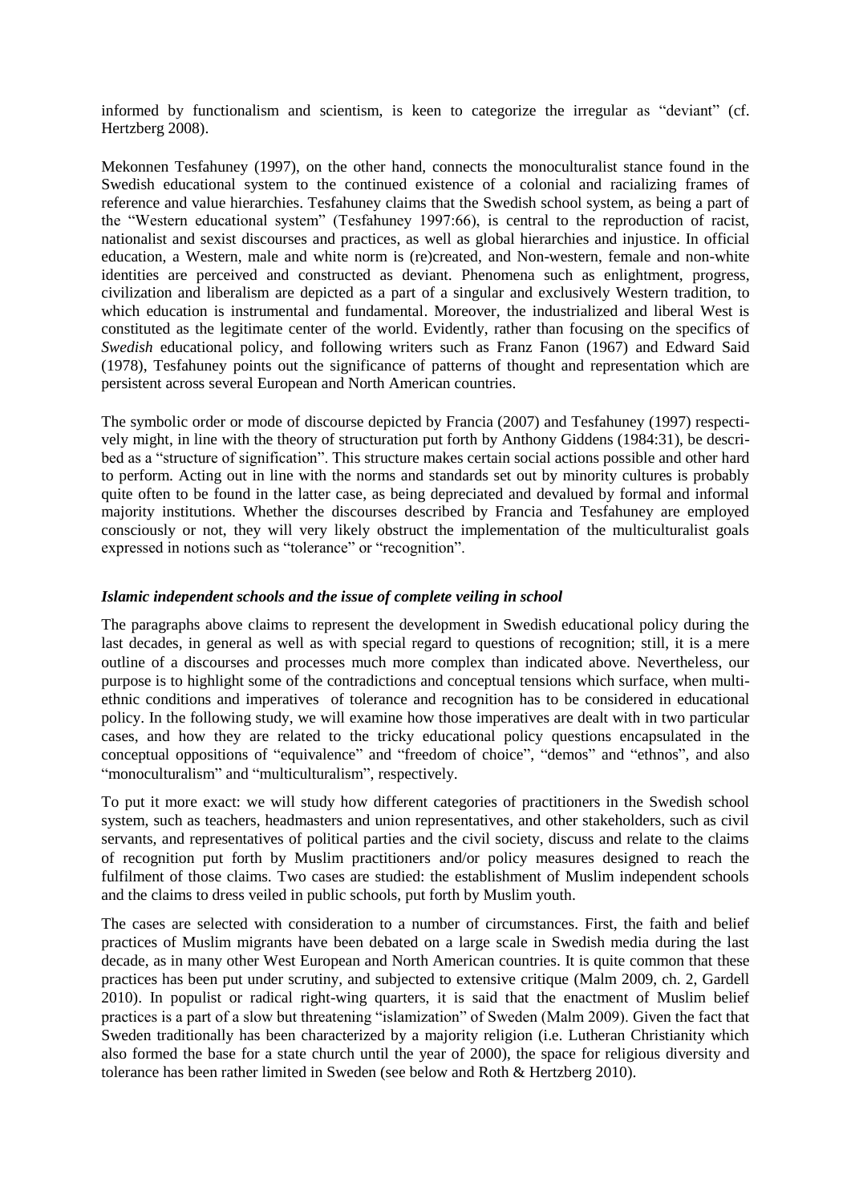informed by functionalism and scientism, is keen to categorize the irregular as "deviant" (cf. Hertzberg 2008).

Mekonnen Tesfahuney (1997), on the other hand, connects the monoculturalist stance found in the Swedish educational system to the continued existence of a colonial and racializing frames of reference and value hierarchies. Tesfahuney claims that the Swedish school system, as being a part of the "Western educational system" (Tesfahuney 1997:66), is central to the reproduction of racist, nationalist and sexist discourses and practices, as well as global hierarchies and injustice. In official education, a Western, male and white norm is (re)created, and Non-western, female and non-white identities are perceived and constructed as deviant. Phenomena such as enlightment, progress, civilization and liberalism are depicted as a part of a singular and exclusively Western tradition, to which education is instrumental and fundamental. Moreover, the industrialized and liberal West is constituted as the legitimate center of the world. Evidently, rather than focusing on the specifics of *Swedish* educational policy, and following writers such as Franz Fanon (1967) and Edward Said (1978), Tesfahuney points out the significance of patterns of thought and representation which are persistent across several European and North American countries.

The symbolic order or mode of discourse depicted by Francia (2007) and Tesfahuney (1997) respectively might, in line with the theory of structuration put forth by Anthony Giddens (1984:31), be described as a "structure of signification". This structure makes certain social actions possible and other hard to perform. Acting out in line with the norms and standards set out by minority cultures is probably quite often to be found in the latter case, as being depreciated and devalued by formal and informal majority institutions. Whether the discourses described by Francia and Tesfahuney are employed consciously or not, they will very likely obstruct the implementation of the multiculturalist goals expressed in notions such as "tolerance" or "recognition".

### *Islamic independent schools and the issue of complete veiling in school*

The paragraphs above claims to represent the development in Swedish educational policy during the last decades, in general as well as with special regard to questions of recognition; still, it is a mere outline of a discourses and processes much more complex than indicated above. Nevertheless, our purpose is to highlight some of the contradictions and conceptual tensions which surface, when multi-ethnic conditions and imperatives of tolerance and recognition has to be considered in educational policy. In the following study, we will examine how those imperatives are dealt with in two particular cases, and how they are related to the tricky educational policy questions encapsulated in the conceptual oppositions of "equivalence" and "freedom of choice", "demos" and "ethnos", and also "monoculturalism" and "multiculturalism", respectively.

To put it more exact: we will study how different categories of practitioners in the Swedish school system, such as teachers, headmasters and union representatives, and other stakeholders, such as civil servants, and representatives of political parties and the civil society, discuss and relate to the claims of recognition put forth by Muslim practitioners and/or policy measures designed to reach the fulfilment of those claims. Two cases are studied: the establishment of Muslim independent schools and the claims to dress veiled in public schools, put forth by Muslim youth.

The cases are selected with consideration to a number of circumstances. First, the faith and belief practices of Muslim migrants have been debated on a large scale in Swedish media during the last decade, as in many other West European and North American countries. It is quite common that these practices has been put under scrutiny, and subjected to extensive critique (Malm 2009, ch. 2, Gardell 2010). In populist or radical right-wing quarters, it is said that the enactment of Muslim belief practices is a part of a slow but threatening "islamization" of Sweden (Malm 2009). Given the fact that Sweden traditionally has been characterized by a majority religion (i.e. Lutheran Christianity which also formed the base for a state church until the year of 2000), the space for religious diversity and tolerance has been rather limited in Sweden (see below and Roth & Hertzberg 2010).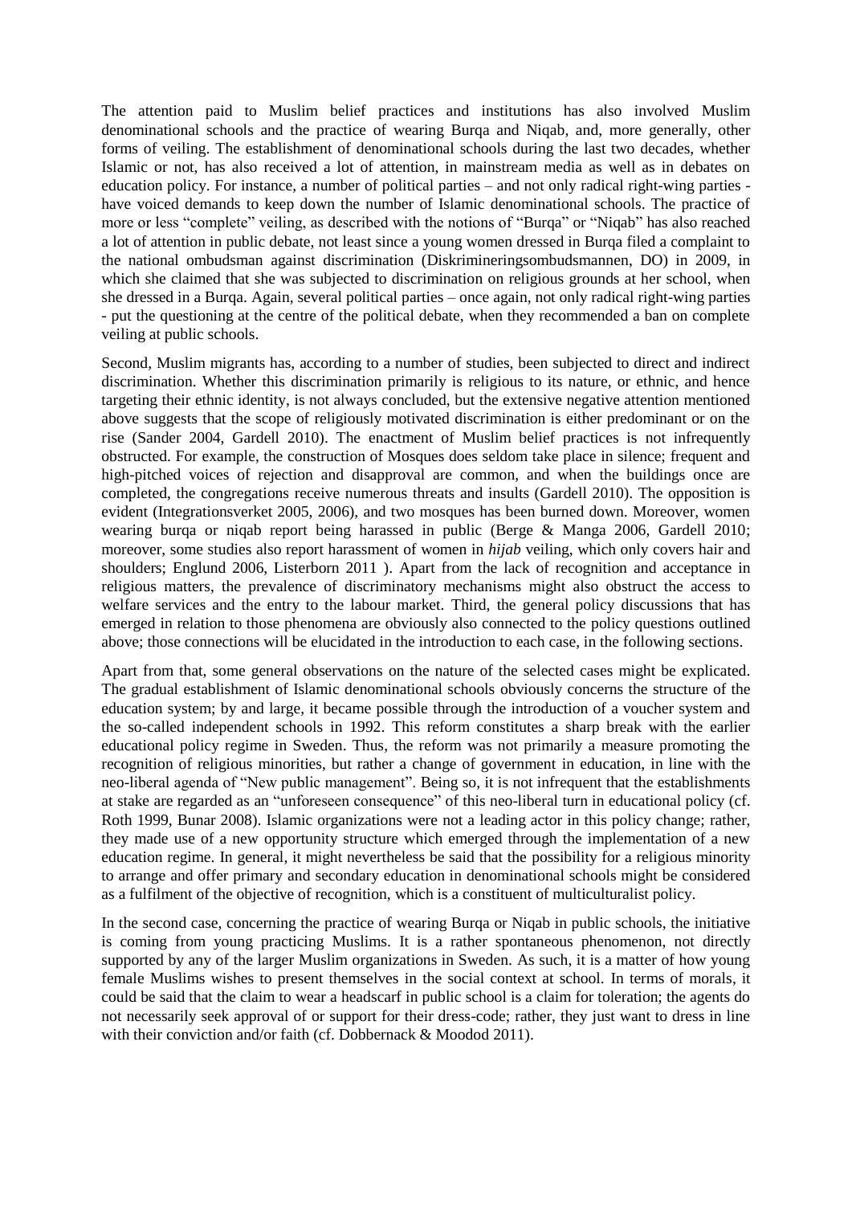The attention paid to Muslim belief practices and institutions has also involved Muslim denominational schools and the practice of wearing Burqa and Niqab, and, more generally, other forms of veiling. The establishment of denominational schools during the last two decades, whether Islamic or not, has also received a lot of attention, in mainstream media as well as in debates on education policy. For instance, a number of political parties – and not only radical right-wing parties - have voiced demands to keep down the number of Islamic denominational schools. The practice of more or less "complete" veiling, as described with the notions of "Burqa" or "Niqab" has also reached a lot of attention in public debate, not least since a young women dressed in Burqa filed a complaint to the national ombudsman against discrimination (Diskrimineringsombudsmannen, DO) in 2009, in which she claimed that she was subjected to discrimination on religious grounds at her school, when she dressed in a Burqa. Again, several political parties – once again, not only radical right-wing parties - put the questioning at the centre of the political debate, when they recommended a ban on complete veiling at public schools.

Second, Muslim migrants has, according to a number of studies, been subjected to direct and indirect discrimination. Whether this discrimination primarily is religious to its nature, or ethnic, and hence targeting their ethnic identity, is not always concluded, but the extensive negative attention mentioned above suggests that the scope of religiously motivated discrimination is either predominant or on the rise (Sander 2004, Gardell 2010). The enactment of Muslim belief practices is not infrequently obstructed. For example, the construction of Mosques does seldom take place in silence; frequent and high-pitched voices of rejection and disapproval are common, and when the buildings once are completed, the congregations receive numerous threats and insults (Gardell 2010). The opposition is evident (Integrationsverket 2005, 2006), and two mosques has been burned down. Moreover, women wearing burqa or niqab report being harassed in public (Berge & Manga 2006, Gardell 2010; moreover, some studies also report harassment of women in *hijab* veiling, which only covers hair and shoulders; Englund 2006, Listerborn 2011 ). Apart from the lack of recognition and acceptance in religious matters, the prevalence of discriminatory mechanisms might also obstruct the access to welfare services and the entry to the labour market. Third, the general policy discussions that has emerged in relation to those phenomena are obviously also connected to the policy questions outlined above; those connections will be elucidated in the introduction to each case, in the following sections.

Apart from that, some general observations on the nature of the selected cases might be explicated. The gradual establishment of Islamic denominational schools obviously concerns the structure of the education system; by and large, it became possible through the introduction of a voucher system and the so-called independent schools in 1992. This reform constitutes a sharp break with the earlier educational policy regime in Sweden. Thus, the reform was not primarily a measure promoting the recognition of religious minorities, but rather a change of government in education, in line with the neo-liberal agenda of "New public management". Being so, it is not infrequent that the establishments at stake are regarded as an "unforeseen consequence" of this neo-liberal turn in educational policy (cf. Roth 1999, Bunar 2008). Islamic organizations were not a leading actor in this policy change; rather, they made use of a new opportunity structure which emerged through the implementation of a new education regime. In general, it might nevertheless be said that the possibility for a religious minority to arrange and offer primary and secondary education in denominational schools might be considered as a fulfilment of the objective of recognition, which is a constituent of multiculturalist policy.

In the second case, concerning the practice of wearing Burqa or Niqab in public schools, the initiative is coming from young practicing Muslims. It is a rather spontaneous phenomenon, not directly supported by any of the larger Muslim organizations in Sweden. As such, it is a matter of how young female Muslims wishes to present themselves in the social context at school. In terms of morals, it could be said that the claim to wear a headscarf in public school is a claim for toleration; the agents do not necessarily seek approval of or support for their dress-code; rather, they just want to dress in line with their conviction and/or faith (cf. Dobbernack & Moodod 2011).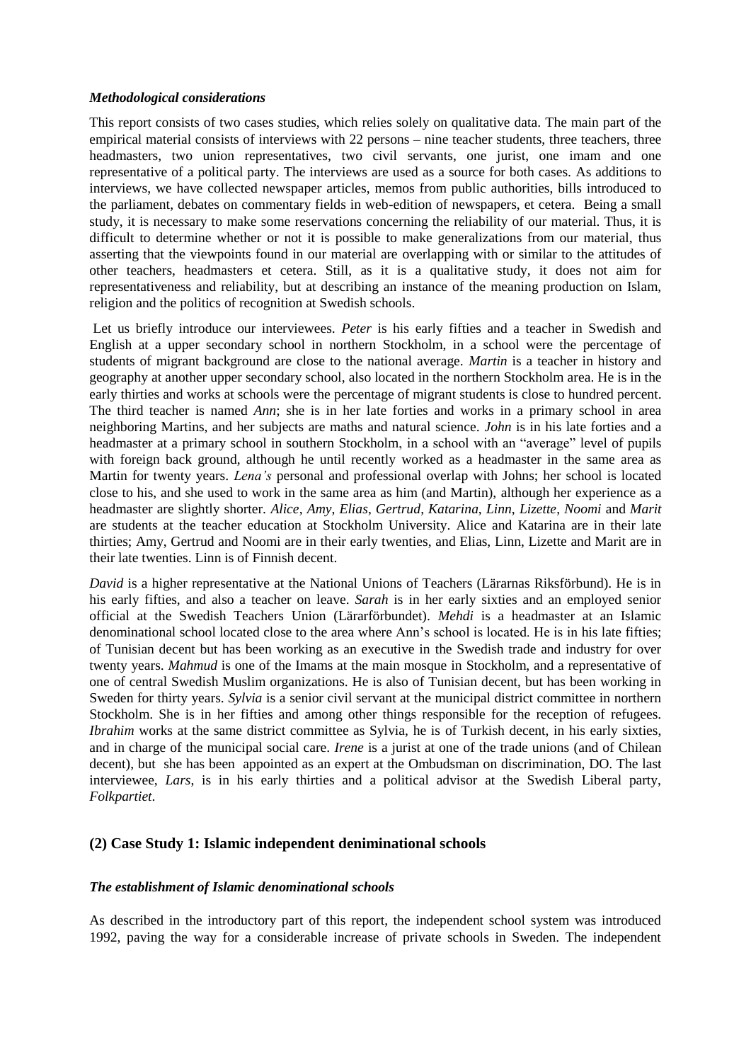### *Methodological considerations*

This report consists of two cases studies, which relies solely on qualitative data. The main part of the empirical material consists of interviews with 22 persons – nine teacher students, three teachers, three headmasters, two union representatives, two civil servants, one jurist, one imam and one representative of a political party. The interviews are used as a source for both cases. As additions to interviews, we have collected newspaper articles, memos from public authorities, bills introduced to the parliament, debates on commentary fields in web-edition of newspapers, et cetera. Being a small study, it is necessary to make some reservations concerning the reliability of our material. Thus, it is difficult to determine whether or not it is possible to make generalizations from our material, thus asserting that the viewpoints found in our material are overlapping with or similar to the attitudes of other teachers, headmasters et cetera. Still, as it is a qualitative study, it does not aim for representativeness and reliability, but at describing an instance of the meaning production on Islam, religion and the politics of recognition at Swedish schools.

Let us briefly introduce our interviewees. *Peter* is his early fifties and a teacher in Swedish and English at a upper secondary school in northern Stockholm, in a school were the percentage of students of migrant background are close to the national average. *Martin* is a teacher in history and geography at another upper secondary school, also located in the northern Stockholm area. He is in the early thirties and works at schools were the percentage of migrant students is close to hundred percent. The third teacher is named *Ann*; she is in her late forties and works in a primary school in area neighboring Martins, and her subjects are maths and natural science. *John* is in his late forties and a headmaster at a primary school in southern Stockholm, in a school with an "average" level of pupils with foreign back ground, although he until recently worked as a headmaster in the same area as Martin for twenty years. *Lena's* personal and professional overlap with Johns; her school is located close to his, and she used to work in the same area as him (and Martin), although her experience as a headmaster are slightly shorter. *Alice*, *Amy*, *Elias*, *Gertrud*, *Katarina*, *Linn*, *Lizette*, *Noomi* and *Marit* are students at the teacher education at Stockholm University. Alice and Katarina are in their late thirties; Amy, Gertrud and Noomi are in their early twenties, and Elias, Linn, Lizette and Marit are in their late twenties. Linn is of Finnish decent.

*David* is a higher representative at the National Unions of Teachers (Lärarnas Riksförbund). He is in his early fifties, and also a teacher on leave. *Sarah* is in her early sixties and an employed senior official at the Swedish Teachers Union (Lärarförbundet). *Mehdi* is a headmaster at an Islamic denominational school located close to the area where Ann's school is located. He is in his late fifties; of Tunisian decent but has been working as an executive in the Swedish trade and industry for over twenty years. *Mahmud* is one of the Imams at the main mosque in Stockholm, and a representative of one of central Swedish Muslim organizations. He is also of Tunisian decent, but has been working in Sweden for thirty years. *Sylvia* is a senior civil servant at the municipal district committee in northern Stockholm. She is in her fifties and among other things responsible for the reception of refugees. *Ibrahim* works at the same district committee as Sylvia, he is of Turkish decent, in his early sixties, and in charge of the municipal social care. *Irene* is a jurist at one of the trade unions (and of Chilean decent), but she has been appointed as an expert at the Ombudsman on discrimination, DO. The last interviewee, *Lars*, is in his early thirties and a political advisor at the Swedish Liberal party, *Folkpartiet*.

## (2) Case Study 1: Islamic independent deniminational schools

### *The establishment of Islamic denominational schools*

As described in the introductory part of this report, the independent school system was introduced 1992, paving the way for a considerable increase of private schools in Sweden. The independent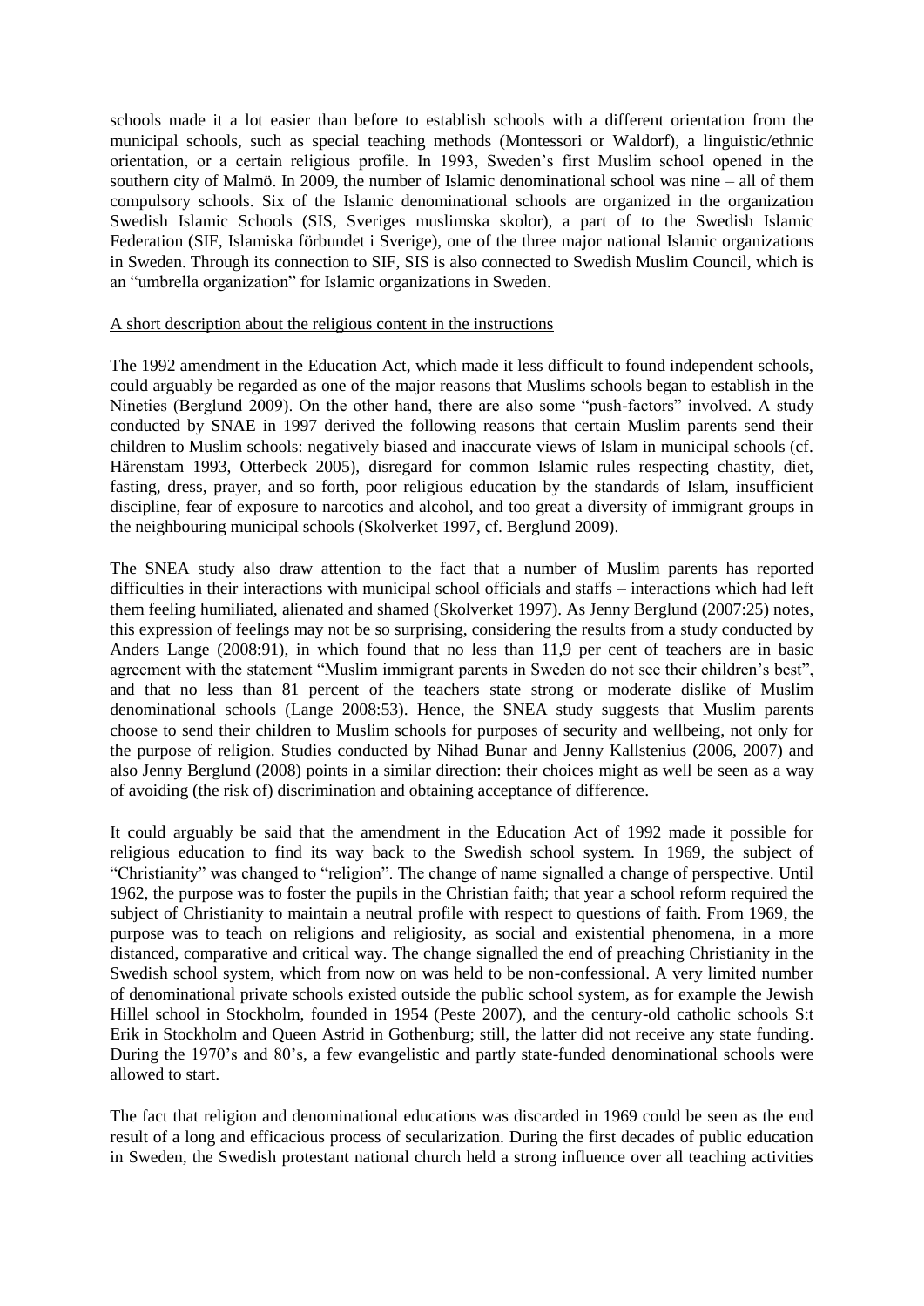schools made it a lot easier than before to establish schools with a different orientation from the municipal schools, such as special teaching methods (Montessori or Waldorf), a linguistic/ethnic orientation, or a certain religious profile. In 1993, Sweden's first Muslim school opened in the southern city of Malmö. In 2009, the number of Islamic denominational school was nine – all of them compulsory schools. Six of the Islamic denominational schools are organized in the organization Swedish Islamic Schools (SIS, Sveriges muslimska skolor), a part of to the Swedish Islamic Federation (SIF, Islamiska förbundet i Sverige), one of the three major national Islamic organizations in Sweden. Through its connection to SIF, SIS is also connected to Swedish Muslim Council, which is an "umbrella organization" for Islamic organizations in Sweden.

<u>A short description about the religious content in the instructions</u>

The 1992 amendment in the Education Act, which made it less difficult to found independent schools, could arguably be regarded as one of the major reasons that Muslims schools began to establish in the Nineties (Berglund 2009). On the other hand, there are also some "push-factors" involved. A study conducted by SNAE in 1997 derived the following reasons that certain Muslim parents send their children to Muslim schools: negatively biased and inaccurate views of Islam in municipal schools (cf. Härenstam 1993, Otterbeck 2005), disregard for common Islamic rules respecting chastity, diet, fasting, dress, prayer, and so forth, poor religious education by the standards of Islam, insufficient discipline, fear of exposure to narcotics and alcohol, and too great a diversity of immigrant groups in the neighbouring municipal schools (Skolverket 1997, cf. Berglund 2009).

The SNEA study also draw attention to the fact that a number of Muslim parents has reported difficulties in their interactions with municipal school officials and staffs – interactions which had left them feeling humiliated, alienated and shamed (Skolverket 1997). As Jenny Berglund (2007:25) notes, this expression of feelings may not be so surprising, considering the results from a study conducted by Anders Lange (2008:91), in which found that no less than 11,9 per cent of teachers are in basic agreement with the statement "Muslim immigrant parents in Sweden do not see their children's best", and that no less than 81 percent of the teachers state strong or moderate dislike of Muslim denominational schools (Lange 2008:53). Hence, the SNEA study suggests that Muslim parents choose to send their children to Muslim schools for purposes of security and wellbeing, not only for the purpose of religion. Studies conducted by Nihad Bunar and Jenny Kallstenius (2006, 2007) and also Jenny Berglund (2008) points in a similar direction: their choices might as well be seen as a way of avoiding (the risk of) discrimination and obtaining acceptance of difference.

It could arguably be said that the amendment in the Education Act of 1992 made it possible for religious education to find its way back to the Swedish school system. In 1969, the subject of "Christianity" was changed to "religion". The change of name signalled a change of perspective. Until 1962, the purpose was to foster the pupils in the Christian faith; that year a school reform required the subject of Christianity to maintain a neutral profile with respect to questions of faith. From 1969, the purpose was to teach on religions and religiosity, as social and existential phenomena, in a more distanced, comparative and critical way. The change signalled the end of preaching Christianity in the Swedish school system, which from now on was held to be non-confessional. A very limited number of denominational private schools existed outside the public school system, as for example the Jewish Hillel school in Stockholm, founded in 1954 (Peste 2007), and the century-old catholic schools S:t Erik in Stockholm and Queen Astrid in Gothenburg; still, the latter did not receive any state funding. During the 1970's and 80's, a few evangelistic and partly state-funded denominational schools were allowed to start.

The fact that religion and denominational educations was discarded in 1969 could be seen as the end result of a long and efficacious process of secularization. During the first decades of public education in Sweden, the Swedish protestant national church held a strong influence over all teaching activities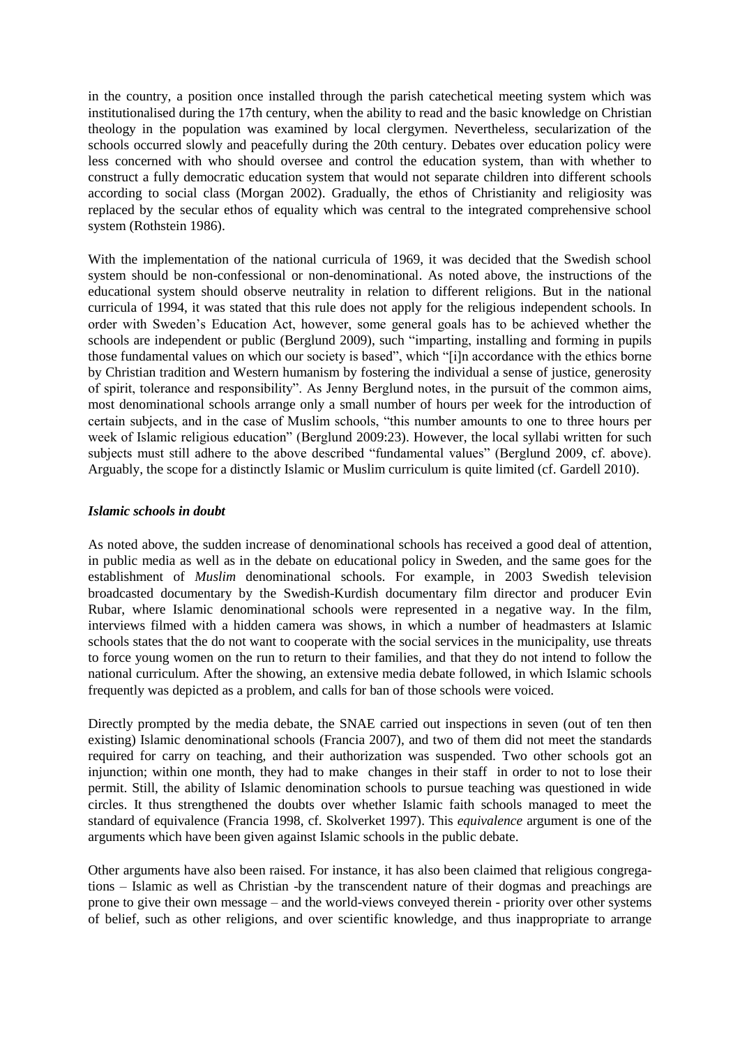in the country, a position once installed through the parish catechetical meeting system which was institutionalised during the 17th century, when the ability to read and the basic knowledge on Christian theology in the population was examined by local clergymen. Nevertheless, secularization of the schools occurred slowly and peacefully during the 20th century. Debates over education policy were less concerned with who should oversee and control the education system, than with whether to construct a fully democratic education system that would not separate children into different schools according to social class (Morgan 2002). Gradually, the ethos of Christianity and religiosity was replaced by the secular ethos of equality which was central to the integrated comprehensive school system (Rothstein 1986).

With the implementation of the national curricula of 1969, it was decided that the Swedish school system should be non-confessional or non-denominational. As noted above, the instructions of the educational system should observe neutrality in relation to different religions. But in the national curricula of 1994, it was stated that this rule does not apply for the religious independent schools. In order with Sweden's Education Act, however, some general goals has to be achieved whether the schools are independent or public (Berglund 2009), such "imparting, installing and forming in pupils those fundamental values on which our society is based", which "[i]n accordance with the ethics borne by Christian tradition and Western humanism by fostering the individual a sense of justice, generosity of spirit, tolerance and responsibility". As Jenny Berglund notes, in the pursuit of the common aims, most denominational schools arrange only a small number of hours per week for the introduction of certain subjects, and in the case of Muslim schools, "this number amounts to one to three hours per week of Islamic religious education" (Berglund 2009:23). However, the local syllabi written for such subjects must still adhere to the above described "fundamental values" (Berglund 2009, cf. above). Arguably, the scope for a distinctly Islamic or Muslim curriculum is quite limited (cf. Gardell 2010).

### *Islamic schools in doubt*

As noted above, the sudden increase of denominational schools has received a good deal of attention, in public media as well as in the debate on educational policy in Sweden, and the same goes for the establishment of *Muslim* denominational schools. For example, in 2003 Swedish television broadcasted documentary by the Swedish-Kurdish documentary film director and producer Evin Rubar, where Islamic denominational schools were represented in a negative way. In the film, interviews filmed with a hidden camera was shows, in which a number of headmasters at Islamic schools states that the do not want to cooperate with the social services in the municipality, use threats to force young women on the run to return to their families, and that they do not intend to follow the national curriculum. After the showing, an extensive media debate followed, in which Islamic schools frequently was depicted as a problem, and calls for ban of those schools were voiced.

Directly prompted by the media debate, the SNAE carried out inspections in seven (out of ten then existing) Islamic denominational schools (Francia 2007), and two of them did not meet the standards required for carry on teaching, and their authorization was suspended. Two other schools got an injunction; within one month, they had to make changes in their staff in order to not to lose their permit. Still, the ability of Islamic denomination schools to pursue teaching was questioned in wide circles. It thus strengthened the doubts over whether Islamic faith schools managed to meet the standard of equivalence (Francia 1998, cf. Skolverket 1997). This *equivalence* argument is one of the arguments which have been given against Islamic schools in the public debate.

Other arguments have also been raised. For instance, it has also been claimed that religious congregations – Islamic as well as Christian -by the transcendent nature of their dogmas and preachings are prone to give their own message – and the world-views conveyed therein - priority over other systems of belief, such as other religions, and over scientific knowledge, and thus inappropriate to arrange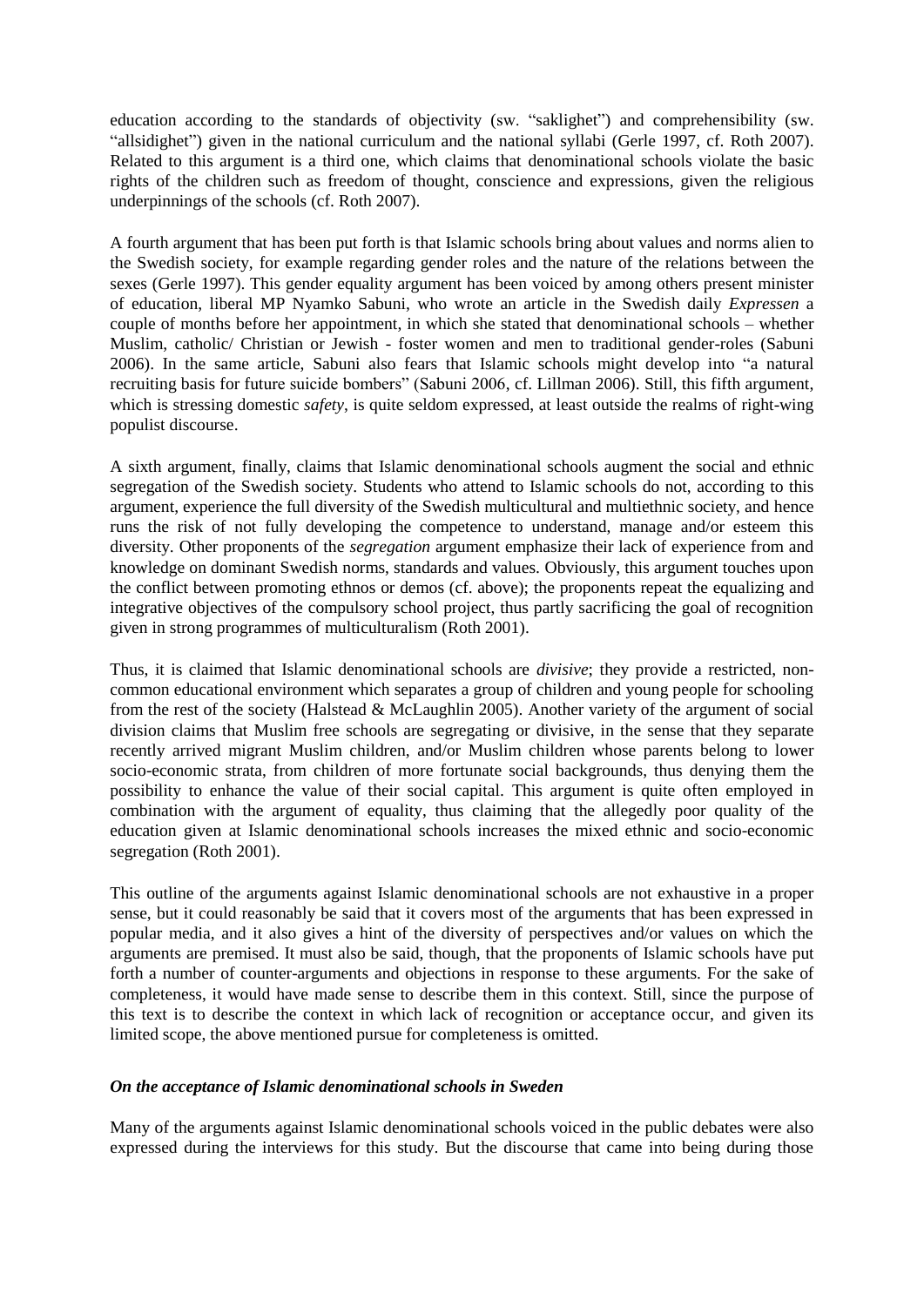education according to the standards of objectivity (sw. "saklighet") and comprehensibility (sw. "allsidighet") given in the national curriculum and the national syllabi (Gerle 1997, cf. Roth 2007). Related to this argument is a third one, which claims that denominational schools violate the basic rights of the children such as freedom of thought, conscience and expressions, given the religious underpinnings of the schools (cf. Roth 2007).

A fourth argument that has been put forth is that Islamic schools bring about values and norms alien to the Swedish society, for example regarding gender roles and the nature of the relations between the sexes (Gerle 1997). This gender equality argument has been voiced by among others present minister of education, liberal MP Nyamko Sabuni, who wrote an article in the Swedish daily *Expressen* a couple of months before her appointment, in which she stated that denominational schools – whether Muslim, catholic/ Christian or Jewish - foster women and men to traditional gender-roles (Sabuni 2006). In the same article, Sabuni also fears that Islamic schools might develop into "a natural recruiting basis for future suicide bombers" (Sabuni 2006, cf. Lillman 2006). Still, this fifth argument, which is stressing domestic *safety*, is quite seldom expressed, at least outside the realms of right-wing populist discourse.

A sixth argument, finally, claims that Islamic denominational schools augment the social and ethnic segregation of the Swedish society. Students who attend to Islamic schools do not, according to this argument, experience the full diversity of the Swedish multicultural and multiethnic society, and hence runs the risk of not fully developing the competence to understand, manage and/or esteem this diversity. Other proponents of the *segregation* argument emphasize their lack of experience from and knowledge on dominant Swedish norms, standards and values. Obviously, this argument touches upon the conflict between promoting ethnos or demos (cf. above); the proponents repeat the equalizing and integrative objectives of the compulsory school project, thus partly sacrificing the goal of recognition given in strong programmes of multiculturalism (Roth 2001).

Thus, it is claimed that Islamic denominational schools are *divisive*; they provide a restricted, non-common educational environment which separates a group of children and young people for schooling from the rest of the society (Halstead & McLaughlin 2005). Another variety of the argument of social division claims that Muslim free schools are segregating or divisive, in the sense that they separate recently arrived migrant Muslim children, and/or Muslim children whose parents belong to lower socio-economic strata, from children of more fortunate social backgrounds, thus denying them the possibility to enhance the value of their social capital. This argument is quite often employed in combination with the argument of equality, thus claiming that the allegedly poor quality of the education given at Islamic denominational schools increases the mixed ethnic and socio-economic segregation (Roth 2001).

This outline of the arguments against Islamic denominational schools are not exhaustive in a proper sense, but it could reasonably be said that it covers most of the arguments that has been expressed in popular media, and it also gives a hint of the diversity of perspectives and/or values on which the arguments are premised. It must also be said, though, that the proponents of Islamic schools have put forth a number of counter-arguments and objections in response to these arguments. For the sake of completeness, it would have made sense to describe them in this context. Still, since the purpose of this text is to describe the context in which lack of recognition or acceptance occur, and given its limited scope, the above mentioned pursue for completeness is omitted.

### *On the acceptance of Islamic denominational schools in Sweden*

Many of the arguments against Islamic denominational schools voiced in the public debates were also expressed during the interviews for this study. But the discourse that came into being during those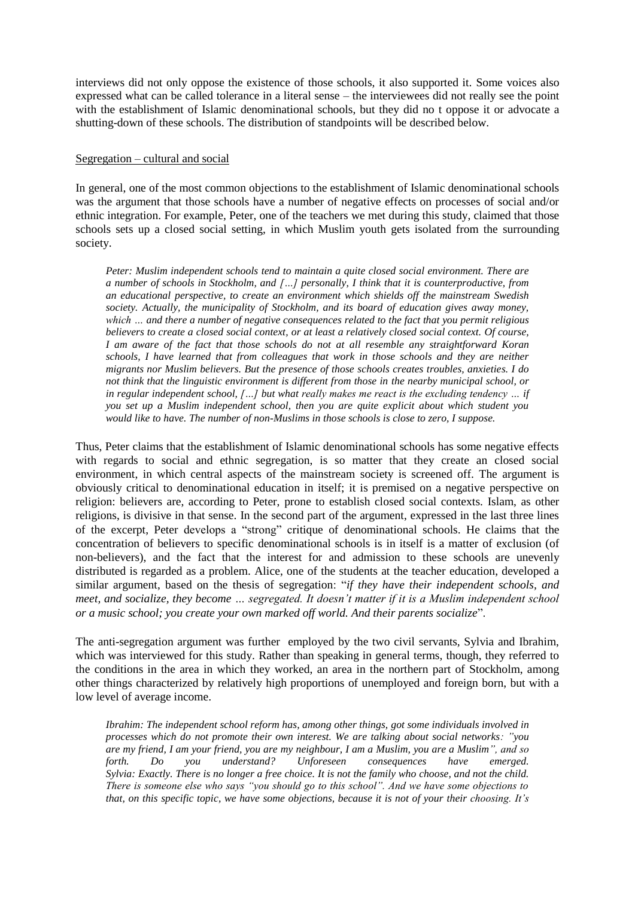interviews did not only oppose the existence of those schools, it also supported it. Some voices also expressed what can be called tolerance in a literal sense – the interviewees did not really see the point with the establishment of Islamic denominational schools, but they did no t oppose it or advocate a shutting-down of these schools. The distribution of standpoints will be described below.

<u>Segregation – cultural and social</u>

In general, one of the most common objections to the establishment of Islamic denominational schools was the argument that those schools have a number of negative effects on processes of social and/or ethnic integration. For example, Peter, one of the teachers we met during this study, claimed that those schools sets up a closed social setting, in which Muslim youth gets isolated from the surrounding society.

> *Peter: Muslim independent schools tend to maintain a quite closed social environment. There are a number of schools in Stockholm, and […] personally, I think that it is counterproductive, from an educational perspective, to create an environment which shields off the mainstream Swedish society. Actually, the municipality of Stockholm, and its board of education gives away money, which … and there a number of negative consequences related to the fact that you permit religious believers to create a closed social context, or at least a relatively closed social context. Of course, I am aware of the fact that those schools do not at all resemble any straightforward Koran schools, I have learned that from colleagues that work in those schools and they are neither migrants nor Muslim believers. But the presence of those schools creates troubles, anxieties. I do not think that the linguistic environment is different from those in the nearby municipal school, or in regular independent school, […] but what really makes me react is the excluding tendency … if you set up a Muslim independent school, then you are quite explicit about which student you would like to have. The number of non-Muslims in those schools is close to zero, I suppose.*

Thus, Peter claims that the establishment of Islamic denominational schools has some negative effects with regards to social and ethnic segregation, is so matter that they create an closed social environment, in which central aspects of the mainstream society is screened off. The argument is obviously critical to denominational education in itself; it is premised on a negative perspective on religion: believers are, according to Peter, prone to establish closed social contexts. Islam, as other religions, is divisive in that sense. In the second part of the argument, expressed in the last three lines of the excerpt, Peter develops a "strong" critique of denominational schools. He claims that the concentration of believers to specific denominational schools is in itself is a matter of exclusion (of non-believers), and the fact that the interest for and admission to these schools are unevenly distributed is regarded as a problem. Alice, one of the students at the teacher education, developed a similar argument, based on the thesis of segregation: "*if they have their independent schools, and meet, and socialize, they become … segregated. It doesn't matter if it is a Muslim independent school or a music school; you create your own marked off world. And their parents socialize*".

The anti-segregation argument was further employed by the two civil servants, Sylvia and Ibrahim, which was interviewed for this study. Rather than speaking in general terms, though, they referred to the conditions in the area in which they worked, an area in the northern part of Stockholm, among other things characterized by relatively high proportions of unemployed and foreign born, but with a low level of average income.

> *Ibrahim: The independent school reform has, among other things, got some individuals involved in processes which do not promote their own interest. We are talking about social networks: "you are my friend, I am your friend, you are my neighbour, I am a Muslim, you are a Muslim", and so forth. Do you understand? Unforeseen consequences have emerged.*
> *Sylvia: Exactly. There is no longer a free choice. It is not the family who choose, and not the child. There is someone else who says "you should go to this school". And we have some objections to that, on this specific topic, we have some objections, because it is not of your their choosing. It's*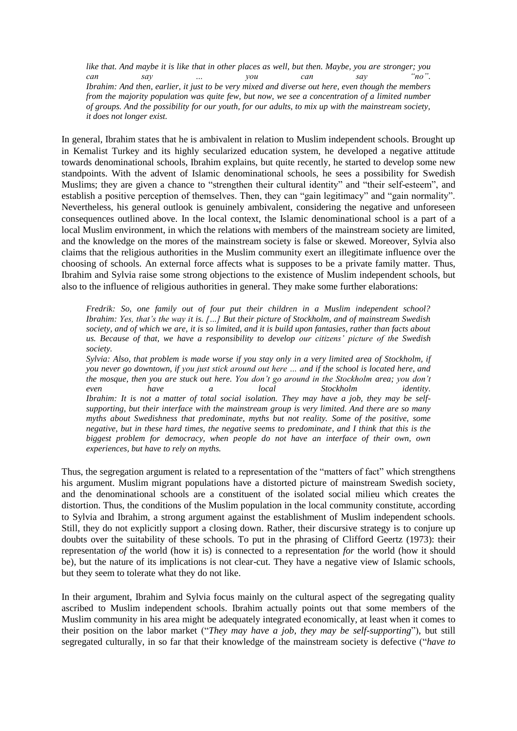*like that. And maybe it is like that in other places as well, but then. Maybe, you are stronger; you can say … you can say "no".*
*Ibrahim: And then, earlier, it just to be very mixed and diverse out here, even though the members from the majority population was quite few, but now, we see a concentration of a limited number of groups. And the possibility for our youth, for our adults, to mix up with the mainstream society, it does not longer exist.*

In general, Ibrahim states that he is ambivalent in relation to Muslim independent schools. Brought up in Kemalist Turkey and its highly secularized education system, he developed a negative attitude towards denominational schools, Ibrahim explains, but quite recently, he started to develop some new standpoints. With the advent of Islamic denominational schools, he sees a possibility for Swedish Muslims; they are given a chance to "strengthen their cultural identity" and "their self-esteem", and establish a positive perception of themselves. Then, they can "gain legitimacy" and "gain normality". Nevertheless, his general outlook is genuinely ambivalent, considering the negative and unforeseen consequences outlined above. In the local context, the Islamic denominational school is a part of a local Muslim environment, in which the relations with members of the mainstream society are limited, and the knowledge on the mores of the mainstream society is false or skewed. Moreover, Sylvia also claims that the religious authorities in the Muslim community exert an illegitimate influence over the choosing of schools. An external force affects what is supposes to be a private family matter. Thus, Ibrahim and Sylvia raise some strong objections to the existence of Muslim independent schools, but also to the influence of religious authorities in general. They make some further elaborations:

*Fredrik: So, one family out of four put their children in a Muslim independent school?*
*Ibrahim: Yes, that's the way it is. […] But their picture of Stockholm, and of mainstream Swedish society, and of which we are, it is so limited, and it is build upon fantasies, rather than facts about us. Because of that, we have a responsibility to develop our citizens' picture of the Swedish society.*
*Sylvia: Also, that problem is made worse if you stay only in a very limited area of Stockholm, if you never go downtown, if you just stick around out here … and if the school is located here, and the mosque, then you are stuck out here. You don't go around in the Stockholm area; you don't even have a local Stockholm identity.*
*Ibrahim: It is not a matter of total social isolation. They may have a job, they may be self-supporting, but their interface with the mainstream group is very limited. And there are so many myths about Swedishness that predominate, myths but not reality. Some of the positive, some negative, but in these hard times, the negative seems to predominate, and I think that this is the biggest problem for democracy, when people do not have an interface of their own, own experiences, but have to rely on myths.*

Thus, the segregation argument is related to a representation of the "matters of fact" which strengthens his argument. Muslim migrant populations have a distorted picture of mainstream Swedish society, and the denominational schools are a constituent of the isolated social milieu which creates the distortion. Thus, the conditions of the Muslim population in the local community constitute, according to Sylvia and Ibrahim, a strong argument against the establishment of Muslim independent schools. Still, they do not explicitly support a closing down. Rather, their discursive strategy is to conjure up doubts over the suitability of these schools. To put in the phrasing of Clifford Geertz (1973): their representation *of* the world (how it is) is connected to a representation *for* the world (how it should be), but the nature of its implications is not clear-cut. They have a negative view of Islamic schools, but they seem to tolerate what they do not like.

In their argument, Ibrahim and Sylvia focus mainly on the cultural aspect of the segregating quality ascribed to Muslim independent schools. Ibrahim actually points out that some members of the Muslim community in his area might be adequately integrated economically, at least when it comes to their position on the labor market ("*They may have a job, they may be self-supporting*"), but still segregated culturally, in so far that their knowledge of the mainstream society is defective ("*have to*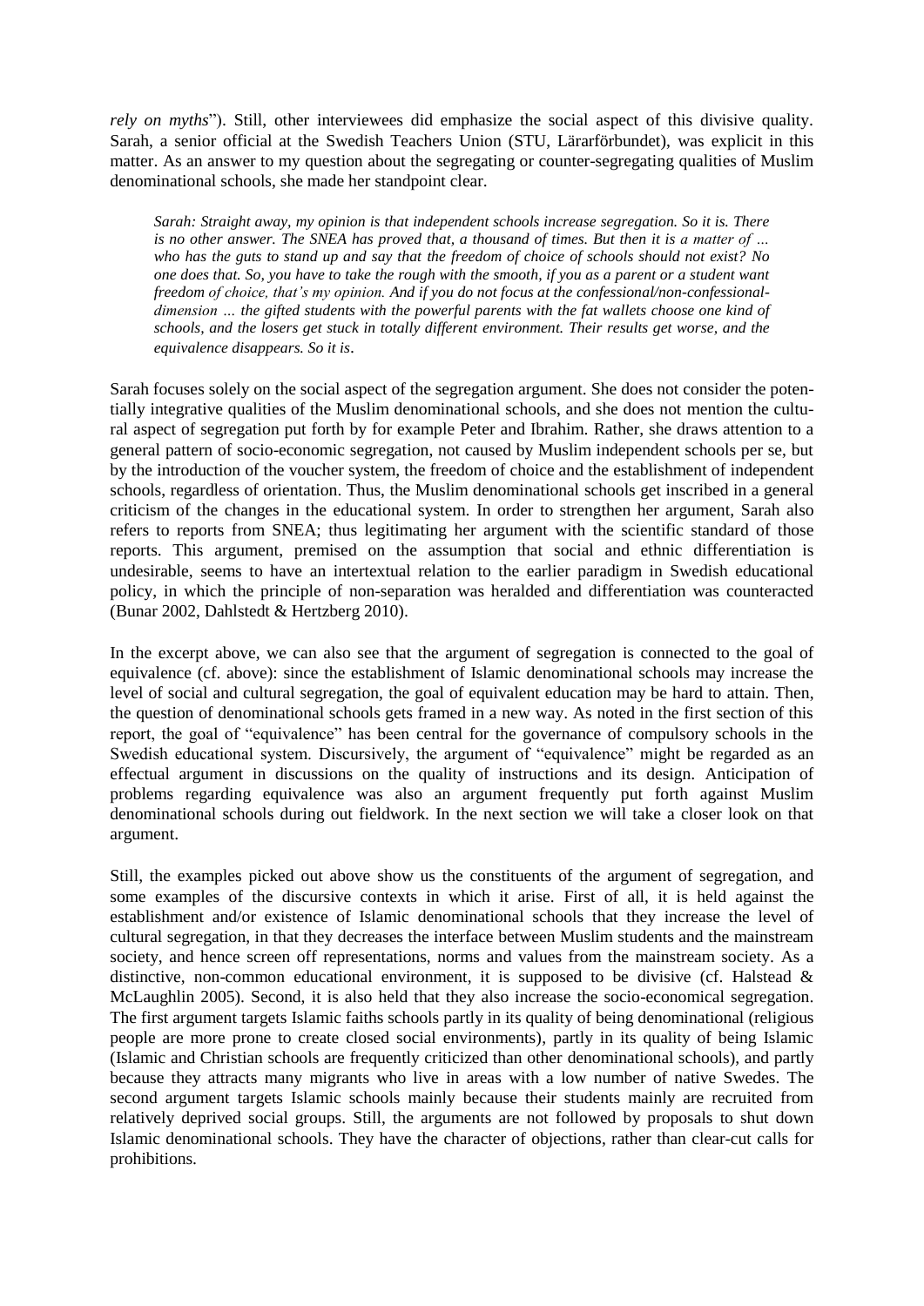*rely on myths*"). Still, other interviewees did emphasize the social aspect of this divisive quality. Sarah, a senior official at the Swedish Teachers Union (STU, Lärarförbundet), was explicit in this matter. As an answer to my question about the segregating or counter-segregating qualities of Muslim denominational schools, she made her standpoint clear.

> *Sarah: Straight away, my opinion is that independent schools increase segregation. So it is. There is no other answer. The SNEA has proved that, a thousand of times. But then it is a matter of … who has the guts to stand up and say that the freedom of choice of schools should not exist? No one does that. So, you have to take the rough with the smooth, if you as a parent or a student want freedom of choice, that's my opinion. And if you do not focus at the confessional/non-confessional-dimension … the gifted students with the powerful parents with the fat wallets choose one kind of schools, and the losers get stuck in totally different environment. Their results get worse, and the equivalence disappears. So it is*.

Sarah focuses solely on the social aspect of the segregation argument. She does not consider the potentially integrative qualities of the Muslim denominational schools, and she does not mention the cultural aspect of segregation put forth by for example Peter and Ibrahim. Rather, she draws attention to a general pattern of socio-economic segregation, not caused by Muslim independent schools per se, but by the introduction of the voucher system, the freedom of choice and the establishment of independent schools, regardless of orientation. Thus, the Muslim denominational schools get inscribed in a general criticism of the changes in the educational system. In order to strengthen her argument, Sarah also refers to reports from SNEA; thus legitimating her argument with the scientific standard of those reports. This argument, premised on the assumption that social and ethnic differentiation is undesirable, seems to have an intertextual relation to the earlier paradigm in Swedish educational policy, in which the principle of non-separation was heralded and differentiation was counteracted (Bunar 2002, Dahlstedt & Hertzberg 2010).

In the excerpt above, we can also see that the argument of segregation is connected to the goal of equivalence (cf. above): since the establishment of Islamic denominational schools may increase the level of social and cultural segregation, the goal of equivalent education may be hard to attain. Then, the question of denominational schools gets framed in a new way. As noted in the first section of this report, the goal of "equivalence" has been central for the governance of compulsory schools in the Swedish educational system. Discursively, the argument of "equivalence" might be regarded as an effectual argument in discussions on the quality of instructions and its design. Anticipation of problems regarding equivalence was also an argument frequently put forth against Muslim denominational schools during out fieldwork. In the next section we will take a closer look on that argument.

Still, the examples picked out above show us the constituents of the argument of segregation, and some examples of the discursive contexts in which it arise. First of all, it is held against the establishment and/or existence of Islamic denominational schools that they increase the level of cultural segregation, in that they decreases the interface between Muslim students and the mainstream society, and hence screen off representations, norms and values from the mainstream society. As a distinctive, non-common educational environment, it is supposed to be divisive (cf. Halstead & McLaughlin 2005). Second, it is also held that they also increase the socio-economical segregation. The first argument targets Islamic faiths schools partly in its quality of being denominational (religious people are more prone to create closed social environments), partly in its quality of being Islamic (Islamic and Christian schools are frequently criticized than other denominational schools), and partly because they attracts many migrants who live in areas with a low number of native Swedes. The second argument targets Islamic schools mainly because their students mainly are recruited from relatively deprived social groups. Still, the arguments are not followed by proposals to shut down Islamic denominational schools. They have the character of objections, rather than clear-cut calls for prohibitions.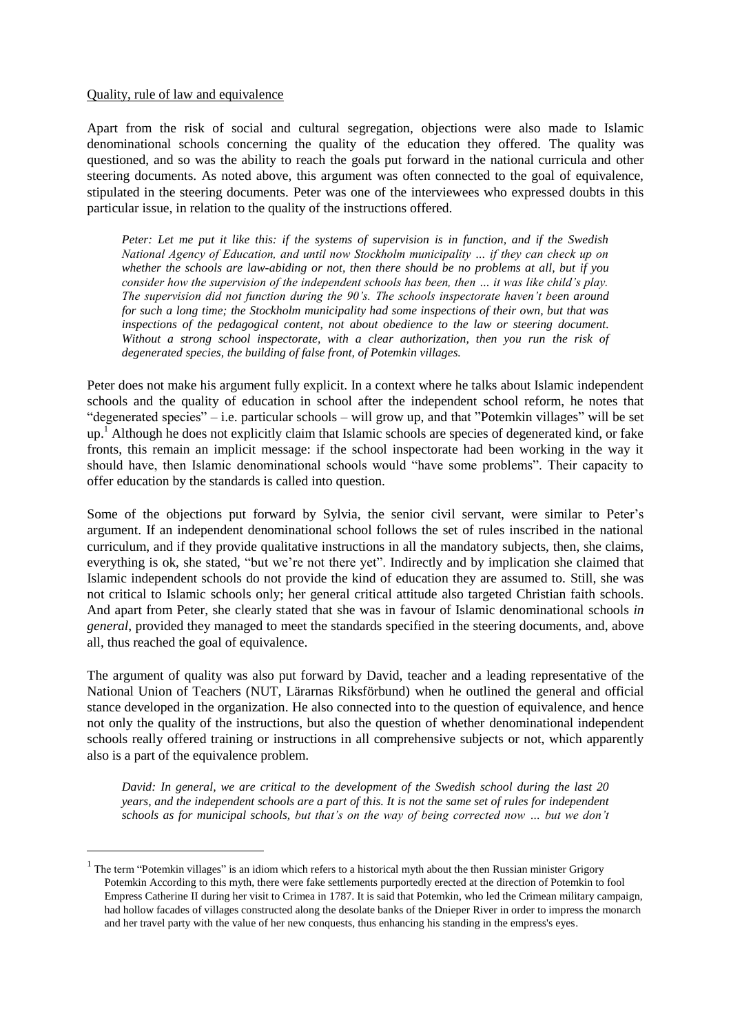Quality, rule of law and equivalence

Apart from the risk of social and cultural segregation, objections were also made to Islamic denominational schools concerning the quality of the education they offered. The quality was questioned, and so was the ability to reach the goals put forward in the national curricula and other steering documents. As noted above, this argument was often connected to the goal of equivalence, stipulated in the steering documents. Peter was one of the interviewees who expressed doubts in this particular issue, in relation to the quality of the instructions offered.

> *Peter: Let me put it like this: if the systems of supervision is in function, and if the Swedish National Agency of Education, and until now Stockholm municipality … if they can check up on whether the schools are law-abiding or not, then there should be no problems at all, but if you consider how the supervision of the independent schools has been, then … it was like child's play. The supervision did not function during the 90's. The schools inspectorate haven't been around for such a long time; the Stockholm municipality had some inspections of their own, but that was inspections of the pedagogical content, not about obedience to the law or steering document. Without a strong school inspectorate, with a clear authorization, then you run the risk of degenerated species, the building of false front, of Potemkin villages.*

Peter does not make his argument fully explicit. In a context where he talks about Islamic independent schools and the quality of education in school after the independent school reform, he notes that "degenerated species" – i.e. particular schools – will grow up, and that "Potemkin villages" will be set up.[1] Although he does not explicitly claim that Islamic schools are species of degenerated kind, or fake fronts, this remain an implicit message: if the school inspectorate had been working in the way it should have, then Islamic denominational schools would "have some problems". Their capacity to offer education by the standards is called into question.

Some of the objections put forward by Sylvia, the senior civil servant, were similar to Peter's argument. If an independent denominational school follows the set of rules inscribed in the national curriculum, and if they provide qualitative instructions in all the mandatory subjects, then, she claims, everything is ok, she stated, "but we're not there yet". Indirectly and by implication she claimed that Islamic independent schools do not provide the kind of education they are assumed to. Still, she was not critical to Islamic schools only; her general critical attitude also targeted Christian faith schools. And apart from Peter, she clearly stated that she was in favour of Islamic denominational schools *in general*, provided they managed to meet the standards specified in the steering documents, and, above all, thus reached the goal of equivalence.

The argument of quality was also put forward by David, teacher and a leading representative of the National Union of Teachers (NUT, Lärarnas Riksförbund) when he outlined the general and official stance developed in the organization. He also connected into to the question of equivalence, and hence not only the quality of the instructions, but also the question of whether denominational independent schools really offered training or instructions in all comprehensive subjects or not, which apparently also is a part of the equivalence problem.

> *David: In general, we are critical to the development of the Swedish school during the last 20 years, and the independent schools are a part of this. It is not the same set of rules for independent schools as for municipal schools, but that's on the way of being corrected now … but we don't*

---

[1] The term "Potemkin villages" is an idiom which refers to a historical myth about the then Russian minister Grigory Potemkin According to this myth, there were fake settlements purportedly erected at the direction of Potemkin to fool Empress Catherine II during her visit to Crimea in 1787. It is said that Potemkin, who led the Crimean military campaign, had hollow facades of villages constructed along the desolate banks of the Dnieper River in order to impress the monarch and her travel party with the value of her new conquests, thus enhancing his standing in the empress's eyes.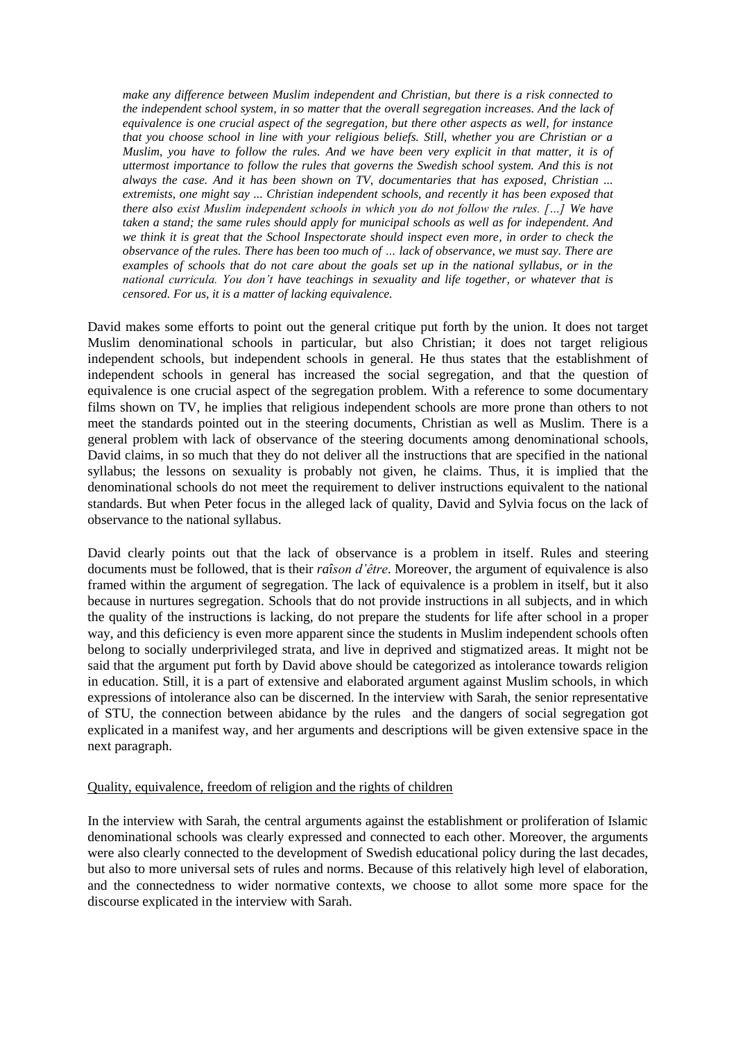*make any difference between Muslim independent and Christian, but there is a risk connected to the independent school system, in so matter that the overall segregation increases. And the lack of equivalence is one crucial aspect of the segregation, but there other aspects as well, for instance that you choose school in line with your religious beliefs. Still, whether you are Christian or a Muslim, you have to follow the rules. And we have been very explicit in that matter, it is of uttermost importance to follow the rules that governs the Swedish school system. And this is not always the case. And it has been shown on TV, documentaries that has exposed, Christian ... extremists, one might say ... Christian independent schools, and recently it has been exposed that there also exist Muslim independent schools in which you do not follow the rules. […] We have taken a stand; the same rules should apply for municipal schools as well as for independent. And we think it is great that the School Inspectorate should inspect even more, in order to check the observance of the rules. There has been too much of … lack of observance, we must say. There are examples of schools that do not care about the goals set up in the national syllabus, or in the national curricula. You don't have teachings in sexuality and life together, or whatever that is censored. For us, it is a matter of lacking equivalence.*

David makes some efforts to point out the general critique put forth by the union. It does not target Muslim denominational schools in particular, but also Christian; it does not target religious independent schools, but independent schools in general. He thus states that the establishment of independent schools in general has increased the social segregation, and that the question of equivalence is one crucial aspect of the segregation problem. With a reference to some documentary films shown on TV, he implies that religious independent schools are more prone than others to not meet the standards pointed out in the steering documents, Christian as well as Muslim. There is a general problem with lack of observance of the steering documents among denominational schools, David claims, in so much that they do not deliver all the instructions that are specified in the national syllabus; the lessons on sexuality is probably not given, he claims. Thus, it is implied that the denominational schools do not meet the requirement to deliver instructions equivalent to the national standards. But when Peter focus in the alleged lack of quality, David and Sylvia focus on the lack of observance to the national syllabus.

David clearly points out that the lack of observance is a problem in itself. Rules and steering documents must be followed, that is their *raîson d'être*. Moreover, the argument of equivalence is also framed within the argument of segregation. The lack of equivalence is a problem in itself, but it also because in nurtures segregation. Schools that do not provide instructions in all subjects, and in which the quality of the instructions is lacking, do not prepare the students for life after school in a proper way, and this deficiency is even more apparent since the students in Muslim independent schools often belong to socially underprivileged strata, and live in deprived and stigmatized areas. It might not be said that the argument put forth by David above should be categorized as intolerance towards religion in education. Still, it is a part of extensive and elaborated argument against Muslim schools, in which expressions of intolerance also can be discerned. In the interview with Sarah, the senior representative of STU, the connection between abidance by the rules and the dangers of social segregation got explicated in a manifest way, and her arguments and descriptions will be given extensive space in the next paragraph.

<u>Quality, equivalence, freedom of religion and the rights of children</u>

In the interview with Sarah, the central arguments against the establishment or proliferation of Islamic denominational schools was clearly expressed and connected to each other. Moreover, the arguments were also clearly connected to the development of Swedish educational policy during the last decades, but also to more universal sets of rules and norms. Because of this relatively high level of elaboration, and the connectedness to wider normative contexts, we choose to allot some more space for the discourse explicated in the interview with Sarah.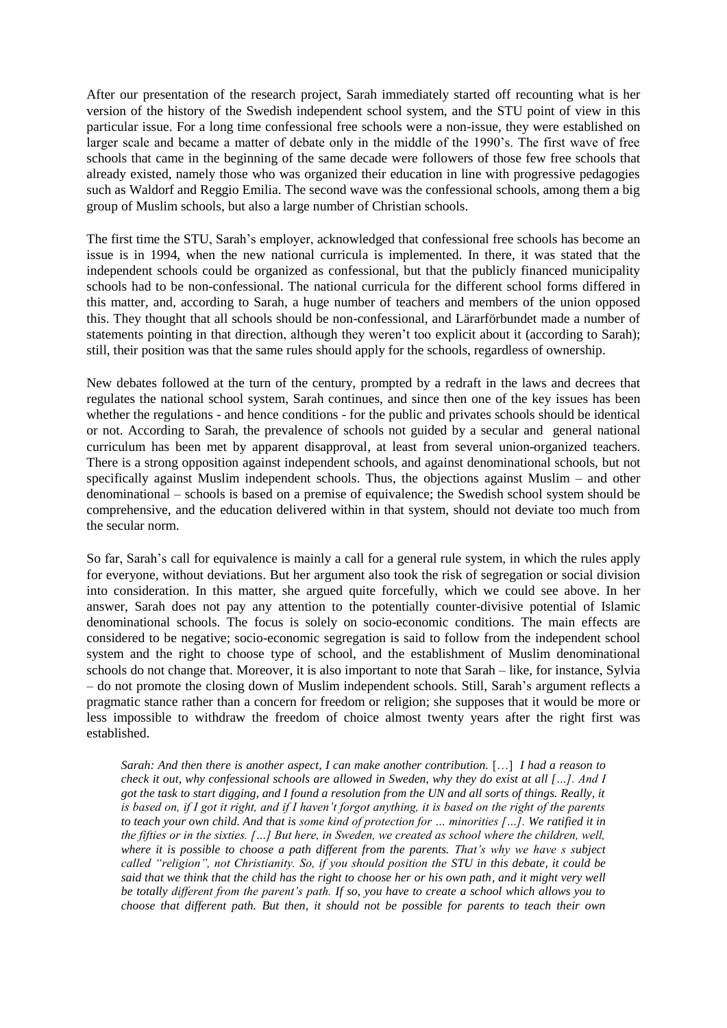After our presentation of the research project, Sarah immediately started off recounting what is her version of the history of the Swedish independent school system, and the STU point of view in this particular issue. For a long time confessional free schools were a non-issue, they were established on larger scale and became a matter of debate only in the middle of the 1990's. The first wave of free schools that came in the beginning of the same decade were followers of those few free schools that already existed, namely those who was organized their education in line with progressive pedagogies such as Waldorf and Reggio Emilia. The second wave was the confessional schools, among them a big group of Muslim schools, but also a large number of Christian schools.

The first time the STU, Sarah's employer, acknowledged that confessional free schools has become an issue is in 1994, when the new national curricula is implemented. In there, it was stated that the independent schools could be organized as confessional, but that the publicly financed municipality schools had to be non-confessional. The national curricula for the different school forms differed in this matter, and, according to Sarah, a huge number of teachers and members of the union opposed this. They thought that all schools should be non-confessional, and Lärarförbundet made a number of statements pointing in that direction, although they weren't too explicit about it (according to Sarah); still, their position was that the same rules should apply for the schools, regardless of ownership.

New debates followed at the turn of the century, prompted by a redraft in the laws and decrees that regulates the national school system, Sarah continues, and since then one of the key issues has been whether the regulations - and hence conditions - for the public and privates schools should be identical or not. According to Sarah, the prevalence of schools not guided by a secular and general national curriculum has been met by apparent disapproval, at least from several union-organized teachers. There is a strong opposition against independent schools, and against denominational schools, but not specifically against Muslim independent schools. Thus, the objections against Muslim – and other denominational – schools is based on a premise of equivalence; the Swedish school system should be comprehensive, and the education delivered within in that system, should not deviate too much from the secular norm.

So far, Sarah's call for equivalence is mainly a call for a general rule system, in which the rules apply for everyone, without deviations. But her argument also took the risk of segregation or social division into consideration. In this matter, she argued quite forcefully, which we could see above. In her answer, Sarah does not pay any attention to the potentially counter-divisive potential of Islamic denominational schools. The focus is solely on socio-economic conditions. The main effects are considered to be negative; socio-economic segregation is said to follow from the independent school system and the right to choose type of school, and the establishment of Muslim denominational schools do not change that. Moreover, it is also important to note that Sarah – like, for instance, Sylvia – do not promote the closing down of Muslim independent schools. Still, Sarah's argument reflects a pragmatic stance rather than a concern for freedom or religion; she supposes that it would be more or less impossible to withdraw the freedom of choice almost twenty years after the right first was established.

> *Sarah: And then there is another aspect, I can make another contribution.* […] *I had a reason to check it out, why confessional schools are allowed in Sweden, why they do exist at all […]. And I got the task to start digging, and I found a resolution from the UN and all sorts of things. Really, it is based on, if I got it right, and if I haven't forgot anything, it is based on the right of the parents to teach your own child. And that is some kind of protection for … minorities […]. We ratified it in the fifties or in the sixties. […] But here, in Sweden, we created as school where the children, well, where it is possible to choose a path different from the parents. That's why we have s subject called "religion", not Christianity. So, if you should position the STU in this debate, it could be said that we think that the child has the right to choose her or his own path, and it might very well be totally different from the parent's path. If so, you have to create a school which allows you to choose that different path. But then, it should not be possible for parents to teach their own*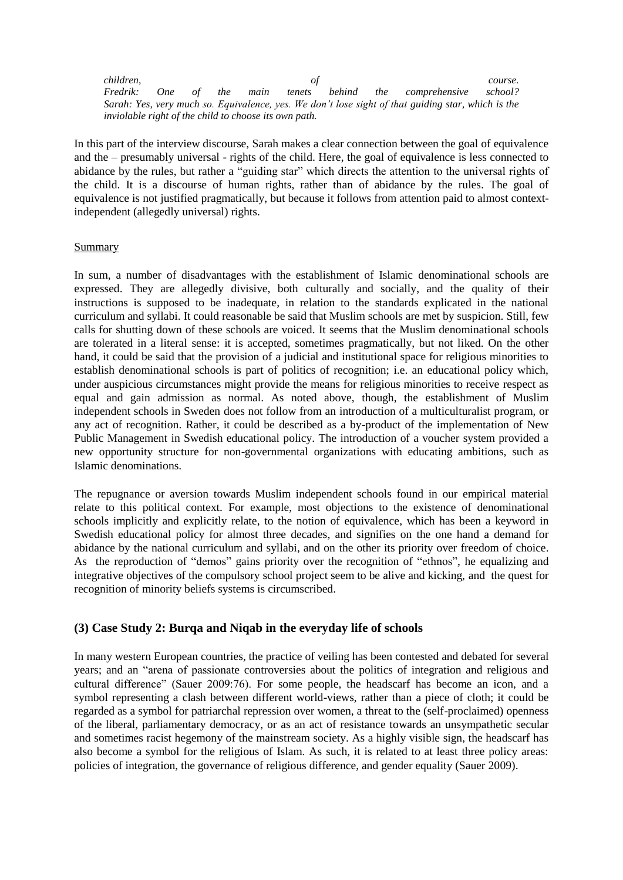*children, of course.*
*Fredrik: One of the main tenets behind the comprehensive school?*
*Sarah: Yes, very much so. Equivalence, yes. We don't lose sight of that guiding star, which is the inviolable right of the child to choose its own path.*

In this part of the interview discourse, Sarah makes a clear connection between the goal of equivalence and the – presumably universal - rights of the child. Here, the goal of equivalence is less connected to abidance by the rules, but rather a "guiding star" which directs the attention to the universal rights of the child. It is a discourse of human rights, rather than of abidance by the rules. The goal of equivalence is not justified pragmatically, but because it follows from attention paid to almost context-independent (allegedly universal) rights.

Summary

In sum, a number of disadvantages with the establishment of Islamic denominational schools are expressed. They are allegedly divisive, both culturally and socially, and the quality of their instructions is supposed to be inadequate, in relation to the standards explicated in the national curriculum and syllabi. It could reasonable be said that Muslim schools are met by suspicion. Still, few calls for shutting down of these schools are voiced. It seems that the Muslim denominational schools are tolerated in a literal sense: it is accepted, sometimes pragmatically, but not liked. On the other hand, it could be said that the provision of a judicial and institutional space for religious minorities to establish denominational schools is part of politics of recognition; i.e. an educational policy which, under auspicious circumstances might provide the means for religious minorities to receive respect as equal and gain admission as normal. As noted above, though, the establishment of Muslim independent schools in Sweden does not follow from an introduction of a multiculturalist program, or any act of recognition. Rather, it could be described as a by-product of the implementation of New Public Management in Swedish educational policy. The introduction of a voucher system provided a new opportunity structure for non-governmental organizations with educating ambitions, such as Islamic denominations.

The repugnance or aversion towards Muslim independent schools found in our empirical material relate to this political context. For example, most objections to the existence of denominational schools implicitly and explicitly relate, to the notion of equivalence, which has been a keyword in Swedish educational policy for almost three decades, and signifies on the one hand a demand for abidance by the national curriculum and syllabi, and on the other its priority over freedom of choice. As the reproduction of "demos" gains priority over the recognition of "ethnos", he equalizing and integrative objectives of the compulsory school project seem to be alive and kicking, and the quest for recognition of minority beliefs systems is circumscribed.

## (3) Case Study 2: Burqa and Niqab in the everyday life of schools

In many western European countries, the practice of veiling has been contested and debated for several years; and an "arena of passionate controversies about the politics of integration and religious and cultural difference" (Sauer 2009:76). For some people, the headscarf has become an icon, and a symbol representing a clash between different world-views, rather than a piece of cloth; it could be regarded as a symbol for patriarchal repression over women, a threat to the (self-proclaimed) openness of the liberal, parliamentary democracy, or as an act of resistance towards an unsympathetic secular and sometimes racist hegemony of the mainstream society. As a highly visible sign, the headscarf has also become a symbol for the religious of Islam. As such, it is related to at least three policy areas: policies of integration, the governance of religious difference, and gender equality (Sauer 2009).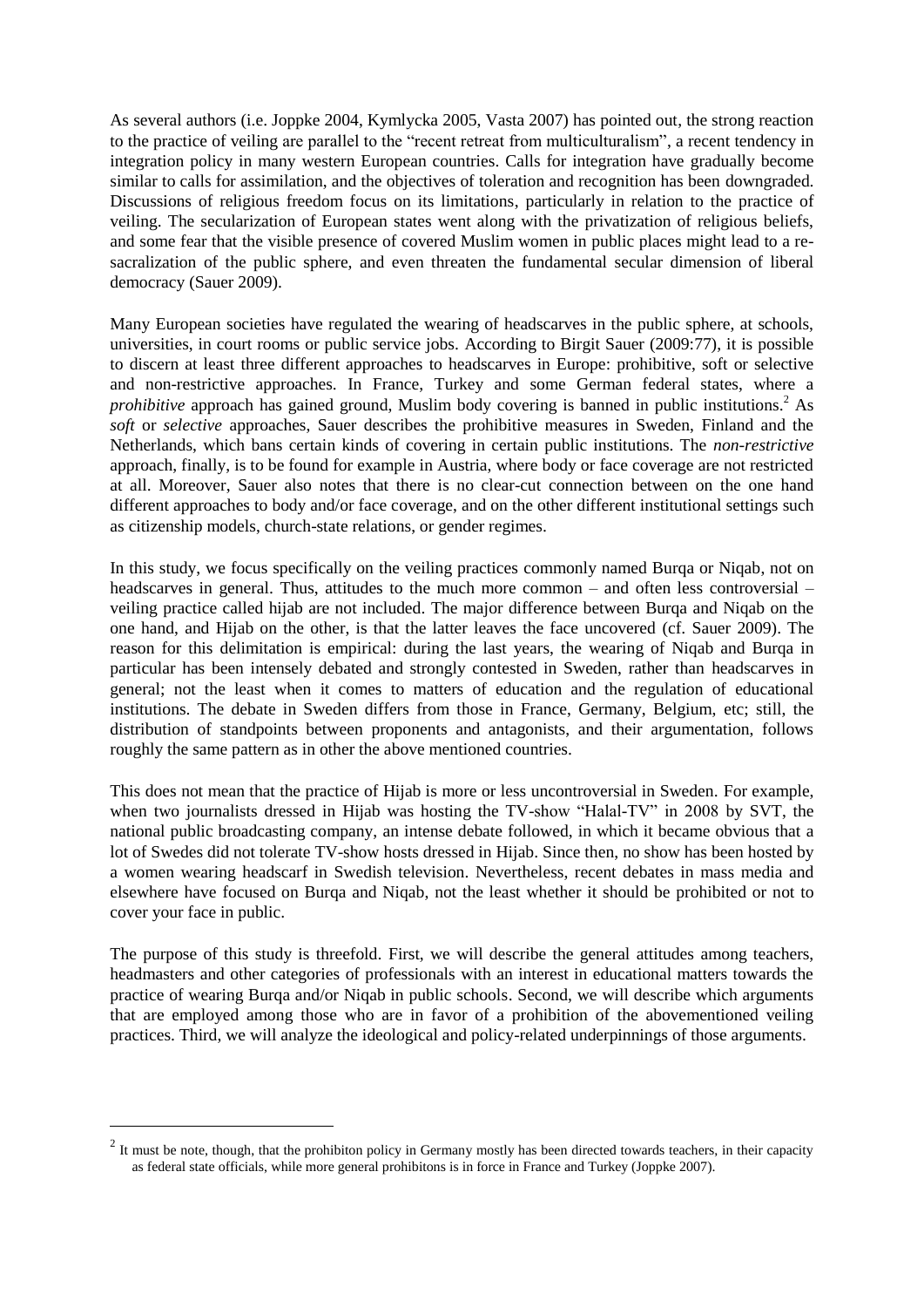As several authors (i.e. Joppke 2004, Kymlycka 2005, Vasta 2007) has pointed out, the strong reaction to the practice of veiling are parallel to the "recent retreat from multiculturalism", a recent tendency in integration policy in many western European countries. Calls for integration have gradually become similar to calls for assimilation, and the objectives of toleration and recognition has been downgraded. Discussions of religious freedom focus on its limitations, particularly in relation to the practice of veiling. The secularization of European states went along with the privatization of religious beliefs, and some fear that the visible presence of covered Muslim women in public places might lead to a re-sacralization of the public sphere, and even threaten the fundamental secular dimension of liberal democracy (Sauer 2009).

Many European societies have regulated the wearing of headscarves in the public sphere, at schools, universities, in court rooms or public service jobs. According to Birgit Sauer (2009:77), it is possible to discern at least three different approaches to headscarves in Europe: prohibitive, soft or selective and non-restrictive approaches. In France, Turkey and some German federal states, where a *prohibitive* approach has gained ground, Muslim body covering is banned in public institutions.[2] As *soft* or *selective* approaches, Sauer describes the prohibitive measures in Sweden, Finland and the Netherlands, which bans certain kinds of covering in certain public institutions. The *non-restrictive* approach, finally, is to be found for example in Austria, where body or face coverage are not restricted at all. Moreover, Sauer also notes that there is no clear-cut connection between on the one hand different approaches to body and/or face coverage, and on the other different institutional settings such as citizenship models, church-state relations, or gender regimes.

In this study, we focus specifically on the veiling practices commonly named Burqa or Niqab, not on headscarves in general. Thus, attitudes to the much more common – and often less controversial – veiling practice called hijab are not included. The major difference between Burqa and Niqab on the one hand, and Hijab on the other, is that the latter leaves the face uncovered (cf. Sauer 2009). The reason for this delimitation is empirical: during the last years, the wearing of Niqab and Burqa in particular has been intensely debated and strongly contested in Sweden, rather than headscarves in general; not the least when it comes to matters of education and the regulation of educational institutions. The debate in Sweden differs from those in France, Germany, Belgium, etc; still, the distribution of standpoints between proponents and antagonists, and their argumentation, follows roughly the same pattern as in other the above mentioned countries.

This does not mean that the practice of Hijab is more or less uncontroversial in Sweden. For example, when two journalists dressed in Hijab was hosting the TV-show "Halal-TV" in 2008 by SVT, the national public broadcasting company, an intense debate followed, in which it became obvious that a lot of Swedes did not tolerate TV-show hosts dressed in Hijab. Since then, no show has been hosted by a women wearing headscarf in Swedish television. Nevertheless, recent debates in mass media and elsewhere have focused on Burqa and Niqab, not the least whether it should be prohibited or not to cover your face in public.

The purpose of this study is threefold. First, we will describe the general attitudes among teachers, headmasters and other categories of professionals with an interest in educational matters towards the practice of wearing Burqa and/or Niqab in public schools. Second, we will describe which arguments that are employed among those who are in favor of a prohibition of the abovementioned veiling practices. Third, we will analyze the ideological and policy-related underpinnings of those arguments.

---

[2] It must be note, though, that the prohibiton policy in Germany mostly has been directed towards teachers, in their capacity as federal state officials, while more general prohibitons is in force in France and Turkey (Joppke 2007).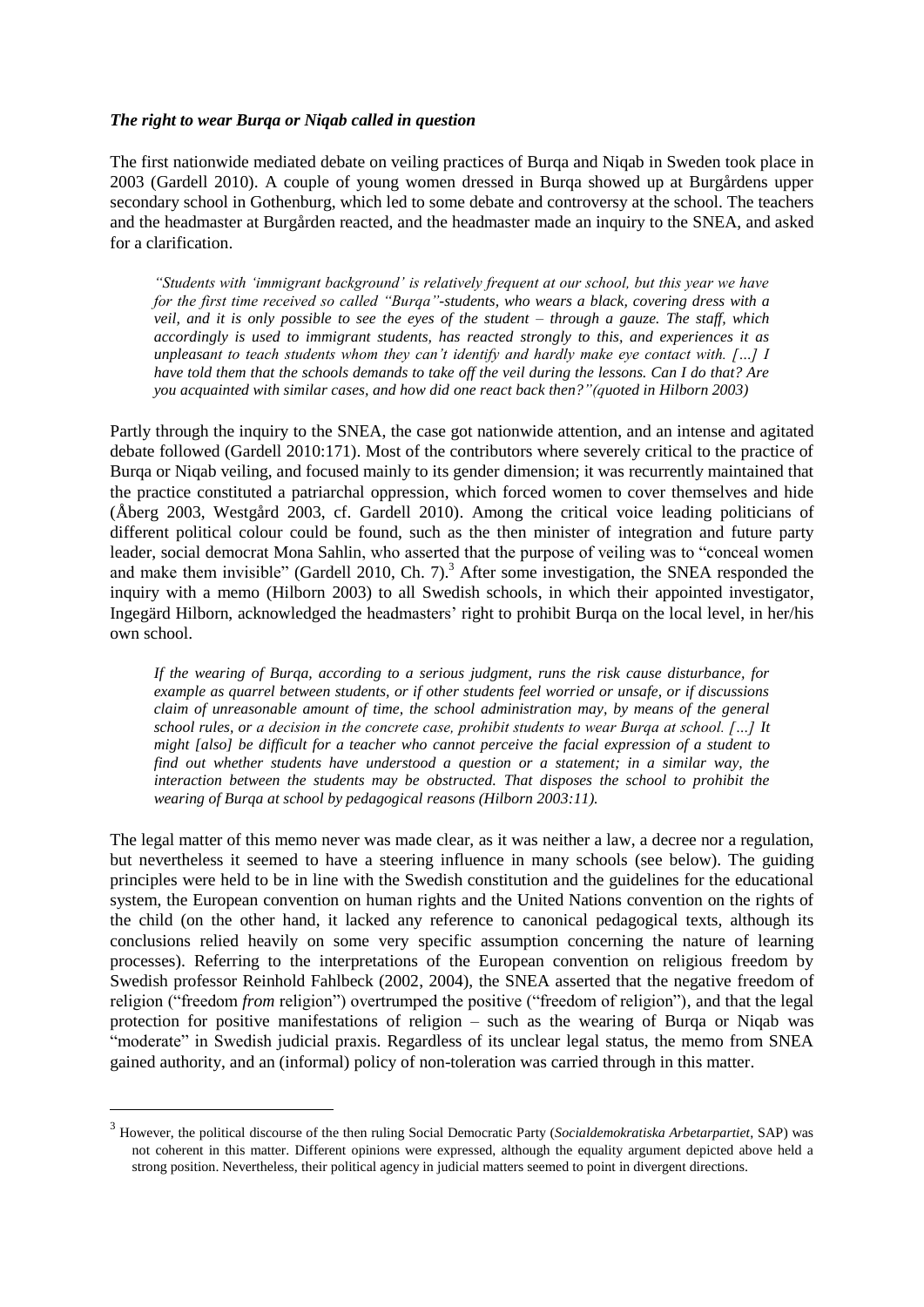### *The right to wear Burqa or Niqab called in question*

The first nationwide mediated debate on veiling practices of Burqa and Niqab in Sweden took place in 2003 (Gardell 2010). A couple of young women dressed in Burqa showed up at Burgårdens upper secondary school in Gothenburg, which led to some debate and controversy at the school. The teachers and the headmaster at Burgården reacted, and the headmaster made an inquiry to the SNEA, and asked for a clarification.

> *"Students with 'immigrant background' is relatively frequent at our school, but this year we have for the first time received so called "Burqa"-students, who wears a black, covering dress with a veil, and it is only possible to see the eyes of the student – through a gauze. The staff, which accordingly is used to immigrant students, has reacted strongly to this, and experiences it as unpleasant to teach students whom they can't identify and hardly make eye contact with. […] I have told them that the schools demands to take off the veil during the lessons. Can I do that? Are you acquainted with similar cases, and how did one react back then?"(quoted in Hilborn 2003)*

Partly through the inquiry to the SNEA, the case got nationwide attention, and an intense and agitated debate followed (Gardell 2010:171). Most of the contributors where severely critical to the practice of Burqa or Niqab veiling, and focused mainly to its gender dimension; it was recurrently maintained that the practice constituted a patriarchal oppression, which forced women to cover themselves and hide (Åberg 2003, Westgård 2003, cf. Gardell 2010). Among the critical voice leading politicians of different political colour could be found, such as the then minister of integration and future party leader, social democrat Mona Sahlin, who asserted that the purpose of veiling was to "conceal women and make them invisible" (Gardell 2010, Ch. 7).[3] After some investigation, the SNEA responded the inquiry with a memo (Hilborn 2003) to all Swedish schools, in which their appointed investigator, Ingegärd Hilborn, acknowledged the headmasters' right to prohibit Burqa on the local level, in her/his own school.

> *If the wearing of Burqa, according to a serious judgment, runs the risk cause disturbance, for example as quarrel between students, or if other students feel worried or unsafe, or if discussions claim of unreasonable amount of time, the school administration may, by means of the general school rules, or a decision in the concrete case, prohibit students to wear Burqa at school. […] It might [also] be difficult for a teacher who cannot perceive the facial expression of a student to find out whether students have understood a question or a statement; in a similar way, the interaction between the students may be obstructed. That disposes the school to prohibit the wearing of Burqa at school by pedagogical reasons (Hilborn 2003:11).*

The legal matter of this memo never was made clear, as it was neither a law, a decree nor a regulation, but nevertheless it seemed to have a steering influence in many schools (see below). The guiding principles were held to be in line with the Swedish constitution and the guidelines for the educational system, the European convention on human rights and the United Nations convention on the rights of the child (on the other hand, it lacked any reference to canonical pedagogical texts, although its conclusions relied heavily on some very specific assumption concerning the nature of learning processes). Referring to the interpretations of the European convention on religious freedom by Swedish professor Reinhold Fahlbeck (2002, 2004), the SNEA asserted that the negative freedom of religion ("freedom *from* religion") overtrumped the positive ("freedom of religion"), and that the legal protection for positive manifestations of religion – such as the wearing of Burqa or Niqab was "moderate" in Swedish judicial praxis. Regardless of its unclear legal status, the memo from SNEA gained authority, and an (informal) policy of non-toleration was carried through in this matter.

---

[3] However, the political discourse of the then ruling Social Democratic Party (*Socialdemokratiska Arbetarpartiet*, SAP) was not coherent in this matter. Different opinions were expressed, although the equality argument depicted above held a strong position. Nevertheless, their political agency in judicial matters seemed to point in divergent directions.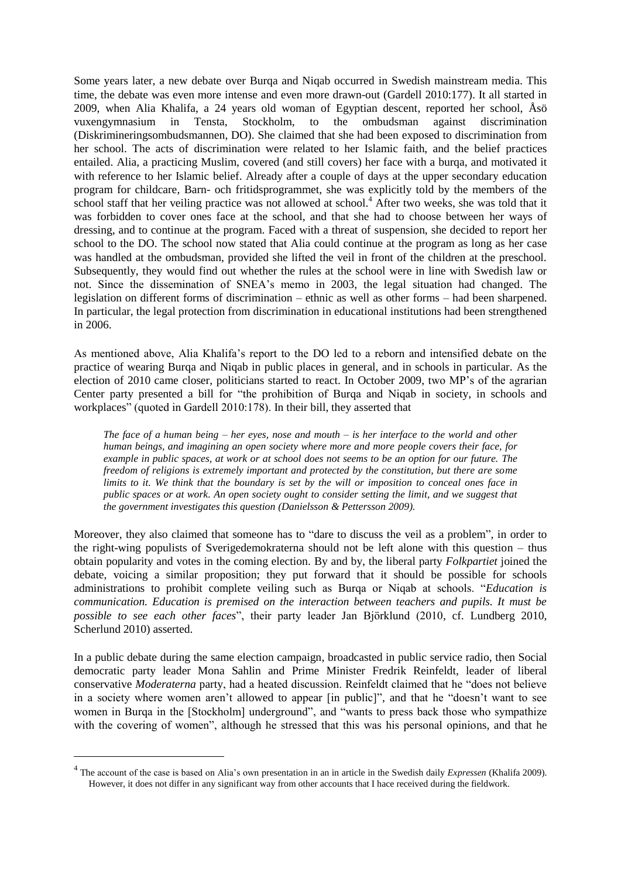Some years later, a new debate over Burqa and Niqab occurred in Swedish mainstream media. This time, the debate was even more intense and even more drawn-out (Gardell 2010:177). It all started in 2009, when Alia Khalifa, a 24 years old woman of Egyptian descent, reported her school, Åsö vuxengymnasium in Tensta, Stockholm, to the ombudsman against discrimination (Diskrimineringsombudsmannen, DO). She claimed that she had been exposed to discrimination from her school. The acts of discrimination were related to her Islamic faith, and the belief practices entailed. Alia, a practicing Muslim, covered (and still covers) her face with a burqa, and motivated it with reference to her Islamic belief. Already after a couple of days at the upper secondary education program for childcare, Barn- och fritidsprogrammet, she was explicitly told by the members of the school staff that her veiling practice was not allowed at school.[4] After two weeks, she was told that it was forbidden to cover ones face at the school, and that she had to choose between her ways of dressing, and to continue at the program. Faced with a threat of suspension, she decided to report her school to the DO. The school now stated that Alia could continue at the program as long as her case was handled at the ombudsman, provided she lifted the veil in front of the children at the preschool. Subsequently, they would find out whether the rules at the school were in line with Swedish law or not. Since the dissemination of SNEA's memo in 2003, the legal situation had changed. The legislation on different forms of discrimination – ethnic as well as other forms – had been sharpened. In particular, the legal protection from discrimination in educational institutions had been strengthened in 2006.

As mentioned above, Alia Khalifa's report to the DO led to a reborn and intensified debate on the practice of wearing Burqa and Niqab in public places in general, and in schools in particular. As the election of 2010 came closer, politicians started to react. In October 2009, two MP's of the agrarian Center party presented a bill for "the prohibition of Burqa and Niqab in society, in schools and workplaces" (quoted in Gardell 2010:178). In their bill, they asserted that

> *The face of a human being – her eyes, nose and mouth – is her interface to the world and other human beings, and imagining an open society where more and more people covers their face, for example in public spaces, at work or at school does not seems to be an option for our future. The freedom of religions is extremely important and protected by the constitution, but there are some limits to it. We think that the boundary is set by the will or imposition to conceal ones face in public spaces or at work. An open society ought to consider setting the limit, and we suggest that the government investigates this question (Danielsson & Pettersson 2009).*

Moreover, they also claimed that someone has to "dare to discuss the veil as a problem", in order to the right-wing populists of Sverigedemokraterna should not be left alone with this question – thus obtain popularity and votes in the coming election. By and by, the liberal party *Folkpartiet* joined the debate, voicing a similar proposition; they put forward that it should be possible for schools administrations to prohibit complete veiling such as Burqa or Niqab at schools. "*Education is communication. Education is premised on the interaction between teachers and pupils. It must be possible to see each other faces*", their party leader Jan Björklund (2010, cf. Lundberg 2010, Scherlund 2010) asserted.

In a public debate during the same election campaign, broadcasted in public service radio, then Social democratic party leader Mona Sahlin and Prime Minister Fredrik Reinfeldt, leader of liberal conservative *Moderaterna* party, had a heated discussion. Reinfeldt claimed that he "does not believe in a society where women aren't allowed to appear [in public]", and that he "doesn't want to see women in Burqa in the [Stockholm] underground", and "wants to press back those who sympathize with the covering of women", although he stressed that this was his personal opinions, and that he

---

[4] The account of the case is based on Alia's own presentation in an in article in the Swedish daily *Expressen* (Khalifa 2009). However, it does not differ in any significant way from other accounts that I hace received during the fieldwork.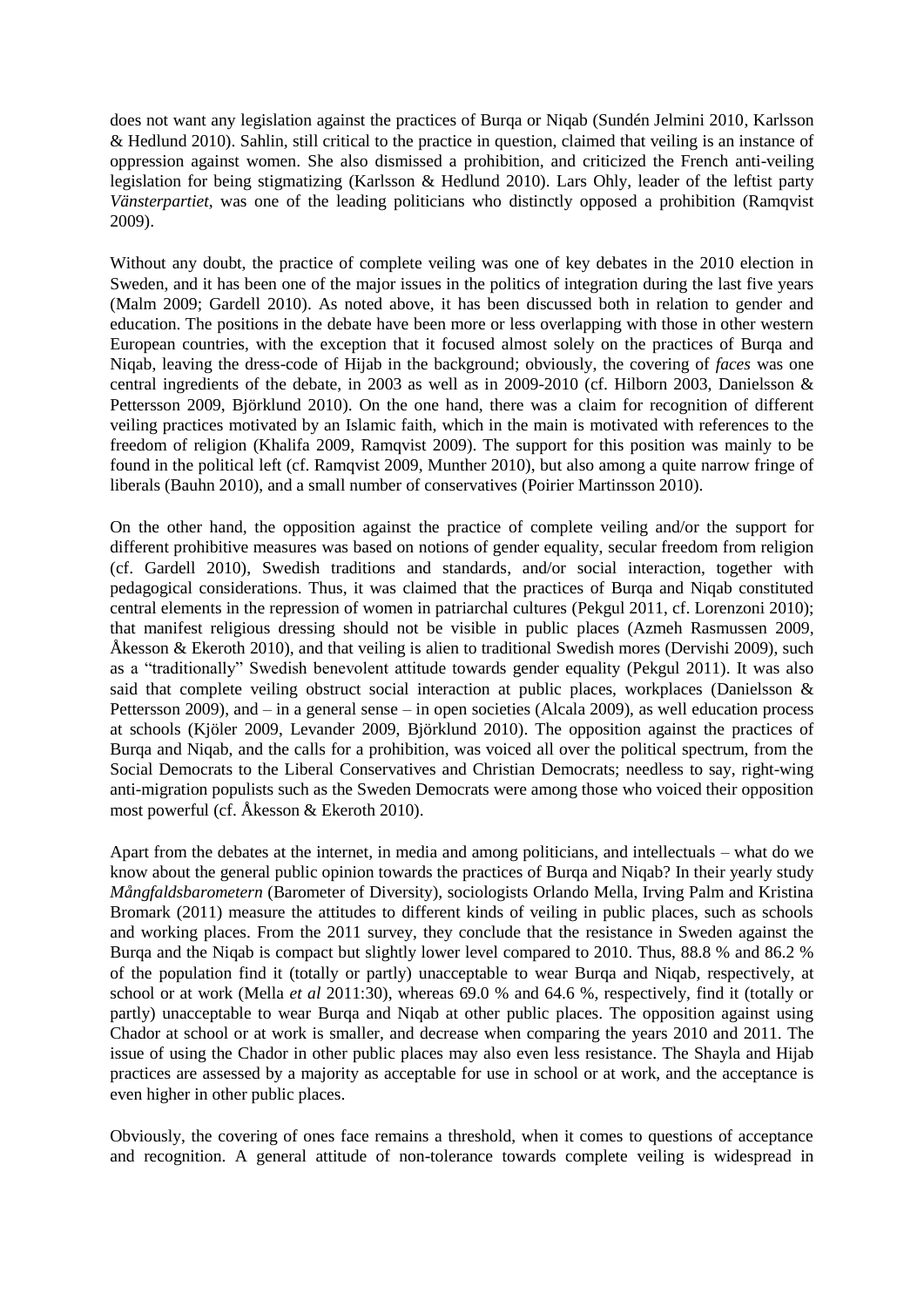does not want any legislation against the practices of Burqa or Niqab (Sundén Jelmini 2010, Karlsson & Hedlund 2010). Sahlin, still critical to the practice in question, claimed that veiling is an instance of oppression against women. She also dismissed a prohibition, and criticized the French anti-veiling legislation for being stigmatizing (Karlsson & Hedlund 2010). Lars Ohly, leader of the leftist party *Vänsterpartiet*, was one of the leading politicians who distinctly opposed a prohibition (Ramqvist 2009).

Without any doubt, the practice of complete veiling was one of key debates in the 2010 election in Sweden, and it has been one of the major issues in the politics of integration during the last five years (Malm 2009; Gardell 2010). As noted above, it has been discussed both in relation to gender and education. The positions in the debate have been more or less overlapping with those in other western European countries, with the exception that it focused almost solely on the practices of Burqa and Niqab, leaving the dress-code of Hijab in the background; obviously, the covering of *faces* was one central ingredients of the debate, in 2003 as well as in 2009-2010 (cf. Hilborn 2003, Danielsson & Pettersson 2009, Björklund 2010). On the one hand, there was a claim for recognition of different veiling practices motivated by an Islamic faith, which in the main is motivated with references to the freedom of religion (Khalifa 2009, Ramqvist 2009). The support for this position was mainly to be found in the political left (cf. Ramqvist 2009, Munther 2010), but also among a quite narrow fringe of liberals (Bauhn 2010), and a small number of conservatives (Poirier Martinsson 2010).

On the other hand, the opposition against the practice of complete veiling and/or the support for different prohibitive measures was based on notions of gender equality, secular freedom from religion (cf. Gardell 2010), Swedish traditions and standards, and/or social interaction, together with pedagogical considerations. Thus, it was claimed that the practices of Burqa and Niqab constituted central elements in the repression of women in patriarchal cultures (Pekgul 2011, cf. Lorenzoni 2010); that manifest religious dressing should not be visible in public places (Azmeh Rasmussen 2009, Åkesson & Ekeroth 2010), and that veiling is alien to traditional Swedish mores (Dervishi 2009), such as a "traditionally" Swedish benevolent attitude towards gender equality (Pekgul 2011). It was also said that complete veiling obstruct social interaction at public places, workplaces (Danielsson & Pettersson 2009), and – in a general sense – in open societies (Alcala 2009), as well education process at schools (Kjöler 2009, Levander 2009, Björklund 2010). The opposition against the practices of Burqa and Niqab, and the calls for a prohibition, was voiced all over the political spectrum, from the Social Democrats to the Liberal Conservatives and Christian Democrats; needless to say, right-wing anti-migration populists such as the Sweden Democrats were among those who voiced their opposition most powerful (cf. Åkesson & Ekeroth 2010).

Apart from the debates at the internet, in media and among politicians, and intellectuals – what do we know about the general public opinion towards the practices of Burqa and Niqab? In their yearly study *Mångfaldsbarometern* (Barometer of Diversity), sociologists Orlando Mella, Irving Palm and Kristina Bromark (2011) measure the attitudes to different kinds of veiling in public places, such as schools and working places. From the 2011 survey, they conclude that the resistance in Sweden against the Burqa and the Niqab is compact but slightly lower level compared to 2010. Thus, 88.8 % and 86.2 % of the population find it (totally or partly) unacceptable to wear Burqa and Niqab, respectively, at school or at work (Mella *et al* 2011:30), whereas 69.0 % and 64.6 %, respectively, find it (totally or partly) unacceptable to wear Burqa and Niqab at other public places. The opposition against using Chador at school or at work is smaller, and decrease when comparing the years 2010 and 2011. The issue of using the Chador in other public places may also even less resistance. The Shayla and Hijab practices are assessed by a majority as acceptable for use in school or at work, and the acceptance is even higher in other public places.

Obviously, the covering of ones face remains a threshold, when it comes to questions of acceptance and recognition. A general attitude of non-tolerance towards complete veiling is widespread in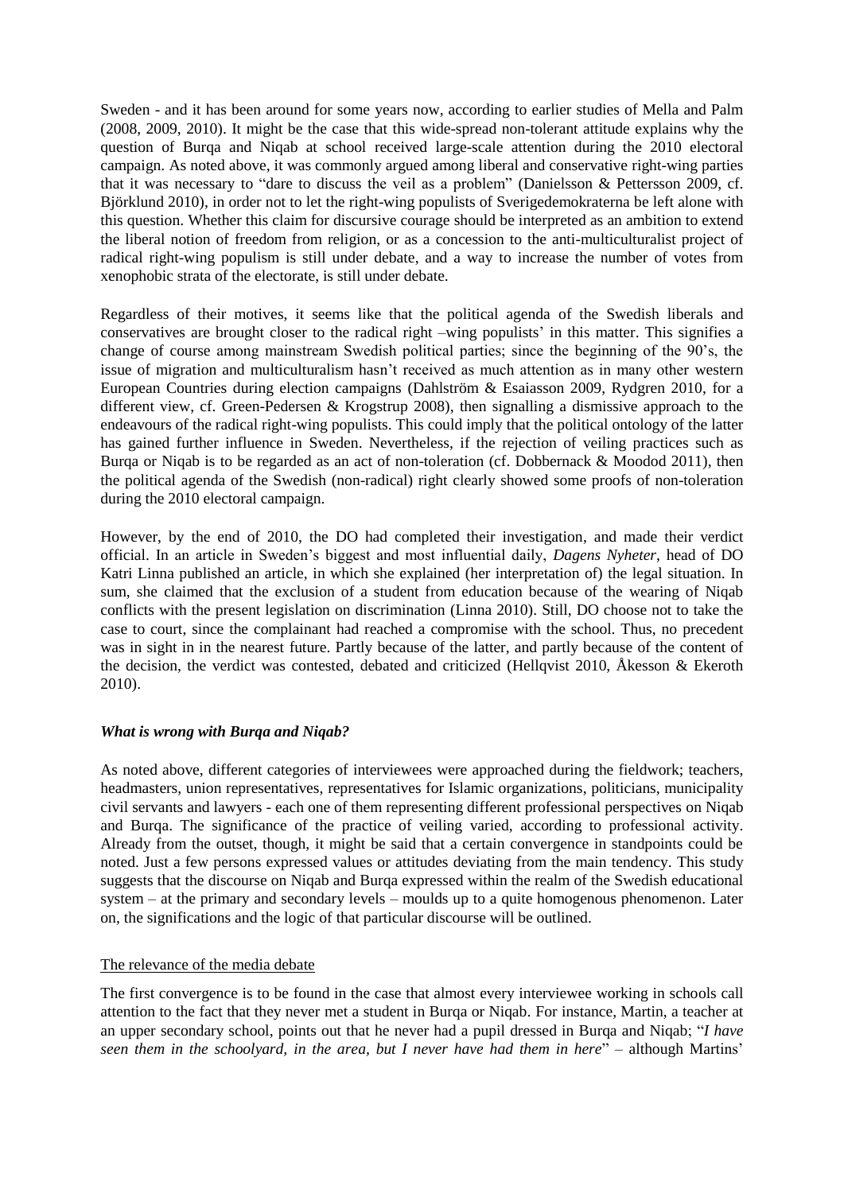Sweden - and it has been around for some years now, according to earlier studies of Mella and Palm (2008, 2009, 2010). It might be the case that this wide-spread non-tolerant attitude explains why the question of Burqa and Niqab at school received large-scale attention during the 2010 electoral campaign. As noted above, it was commonly argued among liberal and conservative right-wing parties that it was necessary to "dare to discuss the veil as a problem" (Danielsson & Pettersson 2009, cf. Björklund 2010), in order not to let the right-wing populists of Sverigedemokraterna be left alone with this question. Whether this claim for discursive courage should be interpreted as an ambition to extend the liberal notion of freedom from religion, or as a concession to the anti-multiculturalist project of radical right-wing populism is still under debate, and a way to increase the number of votes from xenophobic strata of the electorate, is still under debate.

Regardless of their motives, it seems like that the political agenda of the Swedish liberals and conservatives are brought closer to the radical right –wing populists' in this matter. This signifies a change of course among mainstream Swedish political parties; since the beginning of the 90's, the issue of migration and multiculturalism hasn't received as much attention as in many other western European Countries during election campaigns (Dahlström & Esaiasson 2009, Rydgren 2010, for a different view, cf. Green-Pedersen & Krogstrup 2008), then signalling a dismissive approach to the endeavours of the radical right-wing populists. This could imply that the political ontology of the latter has gained further influence in Sweden. Nevertheless, if the rejection of veiling practices such as Burqa or Niqab is to be regarded as an act of non-toleration (cf. Dobbernack & Moodod 2011), then the political agenda of the Swedish (non-radical) right clearly showed some proofs of non-toleration during the 2010 electoral campaign.

However, by the end of 2010, the DO had completed their investigation, and made their verdict official. In an article in Sweden's biggest and most influential daily, *Dagens Nyheter*, head of DO Katri Linna published an article, in which she explained (her interpretation of) the legal situation. In sum, she claimed that the exclusion of a student from education because of the wearing of Niqab conflicts with the present legislation on discrimination (Linna 2010). Still, DO choose not to take the case to court, since the complainant had reached a compromise with the school. Thus, no precedent was in sight in in the nearest future. Partly because of the latter, and partly because of the content of the decision, the verdict was contested, debated and criticized (Hellqvist 2010, Åkesson & Ekeroth 2010).

### *What is wrong with Burqa and Niqab?*

As noted above, different categories of interviewees were approached during the fieldwork; teachers, headmasters, union representatives, representatives for Islamic organizations, politicians, municipality civil servants and lawyers - each one of them representing different professional perspectives on Niqab and Burqa. The significance of the practice of veiling varied, according to professional activity. Already from the outset, though, it might be said that a certain convergence in standpoints could be noted. Just a few persons expressed values or attitudes deviating from the main tendency. This study suggests that the discourse on Niqab and Burqa expressed within the realm of the Swedish educational system – at the primary and secondary levels – moulds up to a quite homogenous phenomenon. Later on, the significations and the logic of that particular discourse will be outlined.

#### The relevance of the media debate

The first convergence is to be found in the case that almost every interviewee working in schools call attention to the fact that they never met a student in Burqa or Niqab. For instance, Martin, a teacher at an upper secondary school, points out that he never had a pupil dressed in Burqa and Niqab; "*I have seen them in the schoolyard, in the area, but I never have had them in here*" – although Martins'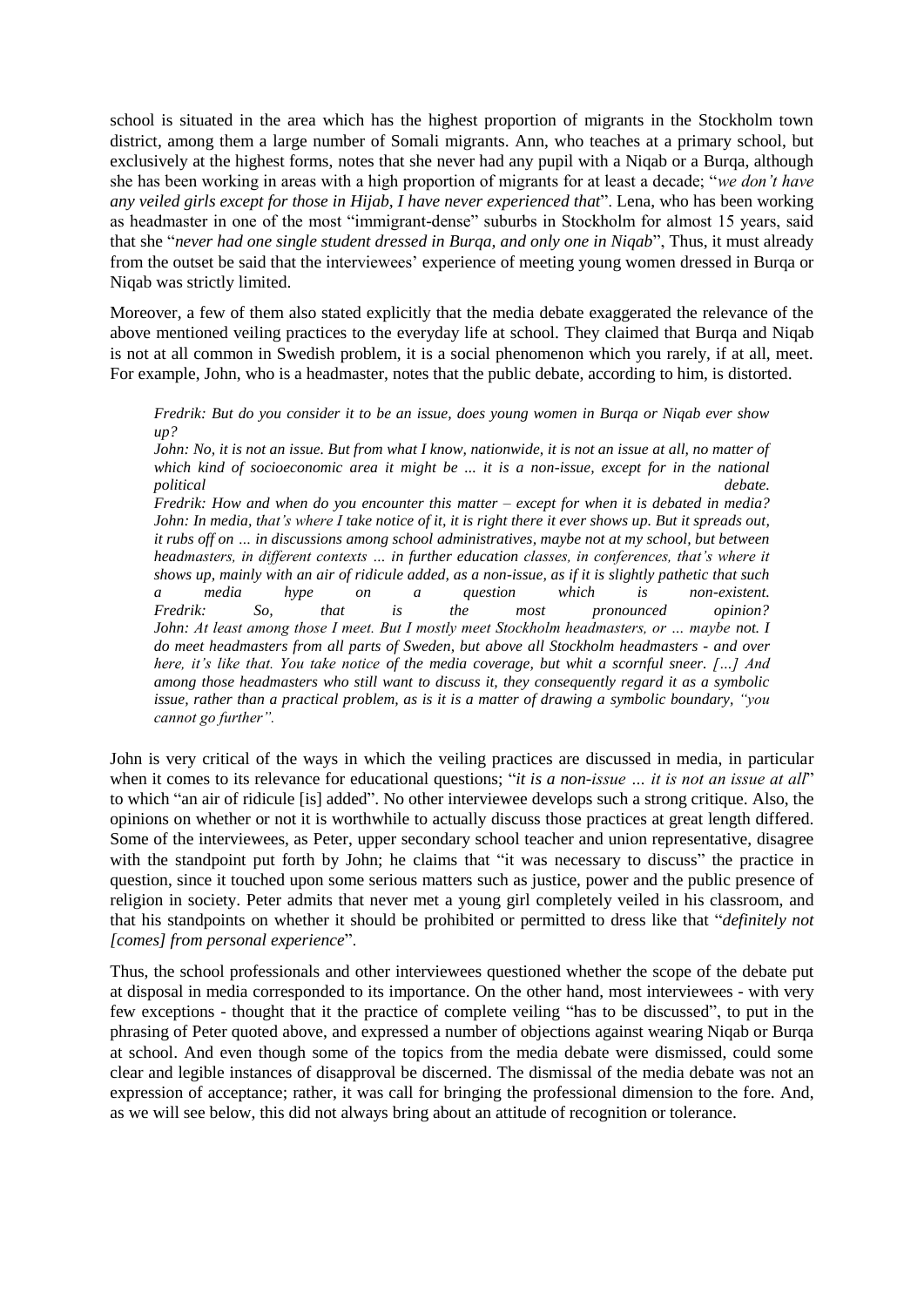school is situated in the area which has the highest proportion of migrants in the Stockholm town district, among them a large number of Somali migrants. Ann, who teaches at a primary school, but exclusively at the highest forms, notes that she never had any pupil with a Niqab or a Burqa, although she has been working in areas with a high proportion of migrants for at least a decade; "*we don't have any veiled girls except for those in Hijab, I have never experienced that*". Lena, who has been working as headmaster in one of the most "immigrant-dense" suburbs in Stockholm for almost 15 years, said that she "*never had one single student dressed in Burqa, and only one in Niqab*", Thus, it must already from the outset be said that the interviewees' experience of meeting young women dressed in Burqa or Niqab was strictly limited.

Moreover, a few of them also stated explicitly that the media debate exaggerated the relevance of the above mentioned veiling practices to the everyday life at school. They claimed that Burqa and Niqab is not at all common in Swedish problem, it is a social phenomenon which you rarely, if at all, meet. For example, John, who is a headmaster, notes that the public debate, according to him, is distorted.

> *Fredrik: But do you consider it to be an issue, does young women in Burqa or Niqab ever show up?*
> *John: No, it is not an issue. But from what I know, nationwide, it is not an issue at all, no matter of which kind of socioeconomic area it might be ... it is a non-issue, except for in the national political debate.*
> *Fredrik: How and when do you encounter this matter – except for when it is debated in media?*
> *John: In media, that's where I take notice of it, it is right there it ever shows up. But it spreads out, it rubs off on … in discussions among school administratives, maybe not at my school, but between headmasters, in different contexts … in further education classes, in conferences, that's where it shows up, mainly with an air of ridicule added, as a non-issue, as if it is slightly pathetic that such a media hype on a question which is non-existent.*
> *Fredrik: So, that is the most pronounced opinion?*
> *John: At least among those I meet. But I mostly meet Stockholm headmasters, or … maybe not. I do meet headmasters from all parts of Sweden, but above all Stockholm headmasters - and over here, it's like that. You take notice of the media coverage, but whit a scornful sneer. […] And among those headmasters who still want to discuss it, they consequently regard it as a symbolic issue, rather than a practical problem, as is it is a matter of drawing a symbolic boundary, "you cannot go further".*

John is very critical of the ways in which the veiling practices are discussed in media, in particular when it comes to its relevance for educational questions; "*it is a non-issue … it is not an issue at all*" to which "an air of ridicule [is] added". No other interviewee develops such a strong critique. Also, the opinions on whether or not it is worthwhile to actually discuss those practices at great length differed. Some of the interviewees, as Peter, upper secondary school teacher and union representative, disagree with the standpoint put forth by John; he claims that "it was necessary to discuss" the practice in question, since it touched upon some serious matters such as justice, power and the public presence of religion in society. Peter admits that never met a young girl completely veiled in his classroom, and that his standpoints on whether it should be prohibited or permitted to dress like that "*definitely not [comes] from personal experience*".

Thus, the school professionals and other interviewees questioned whether the scope of the debate put at disposal in media corresponded to its importance. On the other hand, most interviewees - with very few exceptions - thought that it the practice of complete veiling "has to be discussed", to put in the phrasing of Peter quoted above, and expressed a number of objections against wearing Niqab or Burqa at school. And even though some of the topics from the media debate were dismissed, could some clear and legible instances of disapproval be discerned. The dismissal of the media debate was not an expression of acceptance; rather, it was call for bringing the professional dimension to the fore. And, as we will see below, this did not always bring about an attitude of recognition or tolerance.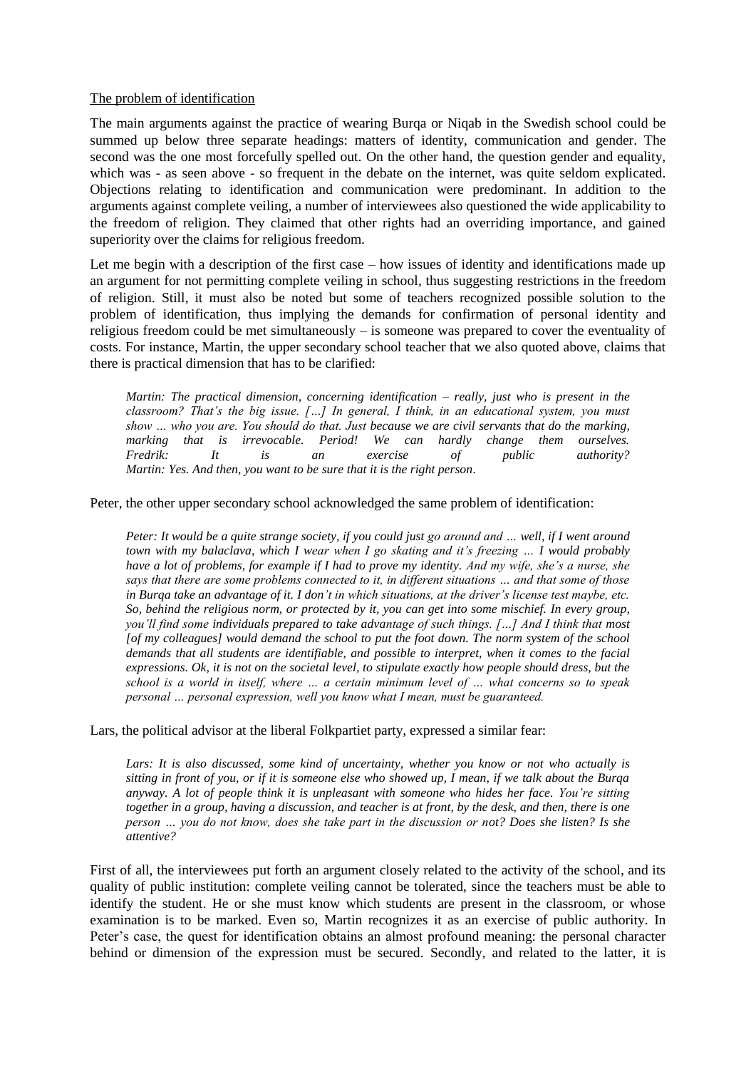The problem of identification

The main arguments against the practice of wearing Burqa or Niqab in the Swedish school could be summed up below three separate headings: matters of identity, communication and gender. The second was the one most forcefully spelled out. On the other hand, the question gender and equality, which was - as seen above - so frequent in the debate on the internet, was quite seldom explicated. Objections relating to identification and communication were predominant. In addition to the arguments against complete veiling, a number of interviewees also questioned the wide applicability to the freedom of religion. They claimed that other rights had an overriding importance, and gained superiority over the claims for religious freedom.

Let me begin with a description of the first case – how issues of identity and identifications made up an argument for not permitting complete veiling in school, thus suggesting restrictions in the freedom of religion. Still, it must also be noted but some of teachers recognized possible solution to the problem of identification, thus implying the demands for confirmation of personal identity and religious freedom could be met simultaneously – is someone was prepared to cover the eventuality of costs. For instance, Martin, the upper secondary school teacher that we also quoted above, claims that there is practical dimension that has to be clarified:

> *Martin: The practical dimension, concerning identification – really, just who is present in the classroom? That's the big issue. […] In general, I think, in an educational system, you must show … who you are. You should do that. Just because we are civil servants that do the marking, marking that is irrevocable. Period! We can hardly change them ourselves.*
> *Fredrik: It is an exercise of public authority?*
> *Martin: Yes. And then, you want to be sure that it is the right person.*

Peter, the other upper secondary school acknowledged the same problem of identification:

> *Peter: It would be a quite strange society, if you could just go around and … well, if I went around town with my balaclava, which I wear when I go skating and it's freezing … I would probably have a lot of problems, for example if I had to prove my identity. And my wife, she's a nurse, she says that there are some problems connected to it, in different situations … and that some of those in Burqa take an advantage of it. I don't in which situations, at the driver's license test maybe, etc. So, behind the religious norm, or protected by it, you can get into some mischief. In every group, you'll find some individuals prepared to take advantage of such things. […] And I think that most [of my colleagues] would demand the school to put the foot down. The norm system of the school demands that all students are identifiable, and possible to interpret, when it comes to the facial expressions. Ok, it is not on the societal level, to stipulate exactly how people should dress, but the school is a world in itself, where … a certain minimum level of … what concerns so to speak personal … personal expression, well you know what I mean, must be guaranteed.*

Lars, the political advisor at the liberal Folkpartiet party, expressed a similar fear:

> *Lars: It is also discussed, some kind of uncertainty, whether you know or not who actually is sitting in front of you, or if it is someone else who showed up, I mean, if we talk about the Burqa anyway. A lot of people think it is unpleasant with someone who hides her face. You're sitting together in a group, having a discussion, and teacher is at front, by the desk, and then, there is one person … you do not know, does she take part in the discussion or not? Does she listen? Is she attentive?*

First of all, the interviewees put forth an argument closely related to the activity of the school, and its quality of public institution: complete veiling cannot be tolerated, since the teachers must be able to identify the student. He or she must know which students are present in the classroom, or whose examination is to be marked. Even so, Martin recognizes it as an exercise of public authority. In Peter's case, the quest for identification obtains an almost profound meaning: the personal character behind or dimension of the expression must be secured. Secondly, and related to the latter, it is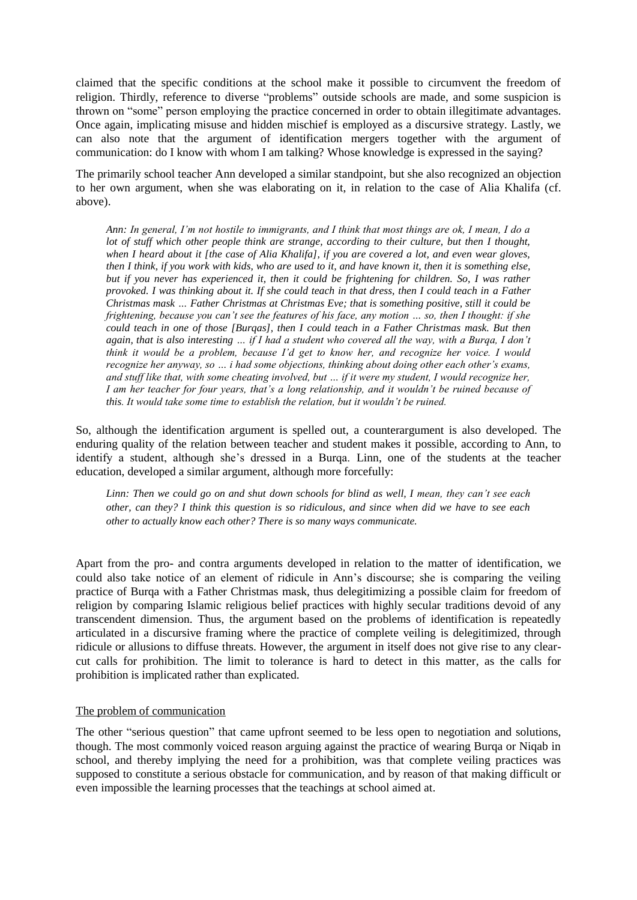claimed that the specific conditions at the school make it possible to circumvent the freedom of religion. Thirdly, reference to diverse "problems" outside schools are made, and some suspicion is thrown on "some" person employing the practice concerned in order to obtain illegitimate advantages. Once again, implicating misuse and hidden mischief is employed as a discursive strategy. Lastly, we can also note that the argument of identification mergers together with the argument of communication: do I know with whom I am talking? Whose knowledge is expressed in the saying?

The primarily school teacher Ann developed a similar standpoint, but she also recognized an objection to her own argument, when she was elaborating on it, in relation to the case of Alia Khalifa (cf. above).

> *Ann: In general, I'm not hostile to immigrants, and I think that most things are ok, I mean, I do a lot of stuff which other people think are strange, according to their culture, but then I thought, when I heard about it [the case of Alia Khalifa], if you are covered a lot, and even wear gloves, then I think, if you work with kids, who are used to it, and have known it, then it is something else, but if you never has experienced it, then it could be frightening for children. So, I was rather provoked. I was thinking about it. If she could teach in that dress, then I could teach in a Father Christmas mask … Father Christmas at Christmas Eve; that is something positive, still it could be frightening, because you can't see the features of his face, any motion … so, then I thought: if she could teach in one of those [Burqas], then I could teach in a Father Christmas mask. But then again, that is also interesting … if I had a student who covered all the way, with a Burqa, I don't think it would be a problem, because I'd get to know her, and recognize her voice. I would recognize her anyway, so … i had some objections, thinking about doing other each other's exams, and stuff like that, with some cheating involved, but … if it were my student, I would recognize her, I am her teacher for four years, that's a long relationship, and it wouldn't be ruined because of this. It would take some time to establish the relation, but it wouldn't be ruined.*

So, although the identification argument is spelled out, a counterargument is also developed. The enduring quality of the relation between teacher and student makes it possible, according to Ann, to identify a student, although she's dressed in a Burqa. Linn, one of the students at the teacher education, developed a similar argument, although more forcefully:

> *Linn: Then we could go on and shut down schools for blind as well, I mean, they can't see each other, can they? I think this question is so ridiculous, and since when did we have to see each other to actually know each other? There is so many ways communicate.*

Apart from the pro- and contra arguments developed in relation to the matter of identification, we could also take notice of an element of ridicule in Ann's discourse; she is comparing the veiling practice of Burqa with a Father Christmas mask, thus delegitimizing a possible claim for freedom of religion by comparing Islamic religious belief practices with highly secular traditions devoid of any transcendent dimension. Thus, the argument based on the problems of identification is repeatedly articulated in a discursive framing where the practice of complete veiling is delegitimized, through ridicule or allusions to diffuse threats. However, the argument in itself does not give rise to any clear-cut calls for prohibition. The limit to tolerance is hard to detect in this matter, as the calls for prohibition is implicated rather than explicated.

### The problem of communication

The other "serious question" that came upfront seemed to be less open to negotiation and solutions, though. The most commonly voiced reason arguing against the practice of wearing Burqa or Niqab in school, and thereby implying the need for a prohibition, was that complete veiling practices was supposed to constitute a serious obstacle for communication, and by reason of that making difficult or even impossible the learning processes that the teachings at school aimed at.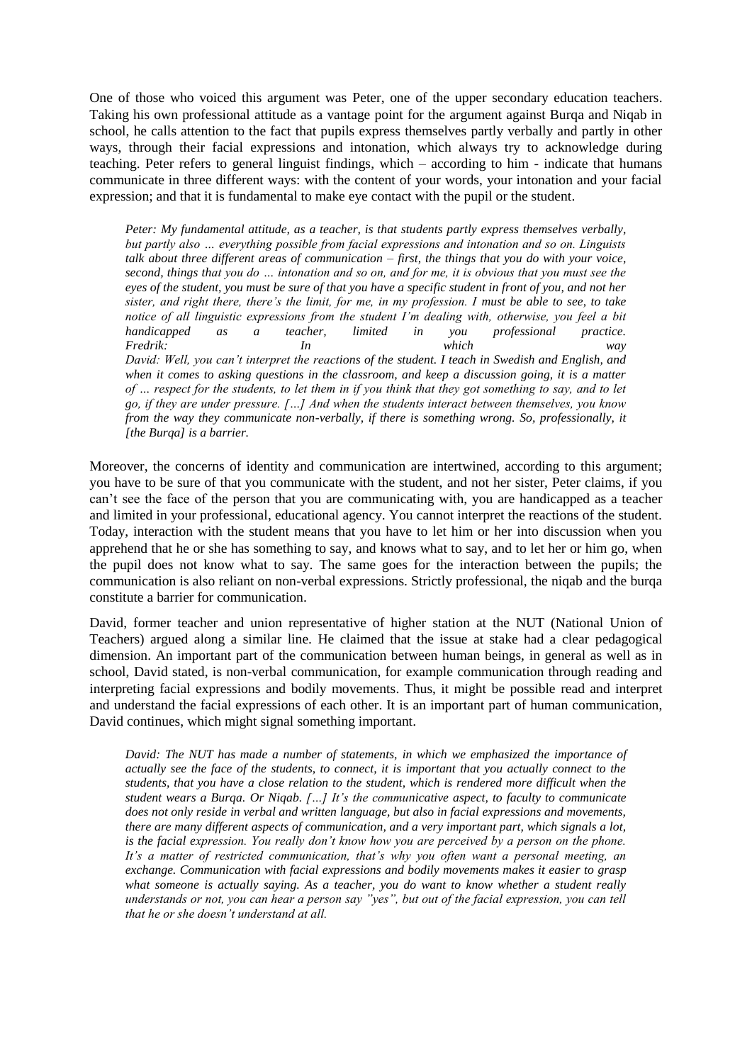One of those who voiced this argument was Peter, one of the upper secondary education teachers. Taking his own professional attitude as a vantage point for the argument against Burqa and Niqab in school, he calls attention to the fact that pupils express themselves partly verbally and partly in other ways, through their facial expressions and intonation, which always try to acknowledge during teaching. Peter refers to general linguist findings, which – according to him - indicate that humans communicate in three different ways: with the content of your words, your intonation and your facial expression; and that it is fundamental to make eye contact with the pupil or the student.

> *Peter: My fundamental attitude, as a teacher, is that students partly express themselves verbally, but partly also … everything possible from facial expressions and intonation and so on. Linguists talk about three different areas of communication – first, the things that you do with your voice, second, things that you do … intonation and so on, and for me, it is obvious that you must see the eyes of the student, you must be sure of that you have a specific student in front of you, and not her sister, and right there, there's the limit, for me, in my profession. I must be able to see, to take notice of all linguistic expressions from the student I'm dealing with, otherwise, you feel a bit handicapped as a teacher, limited in you professional practice.*
> *Fredrik: In which way*
> *David: Well, you can't interpret the reactions of the student. I teach in Swedish and English, and when it comes to asking questions in the classroom, and keep a discussion going, it is a matter of … respect for the students, to let them in if you think that they got something to say, and to let go, if they are under pressure. […] And when the students interact between themselves, you know from the way they communicate non-verbally, if there is something wrong. So, professionally, it [the Burqa] is a barrier.*

Moreover, the concerns of identity and communication are intertwined, according to this argument; you have to be sure of that you communicate with the student, and not her sister, Peter claims, if you can't see the face of the person that you are communicating with, you are handicapped as a teacher and limited in your professional, educational agency. You cannot interpret the reactions of the student. Today, interaction with the student means that you have to let him or her into discussion when you apprehend that he or she has something to say, and knows what to say, and to let her or him go, when the pupil does not know what to say. The same goes for the interaction between the pupils; the communication is also reliant on non-verbal expressions. Strictly professional, the niqab and the burqa constitute a barrier for communication.

David, former teacher and union representative of higher station at the NUT (National Union of Teachers) argued along a similar line. He claimed that the issue at stake had a clear pedagogical dimension. An important part of the communication between human beings, in general as well as in school, David stated, is non-verbal communication, for example communication through reading and interpreting facial expressions and bodily movements. Thus, it might be possible read and interpret and understand the facial expressions of each other. It is an important part of human communication, David continues, which might signal something important.

> *David: The NUT has made a number of statements, in which we emphasized the importance of actually see the face of the students, to connect, it is important that you actually connect to the students, that you have a close relation to the student, which is rendered more difficult when the student wears a Burqa. Or Niqab. […] It's the communicative aspect, to faculty to communicate does not only reside in verbal and written language, but also in facial expressions and movements, there are many different aspects of communication, and a very important part, which signals a lot, is the facial expression. You really don't know how you are perceived by a person on the phone. It's a matter of restricted communication, that's why you often want a personal meeting, an exchange. Communication with facial expressions and bodily movements makes it easier to grasp what someone is actually saying. As a teacher, you do want to know whether a student really understands or not, you can hear a person say "yes", but out of the facial expression, you can tell that he or she doesn't understand at all.*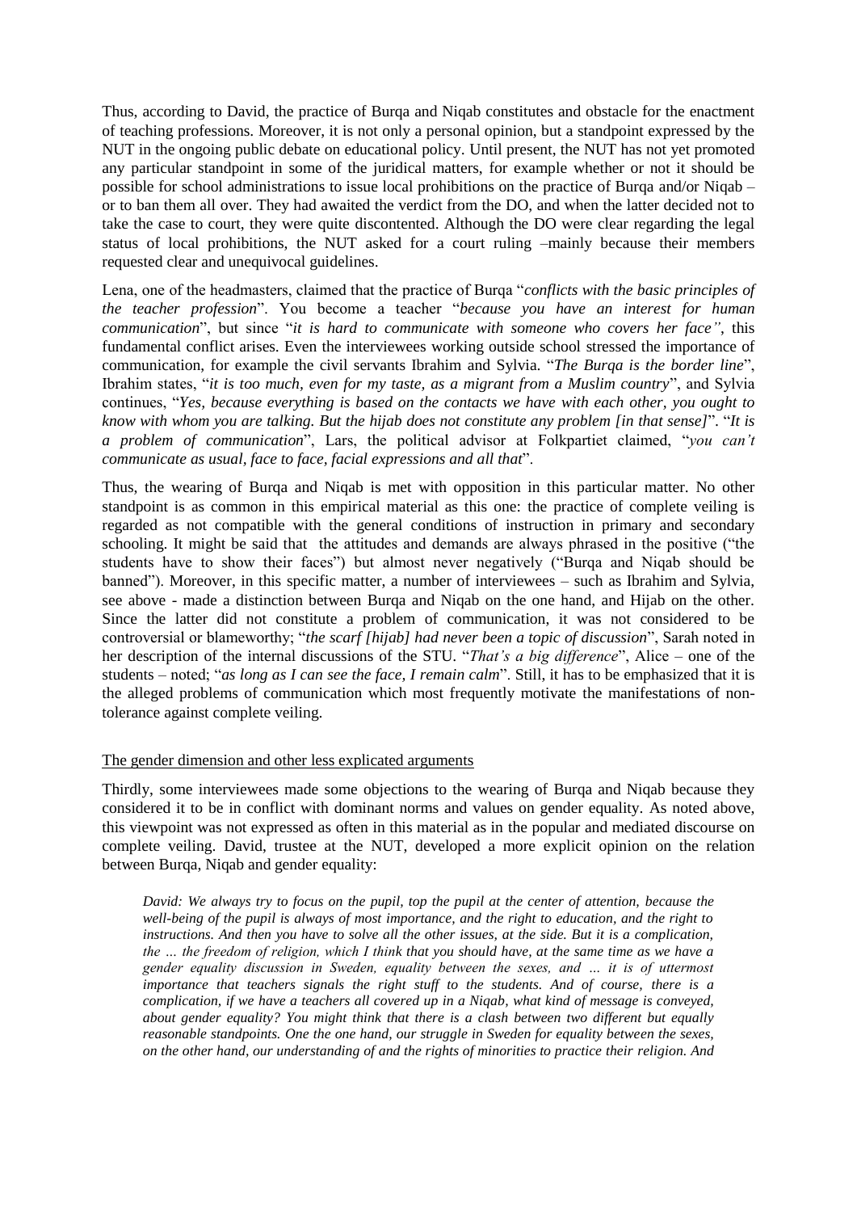Thus, according to David, the practice of Burqa and Niqab constitutes and obstacle for the enactment of teaching professions. Moreover, it is not only a personal opinion, but a standpoint expressed by the NUT in the ongoing public debate on educational policy. Until present, the NUT has not yet promoted any particular standpoint in some of the juridical matters, for example whether or not it should be possible for school administrations to issue local prohibitions on the practice of Burqa and/or Niqab – or to ban them all over. They had awaited the verdict from the DO, and when the latter decided not to take the case to court, they were quite discontented. Although the DO were clear regarding the legal status of local prohibitions, the NUT asked for a court ruling –mainly because their members requested clear and unequivocal guidelines.

Lena, one of the headmasters, claimed that the practice of Burqa "*conflicts with the basic principles of the teacher profession*". You become a teacher "*because you have an interest for human communication*", but since "*it is hard to communicate with someone who covers her face"*, this fundamental conflict arises. Even the interviewees working outside school stressed the importance of communication, for example the civil servants Ibrahim and Sylvia. "*The Burqa is the border line*", Ibrahim states, "*it is too much, even for my taste, as a migrant from a Muslim country*", and Sylvia continues, "*Yes, because everything is based on the contacts we have with each other, you ought to know with whom you are talking. But the hijab does not constitute any problem [in that sense]*". "*It is a problem of communication*", Lars, the political advisor at Folkpartiet claimed, "*you can't communicate as usual, face to face, facial expressions and all that*".

Thus, the wearing of Burqa and Niqab is met with opposition in this particular matter. No other standpoint is as common in this empirical material as this one: the practice of complete veiling is regarded as not compatible with the general conditions of instruction in primary and secondary schooling. It might be said that the attitudes and demands are always phrased in the positive ("the students have to show their faces") but almost never negatively ("Burqa and Niqab should be banned"). Moreover, in this specific matter, a number of interviewees – such as Ibrahim and Sylvia, see above - made a distinction between Burqa and Niqab on the one hand, and Hijab on the other. Since the latter did not constitute a problem of communication, it was not considered to be controversial or blameworthy; "*the scarf [hijab] had never been a topic of discussion*", Sarah noted in her description of the internal discussions of the STU. "*That's a big difference*", Alice – one of the students – noted; "*as long as I can see the face, I remain calm*". Still, it has to be emphasized that it is the alleged problems of communication which most frequently motivate the manifestations of non-tolerance against complete veiling.

<u>The gender dimension and other less explicated arguments</u>

Thirdly, some interviewees made some objections to the wearing of Burqa and Niqab because they considered it to be in conflict with dominant norms and values on gender equality. As noted above, this viewpoint was not expressed as often in this material as in the popular and mediated discourse on complete veiling. David, trustee at the NUT, developed a more explicit opinion on the relation between Burqa, Niqab and gender equality:

> *David: We always try to focus on the pupil, top the pupil at the center of attention, because the well-being of the pupil is always of most importance, and the right to education, and the right to instructions. And then you have to solve all the other issues, at the side. But it is a complication, the … the freedom of religion, which I think that you should have, at the same time as we have a gender equality discussion in Sweden, equality between the sexes, and … it is of uttermost importance that teachers signals the right stuff to the students. And of course, there is a complication, if we have a teachers all covered up in a Niqab, what kind of message is conveyed, about gender equality? You might think that there is a clash between two different but equally reasonable standpoints. One the one hand, our struggle in Sweden for equality between the sexes, on the other hand, our understanding of and the rights of minorities to practice their religion. And*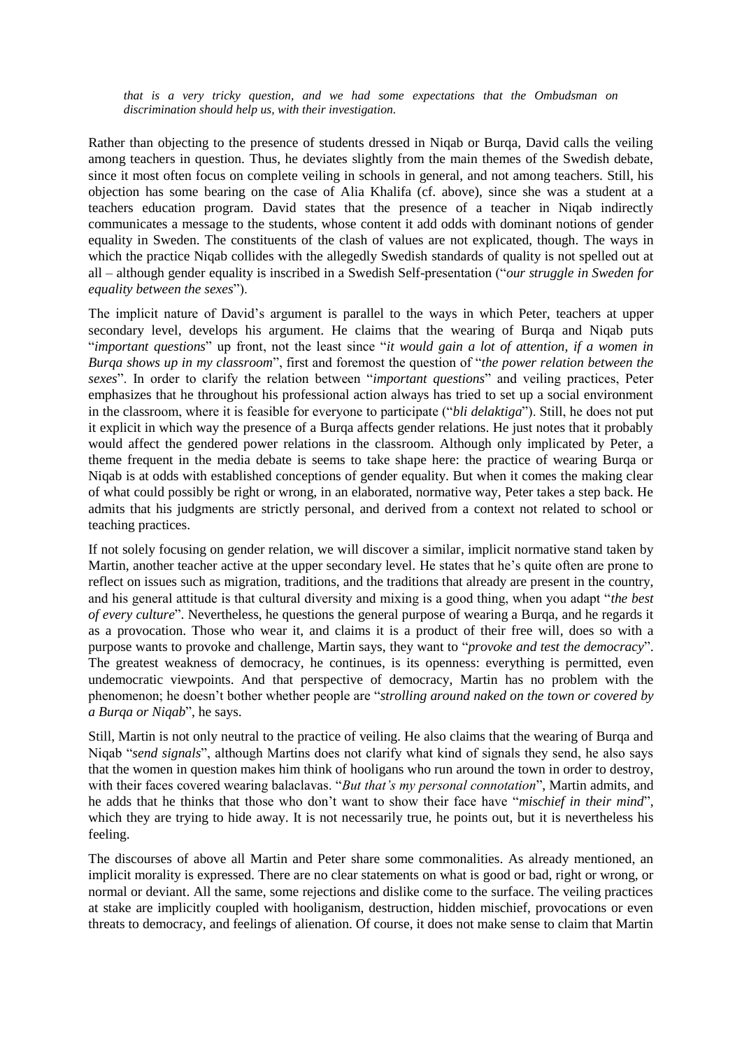*that is a very tricky question, and we had some expectations that the Ombudsman on discrimination should help us, with their investigation.*

Rather than objecting to the presence of students dressed in Niqab or Burqa, David calls the veiling among teachers in question. Thus, he deviates slightly from the main themes of the Swedish debate, since it most often focus on complete veiling in schools in general, and not among teachers. Still, his objection has some bearing on the case of Alia Khalifa (cf. above), since she was a student at a teachers education program. David states that the presence of a teacher in Niqab indirectly communicates a message to the students, whose content it add odds with dominant notions of gender equality in Sweden. The constituents of the clash of values are not explicated, though. The ways in which the practice Niqab collides with the allegedly Swedish standards of quality is not spelled out at all – although gender equality is inscribed in a Swedish Self-presentation ("*our struggle in Sweden for equality between the sexes*").

The implicit nature of David's argument is parallel to the ways in which Peter, teachers at upper secondary level, develops his argument. He claims that the wearing of Burqa and Niqab puts "*important questions*" up front, not the least since "*it would gain a lot of attention, if a women in Burqa shows up in my classroom*", first and foremost the question of "*the power relation between the sexes*". In order to clarify the relation between "*important questions*" and veiling practices, Peter emphasizes that he throughout his professional action always has tried to set up a social environment in the classroom, where it is feasible for everyone to participate ("*bli delaktiga*"). Still, he does not put it explicit in which way the presence of a Burqa affects gender relations. He just notes that it probably would affect the gendered power relations in the classroom. Although only implicated by Peter, a theme frequent in the media debate is seems to take shape here: the practice of wearing Burqa or Niqab is at odds with established conceptions of gender equality. But when it comes the making clear of what could possibly be right or wrong, in an elaborated, normative way, Peter takes a step back. He admits that his judgments are strictly personal, and derived from a context not related to school or teaching practices.

If not solely focusing on gender relation, we will discover a similar, implicit normative stand taken by Martin, another teacher active at the upper secondary level. He states that he's quite often are prone to reflect on issues such as migration, traditions, and the traditions that already are present in the country, and his general attitude is that cultural diversity and mixing is a good thing, when you adapt "*the best of every culture*". Nevertheless, he questions the general purpose of wearing a Burqa, and he regards it as a provocation. Those who wear it, and claims it is a product of their free will, does so with a purpose wants to provoke and challenge, Martin says, they want to "*provoke and test the democracy*". The greatest weakness of democracy, he continues, is its openness: everything is permitted, even undemocratic viewpoints. And that perspective of democracy, Martin has no problem with the phenomenon; he doesn't bother whether people are "*strolling around naked on the town or covered by a Burqa or Niqab*", he says.

Still, Martin is not only neutral to the practice of veiling. He also claims that the wearing of Burqa and Niqab "*send signals*", although Martins does not clarify what kind of signals they send, he also says that the women in question makes him think of hooligans who run around the town in order to destroy, with their faces covered wearing balaclavas. "*But that's my personal connotation*", Martin admits, and he adds that he thinks that those who don't want to show their face have "*mischief in their mind*", which they are trying to hide away. It is not necessarily true, he points out, but it is nevertheless his feeling.

The discourses of above all Martin and Peter share some commonalities. As already mentioned, an implicit morality is expressed. There are no clear statements on what is good or bad, right or wrong, or normal or deviant. All the same, some rejections and dislike come to the surface. The veiling practices at stake are implicitly coupled with hooliganism, destruction, hidden mischief, provocations or even threats to democracy, and feelings of alienation. Of course, it does not make sense to claim that Martin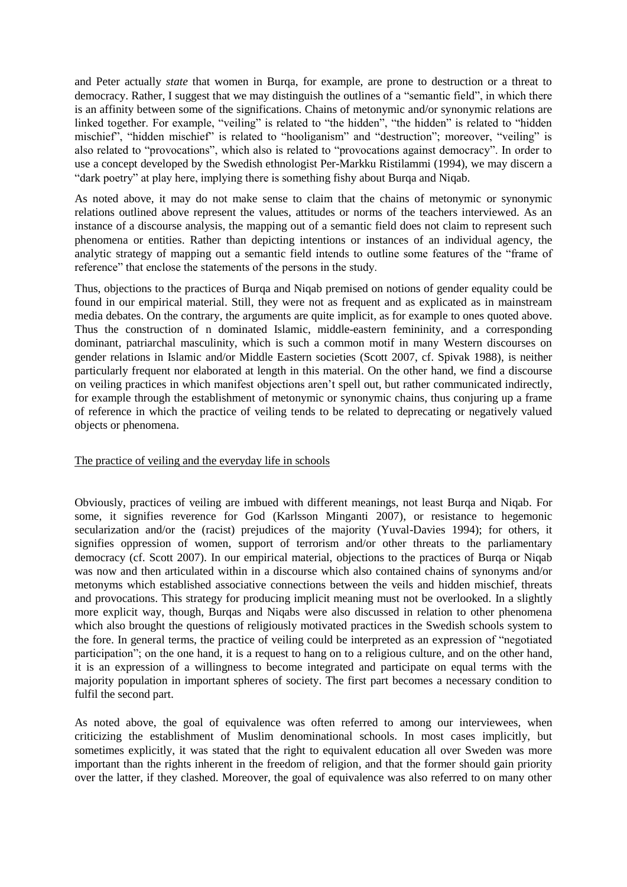and Peter actually *state* that women in Burqa, for example, are prone to destruction or a threat to democracy. Rather, I suggest that we may distinguish the outlines of a "semantic field", in which there is an affinity between some of the significations. Chains of metonymic and/or synonymic relations are linked together. For example, "veiling" is related to "the hidden", "the hidden" is related to "hidden mischief", "hidden mischief" is related to "hooliganism" and "destruction"; moreover, "veiling" is also related to "provocations", which also is related to "provocations against democracy". In order to use a concept developed by the Swedish ethnologist Per-Markku Ristilammi (1994), we may discern a "dark poetry" at play here, implying there is something fishy about Burqa and Niqab.

As noted above, it may do not make sense to claim that the chains of metonymic or synonymic relations outlined above represent the values, attitudes or norms of the teachers interviewed. As an instance of a discourse analysis, the mapping out of a semantic field does not claim to represent such phenomena or entities. Rather than depicting intentions or instances of an individual agency, the analytic strategy of mapping out a semantic field intends to outline some features of the "frame of reference" that enclose the statements of the persons in the study.

Thus, objections to the practices of Burqa and Niqab premised on notions of gender equality could be found in our empirical material. Still, they were not as frequent and as explicated as in mainstream media debates. On the contrary, the arguments are quite implicit, as for example to ones quoted above. Thus the construction of n dominated Islamic, middle-eastern femininity, and a corresponding dominant, patriarchal masculinity, which is such a common motif in many Western discourses on gender relations in Islamic and/or Middle Eastern societies (Scott 2007, cf. Spivak 1988), is neither particularly frequent nor elaborated at length in this material. On the other hand, we find a discourse on veiling practices in which manifest objections aren't spell out, but rather communicated indirectly, for example through the establishment of metonymic or synonymic chains, thus conjuring up a frame of reference in which the practice of veiling tends to be related to deprecating or negatively valued objects or phenomena.

## The practice of veiling and the everyday life in schools

Obviously, practices of veiling are imbued with different meanings, not least Burqa and Niqab. For some, it signifies reverence for God (Karlsson Minganti 2007), or resistance to hegemonic secularization and/or the (racist) prejudices of the majority (Yuval-Davies 1994); for others, it signifies oppression of women, support of terrorism and/or other threats to the parliamentary democracy (cf. Scott 2007). In our empirical material, objections to the practices of Burqa or Niqab was now and then articulated within in a discourse which also contained chains of synonyms and/or metonyms which established associative connections between the veils and hidden mischief, threats and provocations. This strategy for producing implicit meaning must not be overlooked. In a slightly more explicit way, though, Burqas and Niqabs were also discussed in relation to other phenomena which also brought the questions of religiously motivated practices in the Swedish schools system to the fore. In general terms, the practice of veiling could be interpreted as an expression of "negotiated participation"; on the one hand, it is a request to hang on to a religious culture, and on the other hand, it is an expression of a willingness to become integrated and participate on equal terms with the majority population in important spheres of society. The first part becomes a necessary condition to fulfil the second part.

As noted above, the goal of equivalence was often referred to among our interviewees, when criticizing the establishment of Muslim denominational schools. In most cases implicitly, but sometimes explicitly, it was stated that the right to equivalent education all over Sweden was more important than the rights inherent in the freedom of religion, and that the former should gain priority over the latter, if they clashed. Moreover, the goal of equivalence was also referred to on many other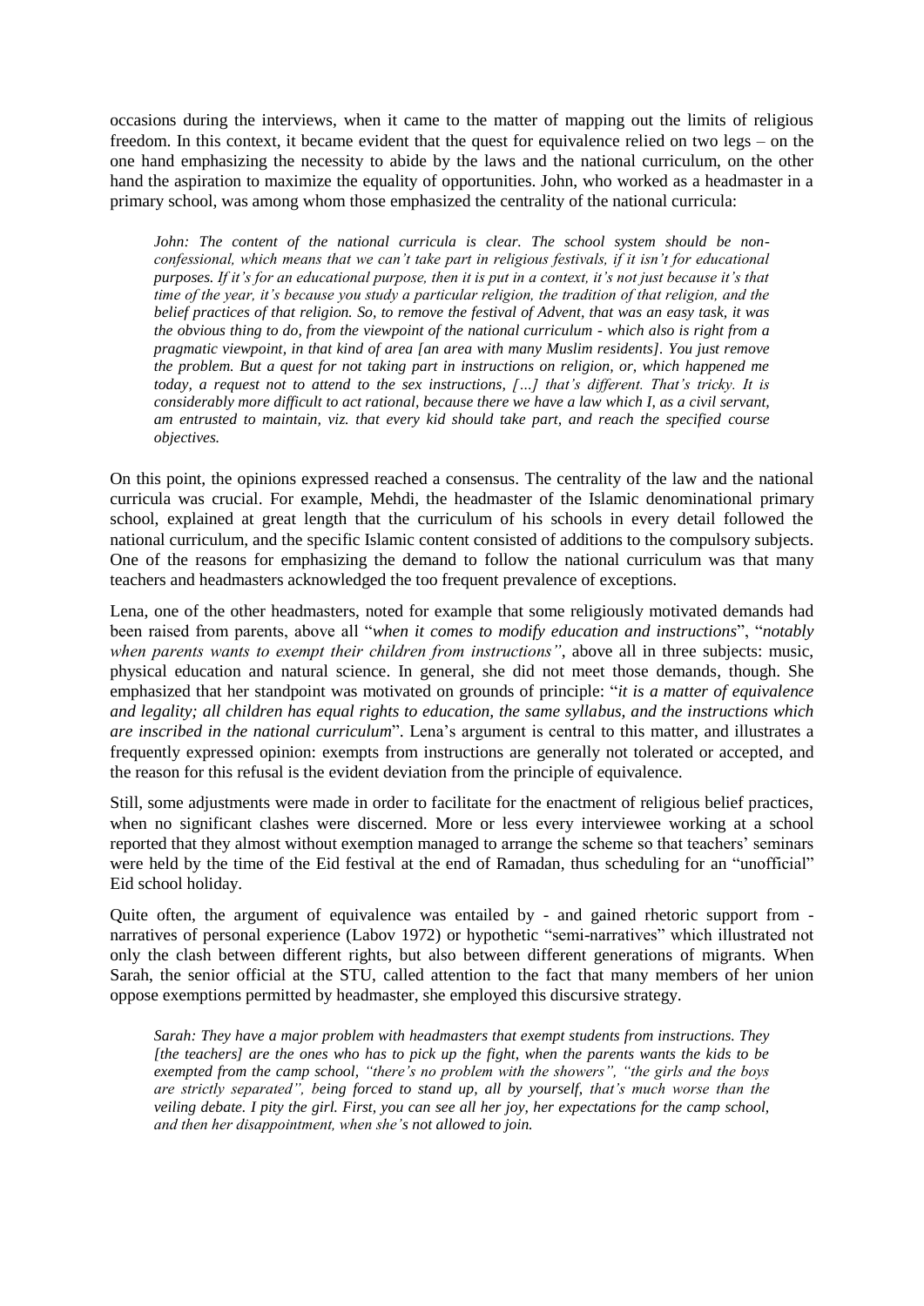occasions during the interviews, when it came to the matter of mapping out the limits of religious freedom. In this context, it became evident that the quest for equivalence relied on two legs – on the one hand emphasizing the necessity to abide by the laws and the national curriculum, on the other hand the aspiration to maximize the equality of opportunities. John, who worked as a headmaster in a primary school, was among whom those emphasized the centrality of the national curricula:

> *John: The content of the national curricula is clear. The school system should be non-confessional, which means that we can't take part in religious festivals, if it isn't for educational purposes. If it's for an educational purpose, then it is put in a context, it's not just because it's that time of the year, it's because you study a particular religion, the tradition of that religion, and the belief practices of that religion. So, to remove the festival of Advent, that was an easy task, it was the obvious thing to do, from the viewpoint of the national curriculum - which also is right from a pragmatic viewpoint, in that kind of area [an area with many Muslim residents]. You just remove the problem. But a quest for not taking part in instructions on religion, or, which happened me today, a request not to attend to the sex instructions, […] that's different. That's tricky. It is considerably more difficult to act rational, because there we have a law which I, as a civil servant, am entrusted to maintain, viz. that every kid should take part, and reach the specified course objectives.*

On this point, the opinions expressed reached a consensus. The centrality of the law and the national curricula was crucial. For example, Mehdi, the headmaster of the Islamic denominational primary school, explained at great length that the curriculum of his schools in every detail followed the national curriculum, and the specific Islamic content consisted of additions to the compulsory subjects. One of the reasons for emphasizing the demand to follow the national curriculum was that many teachers and headmasters acknowledged the too frequent prevalence of exceptions.

Lena, one of the other headmasters, noted for example that some religiously motivated demands had been raised from parents, above all "*when it comes to modify education and instructions*", "*notably when parents wants to exempt their children from instructions"*, above all in three subjects: music, physical education and natural science. In general, she did not meet those demands, though. She emphasized that her standpoint was motivated on grounds of principle: "*it is a matter of equivalence and legality; all children has equal rights to education, the same syllabus, and the instructions which are inscribed in the national curriculum*". Lena's argument is central to this matter, and illustrates a frequently expressed opinion: exempts from instructions are generally not tolerated or accepted, and the reason for this refusal is the evident deviation from the principle of equivalence.

Still, some adjustments were made in order to facilitate for the enactment of religious belief practices, when no significant clashes were discerned. More or less every interviewee working at a school reported that they almost without exemption managed to arrange the scheme so that teachers' seminars were held by the time of the Eid festival at the end of Ramadan, thus scheduling for an "unofficial" Eid school holiday.

Quite often, the argument of equivalence was entailed by - and gained rhetoric support from - narratives of personal experience (Labov 1972) or hypothetic "semi-narratives" which illustrated not only the clash between different rights, but also between different generations of migrants. When Sarah, the senior official at the STU, called attention to the fact that many members of her union oppose exemptions permitted by headmaster, she employed this discursive strategy.

> *Sarah: They have a major problem with headmasters that exempt students from instructions. They [the teachers] are the ones who has to pick up the fight, when the parents wants the kids to be exempted from the camp school, "there's no problem with the showers", "the girls and the boys are strictly separated", being forced to stand up, all by yourself, that's much worse than the veiling debate. I pity the girl. First, you can see all her joy, her expectations for the camp school, and then her disappointment, when she's not allowed to join.*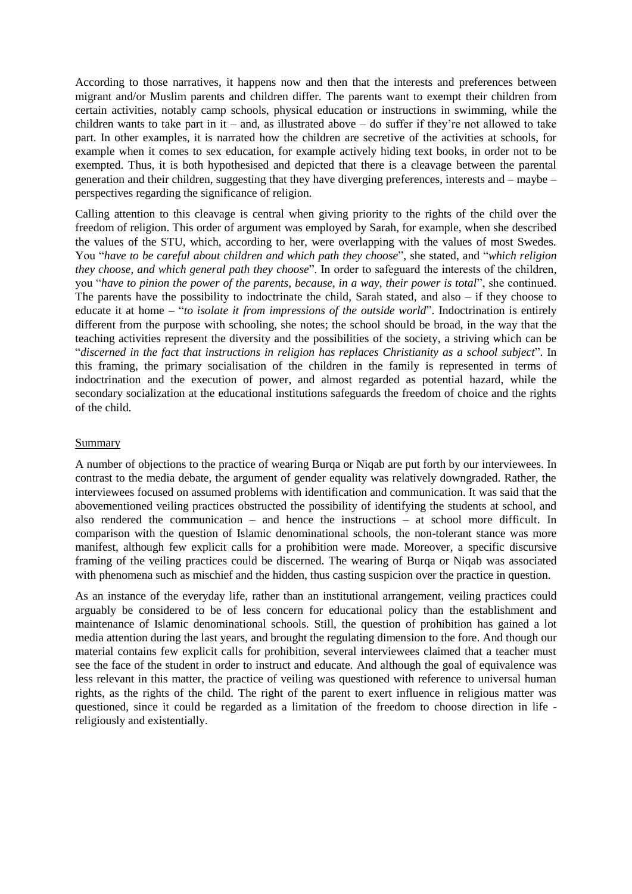According to those narratives, it happens now and then that the interests and preferences between migrant and/or Muslim parents and children differ. The parents want to exempt their children from certain activities, notably camp schools, physical education or instructions in swimming, while the children wants to take part in it – and, as illustrated above – do suffer if they're not allowed to take part. In other examples, it is narrated how the children are secretive of the activities at schools, for example when it comes to sex education, for example actively hiding text books, in order not to be exempted. Thus, it is both hypothesised and depicted that there is a cleavage between the parental generation and their children, suggesting that they have diverging preferences, interests and – maybe – perspectives regarding the significance of religion.

Calling attention to this cleavage is central when giving priority to the rights of the child over the freedom of religion. This order of argument was employed by Sarah, for example, when she described the values of the STU, which, according to her, were overlapping with the values of most Swedes. You "*have to be careful about children and which path they choose*", she stated, and "*which religion they choose, and which general path they choose*". In order to safeguard the interests of the children, you "*have to pinion the power of the parents, because, in a way, their power is total*", she continued. The parents have the possibility to indoctrinate the child, Sarah stated, and also – if they choose to educate it at home – "*to isolate it from impressions of the outside world*". Indoctrination is entirely different from the purpose with schooling, she notes; the school should be broad, in the way that the teaching activities represent the diversity and the possibilities of the society, a striving which can be "*discerned in the fact that instructions in religion has replaces Christianity as a school subject*". In this framing, the primary socialisation of the children in the family is represented in terms of indoctrination and the execution of power, and almost regarded as potential hazard, while the secondary socialization at the educational institutions safeguards the freedom of choice and the rights of the child.

## Summary

A number of objections to the practice of wearing Burqa or Niqab are put forth by our interviewees. In contrast to the media debate, the argument of gender equality was relatively downgraded. Rather, the interviewees focused on assumed problems with identification and communication. It was said that the abovementioned veiling practices obstructed the possibility of identifying the students at school, and also rendered the communication – and hence the instructions – at school more difficult. In comparison with the question of Islamic denominational schools, the non-tolerant stance was more manifest, although few explicit calls for a prohibition were made. Moreover, a specific discursive framing of the veiling practices could be discerned. The wearing of Burqa or Niqab was associated with phenomena such as mischief and the hidden, thus casting suspicion over the practice in question.

As an instance of the everyday life, rather than an institutional arrangement, veiling practices could arguably be considered to be of less concern for educational policy than the establishment and maintenance of Islamic denominational schools. Still, the question of prohibition has gained a lot media attention during the last years, and brought the regulating dimension to the fore. And though our material contains few explicit calls for prohibition, several interviewees claimed that a teacher must see the face of the student in order to instruct and educate. And although the goal of equivalence was less relevant in this matter, the practice of veiling was questioned with reference to universal human rights, as the rights of the child. The right of the parent to exert influence in religious matter was questioned, since it could be regarded as a limitation of the freedom to choose direction in life - religiously and existentially.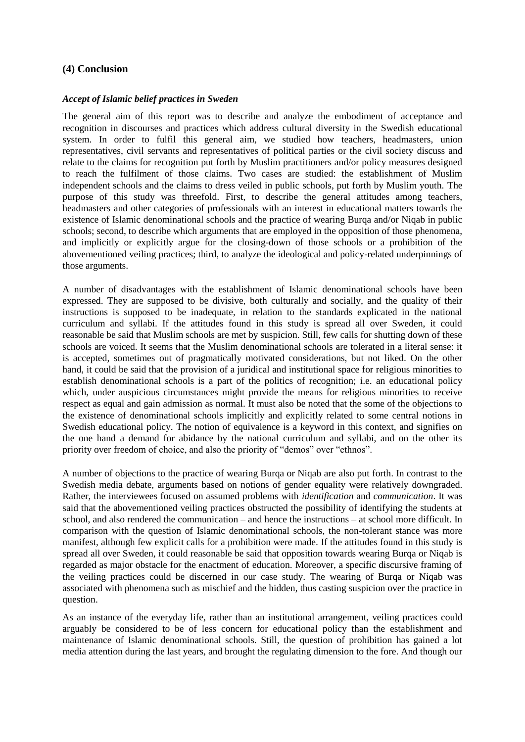## (4) Conclusion

### *Accept of Islamic belief practices in Sweden*

The general aim of this report was to describe and analyze the embodiment of acceptance and recognition in discourses and practices which address cultural diversity in the Swedish educational system. In order to fulfil this general aim, we studied how teachers, headmasters, union representatives, civil servants and representatives of political parties or the civil society discuss and relate to the claims for recognition put forth by Muslim practitioners and/or policy measures designed to reach the fulfilment of those claims. Two cases are studied: the establishment of Muslim independent schools and the claims to dress veiled in public schools, put forth by Muslim youth. The purpose of this study was threefold. First, to describe the general attitudes among teachers, headmasters and other categories of professionals with an interest in educational matters towards the existence of Islamic denominational schools and the practice of wearing Burqa and/or Niqab in public schools; second, to describe which arguments that are employed in the opposition of those phenomena, and implicitly or explicitly argue for the closing-down of those schools or a prohibition of the abovementioned veiling practices; third, to analyze the ideological and policy-related underpinnings of those arguments.

A number of disadvantages with the establishment of Islamic denominational schools have been expressed. They are supposed to be divisive, both culturally and socially, and the quality of their instructions is supposed to be inadequate, in relation to the standards explicated in the national curriculum and syllabi. If the attitudes found in this study is spread all over Sweden, it could reasonable be said that Muslim schools are met by suspicion. Still, few calls for shutting down of these schools are voiced. It seems that the Muslim denominational schools are tolerated in a literal sense: it is accepted, sometimes out of pragmatically motivated considerations, but not liked. On the other hand, it could be said that the provision of a juridical and institutional space for religious minorities to establish denominational schools is a part of the politics of recognition; i.e. an educational policy which, under auspicious circumstances might provide the means for religious minorities to receive respect as equal and gain admission as normal. It must also be noted that the some of the objections to the existence of denominational schools implicitly and explicitly related to some central notions in Swedish educational policy. The notion of equivalence is a keyword in this context, and signifies on the one hand a demand for abidance by the national curriculum and syllabi, and on the other its priority over freedom of choice, and also the priority of "demos" over "ethnos".

A number of objections to the practice of wearing Burqa or Niqab are also put forth. In contrast to the Swedish media debate, arguments based on notions of gender equality were relatively downgraded. Rather, the interviewees focused on assumed problems with *identification* and *communication*. It was said that the abovementioned veiling practices obstructed the possibility of identifying the students at school, and also rendered the communication – and hence the instructions – at school more difficult. In comparison with the question of Islamic denominational schools, the non-tolerant stance was more manifest, although few explicit calls for a prohibition were made. If the attitudes found in this study is spread all over Sweden, it could reasonable be said that opposition towards wearing Burqa or Niqab is regarded as major obstacle for the enactment of education. Moreover, a specific discursive framing of the veiling practices could be discerned in our case study. The wearing of Burqa or Niqab was associated with phenomena such as mischief and the hidden, thus casting suspicion over the practice in question.

As an instance of the everyday life, rather than an institutional arrangement, veiling practices could arguably be considered to be of less concern for educational policy than the establishment and maintenance of Islamic denominational schools. Still, the question of prohibition has gained a lot media attention during the last years, and brought the regulating dimension to the fore. And though our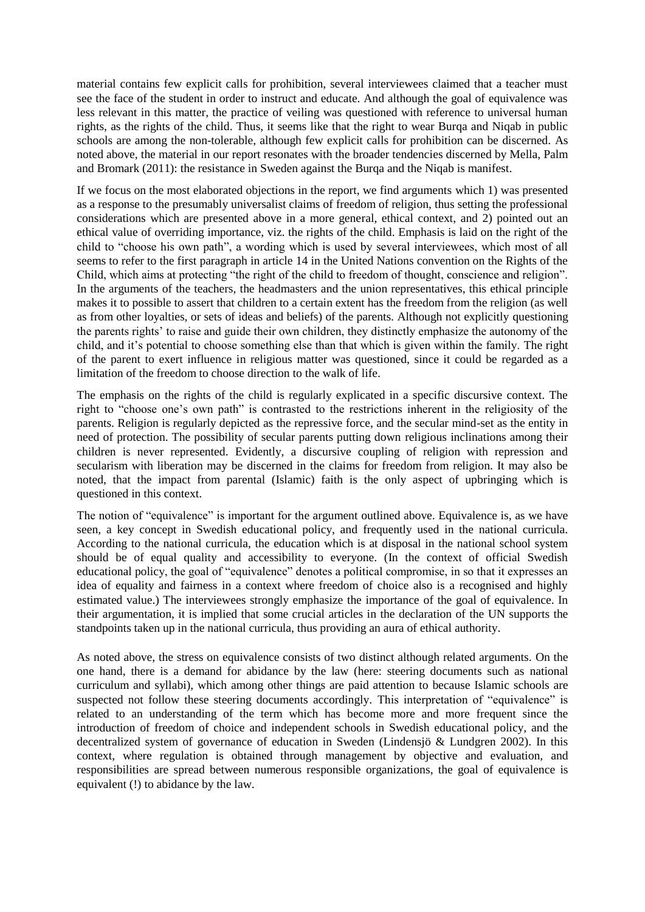material contains few explicit calls for prohibition, several interviewees claimed that a teacher must see the face of the student in order to instruct and educate. And although the goal of equivalence was less relevant in this matter, the practice of veiling was questioned with reference to universal human rights, as the rights of the child. Thus, it seems like that the right to wear Burqa and Niqab in public schools are among the non-tolerable, although few explicit calls for prohibition can be discerned. As noted above, the material in our report resonates with the broader tendencies discerned by Mella, Palm and Bromark (2011): the resistance in Sweden against the Burqa and the Niqab is manifest.

If we focus on the most elaborated objections in the report, we find arguments which 1) was presented as a response to the presumably universalist claims of freedom of religion, thus setting the professional considerations which are presented above in a more general, ethical context, and 2) pointed out an ethical value of overriding importance, viz. the rights of the child. Emphasis is laid on the right of the child to "choose his own path", a wording which is used by several interviewees, which most of all seems to refer to the first paragraph in article 14 in the United Nations convention on the Rights of the Child, which aims at protecting "the right of the child to freedom of thought, conscience and religion". In the arguments of the teachers, the headmasters and the union representatives, this ethical principle makes it to possible to assert that children to a certain extent has the freedom from the religion (as well as from other loyalties, or sets of ideas and beliefs) of the parents. Although not explicitly questioning the parents rights' to raise and guide their own children, they distinctly emphasize the autonomy of the child, and it's potential to choose something else than that which is given within the family. The right of the parent to exert influence in religious matter was questioned, since it could be regarded as a limitation of the freedom to choose direction to the walk of life.

The emphasis on the rights of the child is regularly explicated in a specific discursive context. The right to "choose one's own path" is contrasted to the restrictions inherent in the religiosity of the parents. Religion is regularly depicted as the repressive force, and the secular mind-set as the entity in need of protection. The possibility of secular parents putting down religious inclinations among their children is never represented. Evidently, a discursive coupling of religion with repression and secularism with liberation may be discerned in the claims for freedom from religion. It may also be noted, that the impact from parental (Islamic) faith is the only aspect of upbringing which is questioned in this context.

The notion of "equivalence" is important for the argument outlined above. Equivalence is, as we have seen, a key concept in Swedish educational policy, and frequently used in the national curricula. According to the national curricula, the education which is at disposal in the national school system should be of equal quality and accessibility to everyone. (In the context of official Swedish educational policy, the goal of "equivalence" denotes a political compromise, in so that it expresses an idea of equality and fairness in a context where freedom of choice also is a recognised and highly estimated value.) The interviewees strongly emphasize the importance of the goal of equivalence. In their argumentation, it is implied that some crucial articles in the declaration of the UN supports the standpoints taken up in the national curricula, thus providing an aura of ethical authority.

As noted above, the stress on equivalence consists of two distinct although related arguments. On the one hand, there is a demand for abidance by the law (here: steering documents such as national curriculum and syllabi), which among other things are paid attention to because Islamic schools are suspected not follow these steering documents accordingly. This interpretation of "equivalence" is related to an understanding of the term which has become more and more frequent since the introduction of freedom of choice and independent schools in Swedish educational policy, and the decentralized system of governance of education in Sweden (Lindensjö & Lundgren 2002). In this context, where regulation is obtained through management by objective and evaluation, and responsibilities are spread between numerous responsible organizations, the goal of equivalence is equivalent (!) to abidance by the law.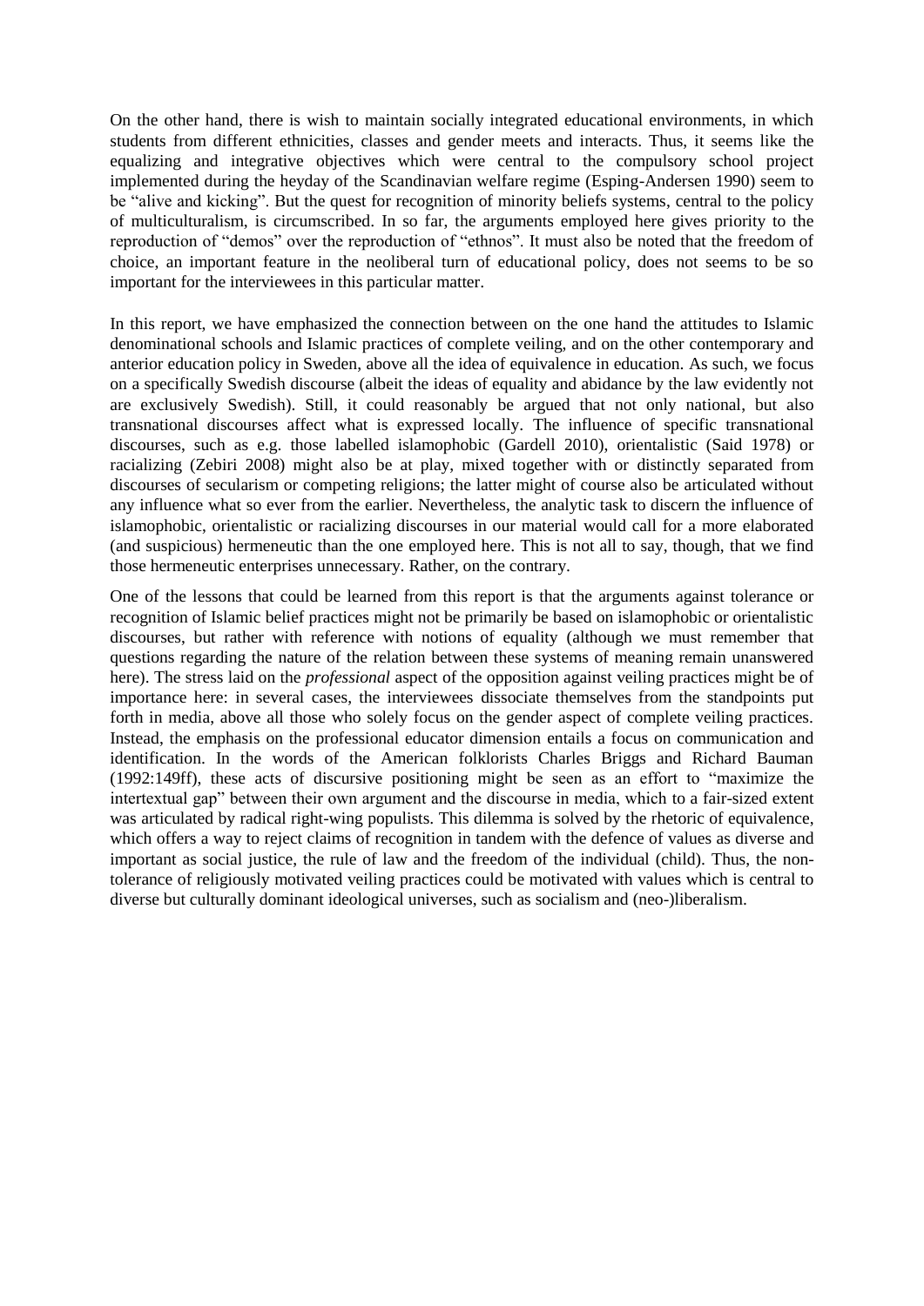On the other hand, there is wish to maintain socially integrated educational environments, in which students from different ethnicities, classes and gender meets and interacts. Thus, it seems like the equalizing and integrative objectives which were central to the compulsory school project implemented during the heyday of the Scandinavian welfare regime (Esping-Andersen 1990) seem to be "alive and kicking". But the quest for recognition of minority beliefs systems, central to the policy of multiculturalism, is circumscribed. In so far, the arguments employed here gives priority to the reproduction of "demos" over the reproduction of "ethnos". It must also be noted that the freedom of choice, an important feature in the neoliberal turn of educational policy, does not seems to be so important for the interviewees in this particular matter.

In this report, we have emphasized the connection between on the one hand the attitudes to Islamic denominational schools and Islamic practices of complete veiling, and on the other contemporary and anterior education policy in Sweden, above all the idea of equivalence in education. As such, we focus on a specifically Swedish discourse (albeit the ideas of equality and abidance by the law evidently not are exclusively Swedish). Still, it could reasonably be argued that not only national, but also transnational discourses affect what is expressed locally. The influence of specific transnational discourses, such as e.g. those labelled islamophobic (Gardell 2010), orientalistic (Said 1978) or racializing (Zebiri 2008) might also be at play, mixed together with or distinctly separated from discourses of secularism or competing religions; the latter might of course also be articulated without any influence what so ever from the earlier. Nevertheless, the analytic task to discern the influence of islamophobic, orientalistic or racializing discourses in our material would call for a more elaborated (and suspicious) hermeneutic than the one employed here. This is not all to say, though, that we find those hermeneutic enterprises unnecessary. Rather, on the contrary.

One of the lessons that could be learned from this report is that the arguments against tolerance or recognition of Islamic belief practices might not be primarily be based on islamophobic or orientalistic discourses, but rather with reference with notions of equality (although we must remember that questions regarding the nature of the relation between these systems of meaning remain unanswered here). The stress laid on the *professional* aspect of the opposition against veiling practices might be of importance here: in several cases, the interviewees dissociate themselves from the standpoints put forth in media, above all those who solely focus on the gender aspect of complete veiling practices. Instead, the emphasis on the professional educator dimension entails a focus on communication and identification. In the words of the American folklorists Charles Briggs and Richard Bauman (1992:149ff), these acts of discursive positioning might be seen as an effort to "maximize the intertextual gap" between their own argument and the discourse in media, which to a fair-sized extent was articulated by radical right-wing populists. This dilemma is solved by the rhetoric of equivalence, which offers a way to reject claims of recognition in tandem with the defence of values as diverse and important as social justice, the rule of law and the freedom of the individual (child). Thus, the non-tolerance of religiously motivated veiling practices could be motivated with values which is central to diverse but culturally dominant ideological universes, such as socialism and (neo-)liberalism.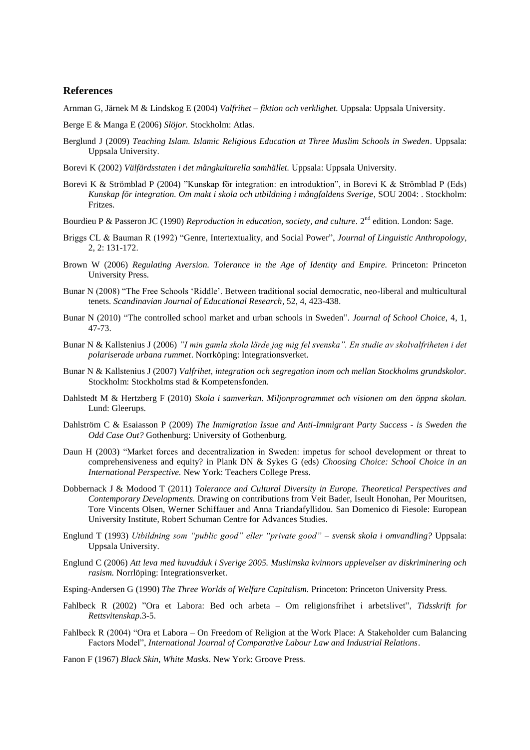## References

Arnman G, Järnek M & Lindskog E (2004) *Valfrihet – fiktion och verklighet.* Uppsala: Uppsala University.

Berge E & Manga E (2006) *Slöjor.* Stockholm: Atlas.

Berglund J (2009) *Teaching Islam. Islamic Religious Education at Three Muslim Schools in Sweden*. Uppsala: Uppsala University.

Borevi K (2002) *Välfärdsstaten i det mångkulturella samhället.* Uppsala: Uppsala University.

Borevi K & Strömblad P (2004) "Kunskap för integration: en introduktion", in Borevi K & Strömblad P (Eds) *Kunskap för integration. Om makt i skola och utbildning i mångfaldens Sverige*, SOU 2004: . Stockholm: Fritzes.

Bourdieu P & Passeron JC (1990) *Reproduction in education, society, and culture*. 2nd edition. London: Sage.

Briggs CL & Bauman R (1992) "Genre, Intertextuality, and Social Power", *Journal of Linguistic Anthropology*, 2, 2: 131-172.

Brown W (2006) *Regulating Aversion. Tolerance in the Age of Identity and Empire.* Princeton: Princeton University Press.

Bunar N (2008) "The Free Schools 'Riddle'. Between traditional social democratic, neo-liberal and multicultural tenets. *Scandinavian Journal of Educational Research*, 52, 4, 423-438.

Bunar N (2010) "The controlled school market and urban schools in Sweden". *Journal of School Choice*, 4, 1, 47-73.

Bunar N & Kallstenius J (2006) *"I min gamla skola lärde jag mig fel svenska". En studie av skolvalfriheten i det polariserade urbana rummet*. Norrköping: Integrationsverket.

Bunar N & Kallstenius J (2007) *Valfrihet, integration och segregation inom och mellan Stockholms grundskolor.* Stockholm: Stockholms stad & Kompetensfonden.

Dahlstedt M & Hertzberg F (2010) *Skola i samverkan. Miljonprogrammet och visionen om den öppna skolan.* Lund: Gleerups.

Dahlström C & Esaiasson P (2009) *The Immigration Issue and Anti-Immigrant Party Success - is Sweden the Odd Case Out?* Gothenburg: University of Gothenburg.

Daun H (2003) "Market forces and decentralization in Sweden: impetus for school development or threat to comprehensiveness and equity? in Plank DN & Sykes G (eds) *Choosing Choice: School Choice in an International Perspective.* New York: Teachers College Press.

Dobbernack J & Modood T (2011) *Tolerance and Cultural Diversity in Europe. Theoretical Perspectives and Contemporary Developments.* Drawing on contributions from Veit Bader, Iseult Honohan, Per Mouritsen, Tore Vincents Olsen, Werner Schiffauer and Anna Triandafyllidou. San Domenico di Fiesole: European University Institute, Robert Schuman Centre for Advances Studies.

Englund T (1993) *Utbildning som "public good" eller "private good" – svensk skola i omvandling?* Uppsala: Uppsala University.

Englund C (2006) *Att leva med huvudduk i Sverige 2005. Muslimska kvinnors upplevelser av diskriminering och rasism.* Norrlöping: Integrationsverket.

Esping-Andersen G (1990) *The Three Worlds of Welfare Capitalism.* Princeton: Princeton University Press.

Fahlbeck R (2002) "Ora et Labora: Bed och arbeta – Om religionsfrihet i arbetslivet", *Tidsskrift for Rettsvitenskap*.3-5.

Fahlbeck R (2004) "Ora et Labora – On Freedom of Religion at the Work Place: A Stakeholder cum Balancing Factors Model", *International Journal of Comparative Labour Law and Industrial Relations*.

Fanon F (1967) *Black Skin, White Masks*. New York: Groove Press.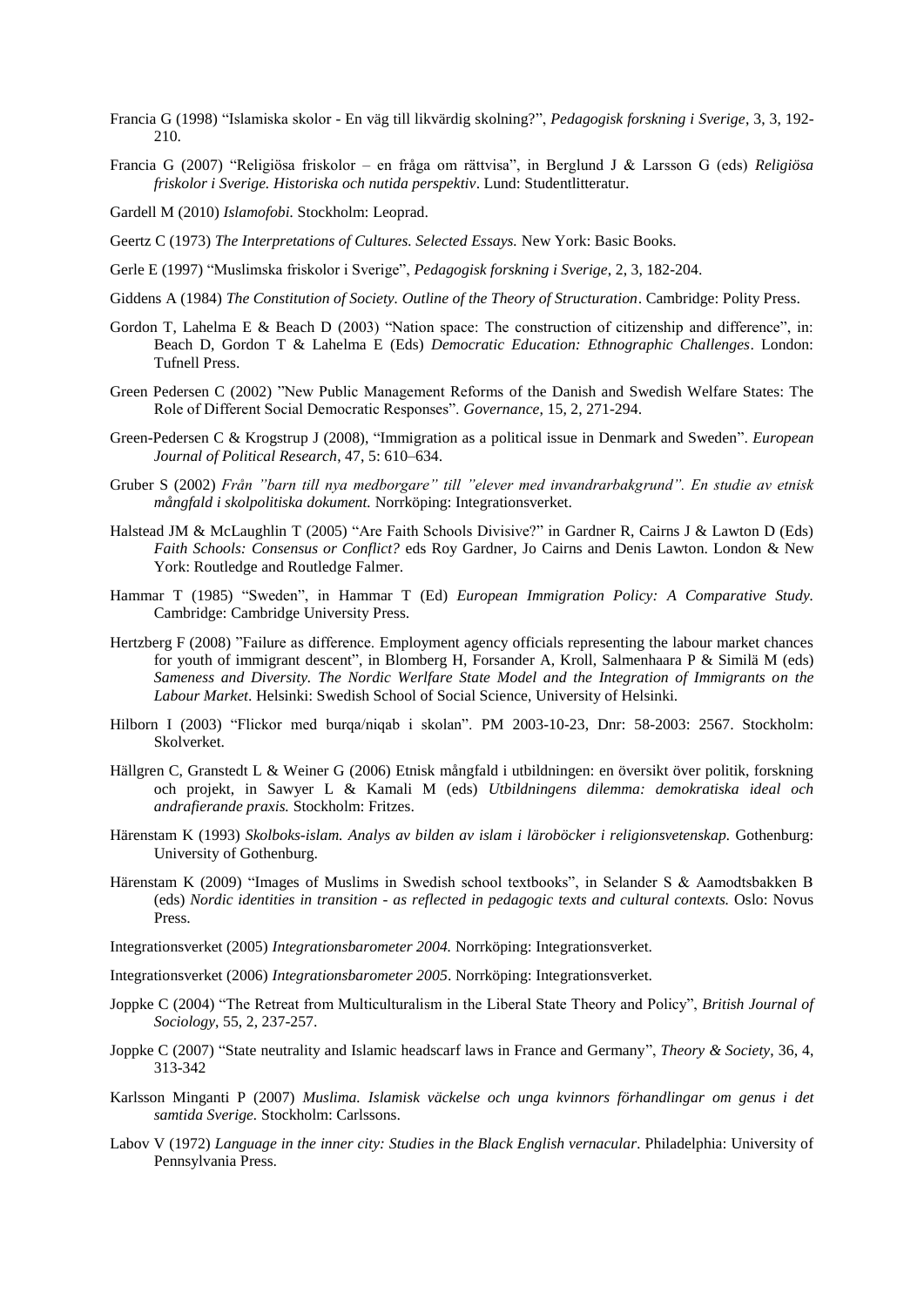Francia G (1998) "Islamiska skolor - En väg till likvärdig skolning?", *Pedagogisk forskning i Sverige*, 3, 3, 192-210.

Francia G (2007) "Religiösa friskolor – en fråga om rättvisa", in Berglund J & Larsson G (eds) *Religiösa friskolor i Sverige. Historiska och nutida perspektiv*. Lund: Studentlitteratur.

Gardell M (2010) *Islamofobi.* Stockholm: Leoprad.

Geertz C (1973) *The Interpretations of Cultures. Selected Essays.* New York: Basic Books.

Gerle E (1997) "Muslimska friskolor i Sverige", *Pedagogisk forskning i Sverige*, 2, 3, 182-204.

Giddens A (1984) *The Constitution of Society. Outline of the Theory of Structuration*. Cambridge: Polity Press.

Gordon T, Lahelma E & Beach D (2003) "Nation space: The construction of citizenship and difference", in: Beach D, Gordon T & Lahelma E (Eds) *Democratic Education: Ethnographic Challenges*. London: Tufnell Press.

Green Pedersen C (2002) "New Public Management Reforms of the Danish and Swedish Welfare States: The Role of Different Social Democratic Responses". *Governance*, 15, 2, 271-294.

Green-Pedersen C & Krogstrup J (2008), "Immigration as a political issue in Denmark and Sweden". *European Journal of Political Research*, 47, 5: 610–634.

Gruber S (2002) *Från "barn till nya medborgare" till "elever med invandrarbakgrund". En studie av etnisk mångfald i skolpolitiska dokument.* Norrköping: Integrationsverket.

Halstead JM & McLaughlin T (2005) "Are Faith Schools Divisive?" in Gardner R, Cairns J & Lawton D (Eds) *Faith Schools: Consensus or Conflict?* eds Roy Gardner, Jo Cairns and Denis Lawton. London & New York: Routledge and Routledge Falmer.

Hammar T (1985) "Sweden", in Hammar T (Ed) *European Immigration Policy: A Comparative Study.* Cambridge: Cambridge University Press.

Hertzberg F (2008) "Failure as difference. Employment agency officials representing the labour market chances for youth of immigrant descent", in Blomberg H, Forsander A, Kroll, Salmenhaara P & Similä M (eds) *Sameness and Diversity. The Nordic Werlfare State Model and the Integration of Immigrants on the Labour Market*. Helsinki: Swedish School of Social Science, University of Helsinki.

Hilborn I (2003) "Flickor med burqa/niqab i skolan". PM 2003-10-23, Dnr: 58-2003: 2567. Stockholm: Skolverket.

Hällgren C, Granstedt L & Weiner G (2006) Etnisk mångfald i utbildningen: en översikt över politik, forskning och projekt, in Sawyer L & Kamali M (eds) *Utbildningens dilemma: demokratiska ideal och andrafierande praxis.* Stockholm: Fritzes.

Härenstam K (1993) *Skolboks-islam. Analys av bilden av islam i läroböcker i religionsvetenskap.* Gothenburg: University of Gothenburg.

Härenstam K (2009) "Images of Muslims in Swedish school textbooks", in Selander S & Aamodtsbakken B (eds) *Nordic identities in transition - as reflected in pedagogic texts and cultural contexts.* Oslo: Novus Press.

Integrationsverket (2005) *Integrationsbarometer 2004.* Norrköping: Integrationsverket.

Integrationsverket (2006) *Integrationsbarometer 2005*. Norrköping: Integrationsverket.

Joppke C (2004) "The Retreat from Multiculturalism in the Liberal State Theory and Policy", *British Journal of Sociology*, 55, 2, 237-257.

Joppke C (2007) "State neutrality and Islamic headscarf laws in France and Germany", *Theory & Society*, 36, 4, 313-342

Karlsson Minganti P (2007) *Muslima. Islamisk väckelse och unga kvinnors förhandlingar om genus i det samtida Sverige.* Stockholm: Carlssons.

Labov V (1972) *Language in the inner city: Studies in the Black English vernacular.* Philadelphia: University of Pennsylvania Press.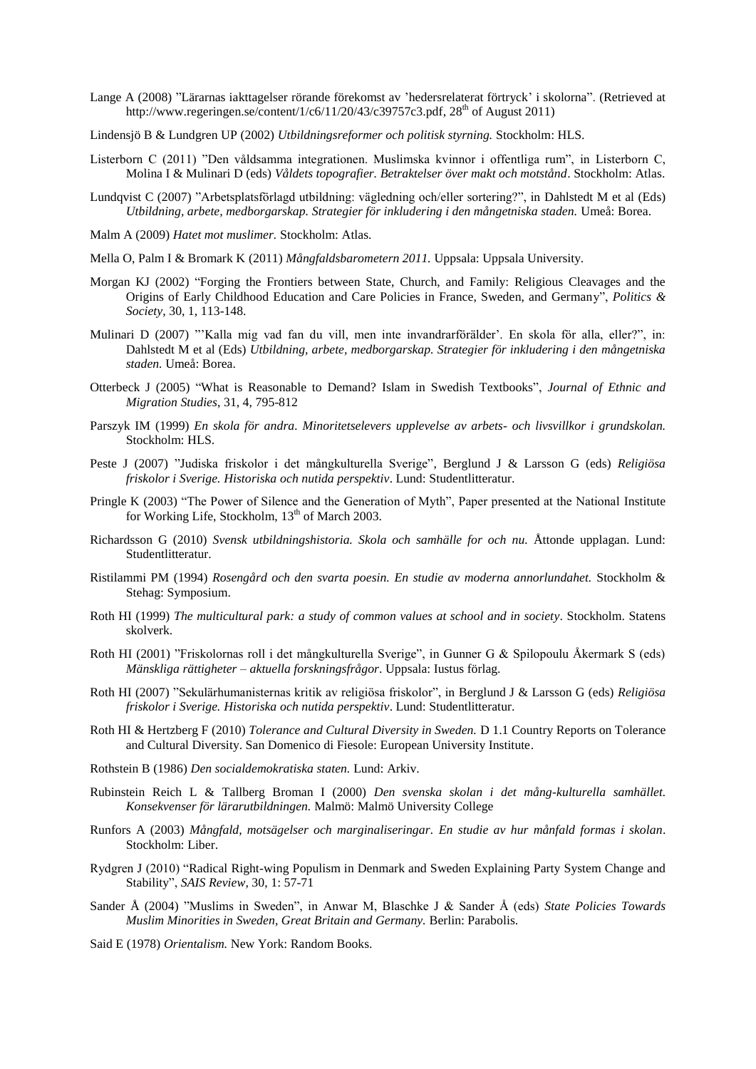Lange A (2008) ”Lärarnas iakttagelser rörande förekomst av ’hedersrelaterat förtryck’ i skolorna”. (Retrieved at http://www.regeringen.se/content/1/c6/11/20/43/c39757c3.pdf, 28th of August 2011)

Lindensjö B & Lundgren UP (2002) *Utbildningsreformer och politisk styrning.* Stockholm: HLS.

Listerborn C (2011) ”Den våldsamma integrationen. Muslimska kvinnor i offentliga rum”, in Listerborn C, Molina I & Mulinari D (eds) *Våldets topografier. Betraktelser över makt och motstånd*. Stockholm: Atlas.

Lundqvist C (2007) ”Arbetsplatsförlagd utbildning: vägledning och/eller sortering?”, in Dahlstedt M et al (Eds) *Utbildning, arbete, medborgarskap. Strategier för inkludering i den mångetniska staden.* Umeå: Borea.

Malm A (2009) *Hatet mot muslimer.* Stockholm: Atlas.

Mella O, Palm I & Bromark K (2011) *Mångfaldsbarometern 2011.* Uppsala: Uppsala University.

Morgan KJ (2002) “Forging the Frontiers between State, Church, and Family: Religious Cleavages and the Origins of Early Childhood Education and Care Policies in France, Sweden, and Germany”, *Politics & Society*, 30, 1, 113-148.

Mulinari D (2007) ”’Kalla mig vad fan du vill, men inte invandrarförälder’. En skola för alla, eller?”, in: Dahlstedt M et al (Eds) *Utbildning, arbete, medborgarskap. Strategier för inkludering i den mångetniska staden.* Umeå: Borea.

Otterbeck J (2005) “What is Reasonable to Demand? Islam in Swedish Textbooks”, *Journal of Ethnic and Migration Studies*, 31, 4, 795-812

Parszyk IM (1999) *En skola för andra. Minoritetselevers upplevelse av arbets- och livsvillkor i grundskolan.* Stockholm: HLS.

Peste J (2007) ”Judiska friskolor i det mångkulturella Sverige”, Berglund J & Larsson G (eds) *Religiösa friskolor i Sverige. Historiska och nutida perspektiv*. Lund: Studentlitteratur.

Pringle K (2003) “The Power of Silence and the Generation of Myth”, Paper presented at the National Institute for Working Life, Stockholm, 13th of March 2003.

Richardsson G (2010) *Svensk utbildningshistoria. Skola och samhälle for och nu.* Åttonde upplagan. Lund: Studentlitteratur.

Ristilammi PM (1994) *Rosengård och den svarta poesin. En studie av moderna annorlundahet.* Stockholm & Stehag: Symposium.

Roth HI (1999) *The multicultural park: a study of common values at school and in society*. Stockholm. Statens skolverk.

Roth HI (2001) ”Friskolornas roll i det mångkulturella Sverige”, in Gunner G & Spilopoulu Åkermark S (eds) *Mänskliga rättigheter – aktuella forskningsfrågor*. Uppsala: Iustus förlag.

Roth HI (2007) ”Sekulärhumanisternas kritik av religiösa friskolor”, in Berglund J & Larsson G (eds) *Religiösa friskolor i Sverige. Historiska och nutida perspektiv*. Lund: Studentlitteratur.

Roth HI & Hertzberg F (2010) *Tolerance and Cultural Diversity in Sweden.* D 1.1 Country Reports on Tolerance and Cultural Diversity. San Domenico di Fiesole: European University Institute.

Rothstein B (1986) *Den socialdemokratiska staten.* Lund: Arkiv.

Rubinstein Reich L & Tallberg Broman I (2000) *Den svenska skolan i det mång-kulturella samhället. Konsekvenser för lärarutbildningen.* Malmö: Malmö University College

Runfors A (2003) *Mångfald, motsägelser och marginaliseringar. En studie av hur månfald formas i skolan*. Stockholm: Liber.

Rydgren J (2010) “Radical Right-wing Populism in Denmark and Sweden Explaining Party System Change and Stability”, *SAIS Review*, 30, 1: 57-71

Sander Å (2004) ”Muslims in Sweden”, in Anwar M, Blaschke J & Sander Å (eds) *State Policies Towards Muslim Minorities in Sweden, Great Britain and Germany.* Berlin: Parabolis.

Said E (1978) *Orientalism.* New York: Random Books.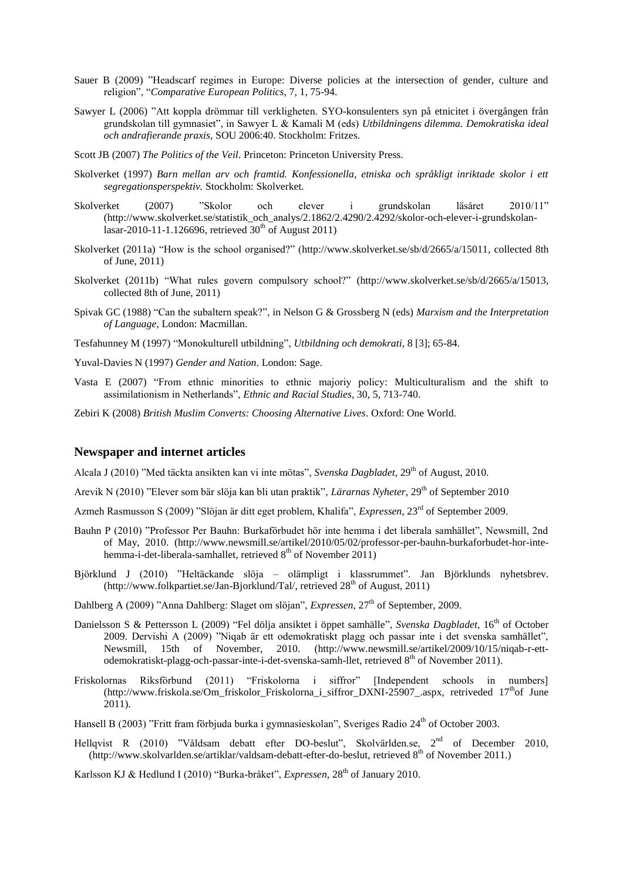Sauer B (2009) "Headscarf regimes in Europe: Diverse policies at the intersection of gender, culture and religion", "*Comparative European Politics*, 7, 1, 75-94.

Sawyer L (2006) "Att koppla drömmar till verkligheten. SYO-konsulenters syn på etnicitet i övergången från grundskolan till gymnasiet", in Sawyer L & Kamali M (eds) *Utbildningens dilemma. Demokratiska ideal och andrafierande praxis*, SOU 2006:40. Stockholm: Fritzes.

Scott JB (2007) *The Politics of the Veil*. Princeton: Princeton University Press.

Skolverket (1997) *Barn mellan arv och framtid. Konfessionella, etniska och språkligt inriktade skolor i ett segregationsperspektiv.* Stockholm: Skolverket.

Skolverket (2007) "Skolor och elever i grundskolan läsåret 2010/11" (http://www.skolverket.se/statistik_och_analys/2.1862/2.4290/2.4292/skolor-och-elever-i-grundskolan-lasar-2010-11-1.126696, retrieved 30th of August 2011)

Skolverket (2011a) "How is the school organised?" (http://www.skolverket.se/sb/d/2665/a/15011, collected 8th of June, 2011)

Skolverket (2011b) "What rules govern compulsory school?" (http://www.skolverket.se/sb/d/2665/a/15013, collected 8th of June, 2011)

Spivak GC (1988) "Can the subaltern speak?", in Nelson G & Grossberg N (eds) *Marxism and the Interpretation of Language*, London: Macmillan.

Tesfahunney M (1997) "Monokulturell utbildning", *Utbildning och demokrati*, 8 [3]; 65-84.

Yuval-Davies N (1997) *Gender and Nation*. London: Sage.

Vasta E (2007) "From ethnic minorities to ethnic majoriy policy: Multiculturalism and the shift to assimilationism in Netherlands", *Ethnic and Racial Studies*, 30, 5, 713-740.

Zebiri K (2008) *British Muslim Converts: Choosing Alternative Lives*. Oxford: One World.

## Newspaper and internet articles

Alcala J (2010) "Med täckta ansikten kan vi inte mötas", *Svenska Dagbladet*, 29th of August, 2010.

Arevik N (2010) "Elever som bär slöja kan bli utan praktik", *Lärarnas Nyheter*, 29th of September 2010

Azmeh Rasmusson S (2009) "Slöjan är ditt eget problem, Khalifa", *Expressen*, 23rd of September 2009.

Bauhn P (2010) "Professor Per Bauhn: Burkaförbudet hör inte hemma i det liberala samhället", Newsmill, 2nd of May, 2010. (http://www.newsmill.se/artikel/2010/05/02/professor-per-bauhn-burkaforbudet-hor-inte-hemma-i-det-liberala-samhallet, retrieved 8th of November 2011)

Björklund J (2010) "Heltäckande slöja – olämpligt i klassrummet". Jan Björklunds nyhetsbrev. (http://www.folkpartiet.se/Jan-Bjorklund/Tal/, retrieved 28th of August, 2011)

Dahlberg A (2009) "Anna Dahlberg: Slaget om slöjan", *Expressen*, 27th of September, 2009.

Danielsson S & Pettersson L (2009) "Fel dölja ansiktet i öppet samhälle", *Svenska Dagbladet*, 16th of October 2009. Dervishi A (2009) "Niqab är ett odemokratiskt plagg och passar inte i det svenska samhället", Newsmill, 15th of November, 2010. (http://www.newsmill.se/artikel/2009/10/15/niqab-r-ett-odemokratiskt-plagg-och-passar-inte-i-det-svenska-samh-llet, retrieved 8th of November 2011).

Friskolornas Riksförbund (2011) "Friskolorna i siffror" [Independent schools in numbers] (http://www.friskola.se/Om_friskolor_Friskolorna_i_siffror_DXNI-25907_.aspx, retriveded 17th of June 2011).

Hansell B (2003) "Fritt fram förbjuda burka i gymnasieskolan", Sveriges Radio 24th of October 2003.

Hellqvist R (2010) "Våldsam debatt efter DO-beslut", Skolvärlden.se, 2nd of December 2010, (http://www.skolvarlden.se/artiklar/valdsam-debatt-efter-do-beslut, retrieved 8th of November 2011.)

Karlsson KJ & Hedlund I (2010) "Burka-bråket", *Expressen*, 28th of January 2010.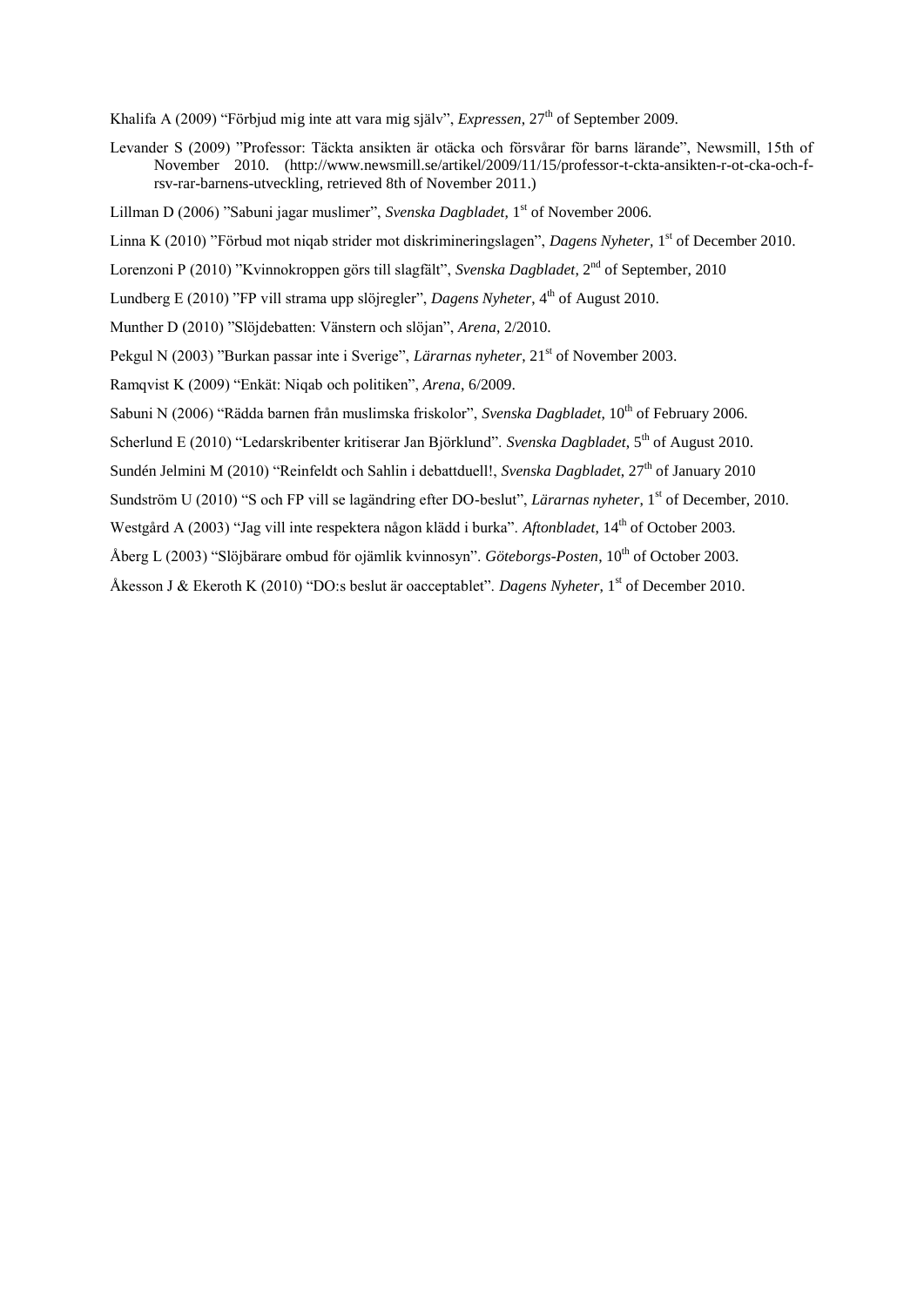Khalifa A (2009) "Förbjud mig inte att vara mig själv", *Expressen*, 27th of September 2009.

Levander S (2009) "Professor: Täckta ansikten är otäcka och försvårar för barns lärande", Newsmill, 15th of November 2010. (http://www.newsmill.se/artikel/2009/11/15/professor-t-ckta-ansikten-r-ot-cka-och-f-rsv-rar-barnens-utveckling, retrieved 8th of November 2011.)

Lillman D (2006) "Sabuni jagar muslimer", *Svenska Dagbladet*, 1st of November 2006.

Linna K (2010) "Förbud mot niqab strider mot diskrimineringslagen", *Dagens Nyheter*, 1st of December 2010.

Lorenzoni P (2010) "Kvinnokroppen görs till slagfält", *Svenska Dagbladet*, 2nd of September, 2010

Lundberg E (2010) "FP vill strama upp slöjregler", *Dagens Nyheter*, 4th of August 2010.

Munther D (2010) "Slöjdebatten: Vänstern och slöjan", *Arena*, 2/2010.

Pekgul N (2003) "Burkan passar inte i Sverige", *Lärarnas nyheter*, 21st of November 2003.

Ramqvist K (2009) "Enkät: Niqab och politiken", *Arena*, 6/2009.

Sabuni N (2006) "Rädda barnen från muslimska friskolor", *Svenska Dagbladet*, 10th of February 2006.

Scherlund E (2010) "Ledarskribenter kritiserar Jan Björklund". *Svenska Dagbladet*, 5th of August 2010.

Sundén Jelmini M (2010) "Reinfeldt och Sahlin i debattduell!, *Svenska Dagbladet*, 27th of January 2010

Sundström U (2010) "S och FP vill se lagändring efter DO-beslut", *Lärarnas nyheter*, 1st of December, 2010.

Westgård A (2003) "Jag vill inte respektera någon klädd i burka". *Aftonbladet*, 14th of October 2003.

Åberg L (2003) "Slöjbärare ombud för ojämlik kvinnosyn". *Göteborgs-Posten*, 10th of October 2003.

Åkesson J & Ekeroth K (2010) "DO:s beslut är oacceptablet". *Dagens Nyheter*, 1st of December 2010.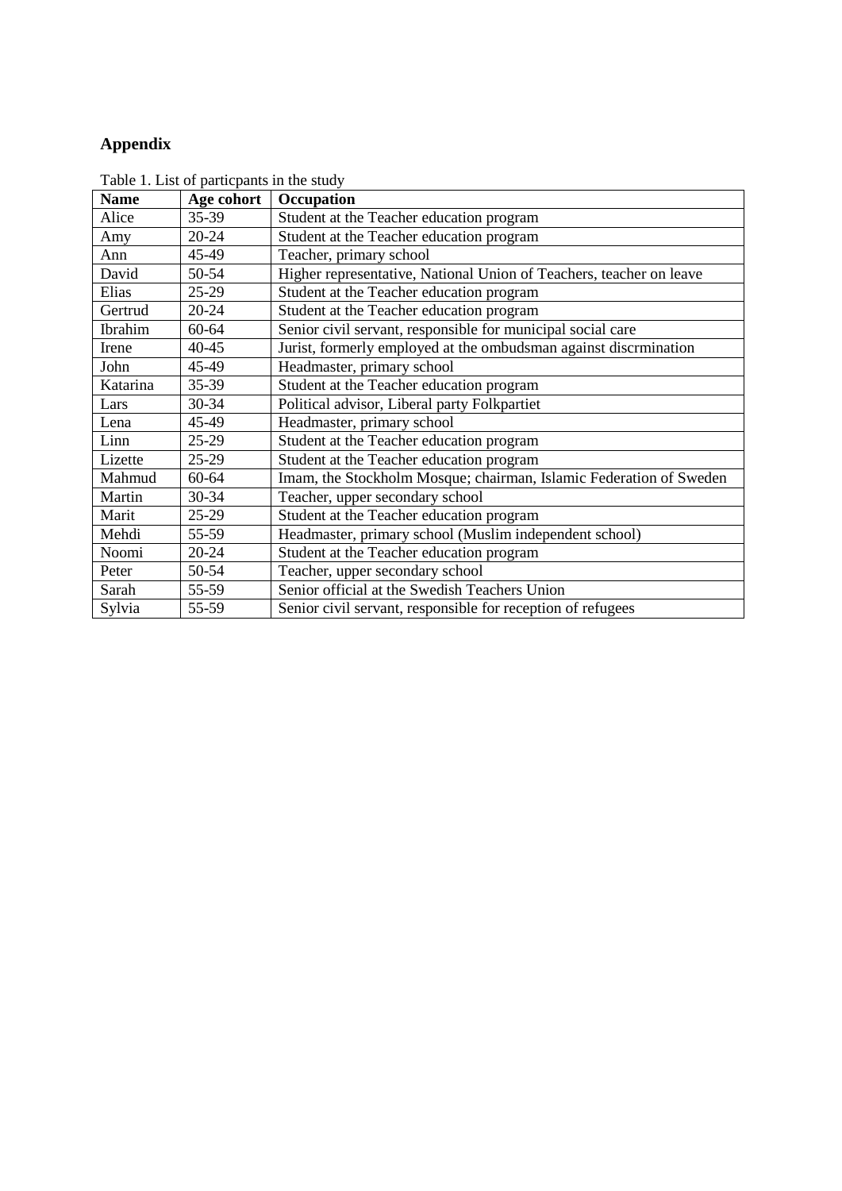## Appendix

Table 1. List of particpants in the study

| Name | Age cohort | Occupation |
|---|---|---|
| Alice | 35-39 | Student at the Teacher education program |
| Amy | 20-24 | Student at the Teacher education program |
| Ann | 45-49 | Teacher, primary school |
| David | 50-54 | Higher representative, National Union of Teachers, teacher on leave |
| Elias | 25-29 | Student at the Teacher education program |
| Gertrud | 20-24 | Student at the Teacher education program |
| Ibrahim | 60-64 | Senior civil servant, responsible for municipal social care |
| Irene | 40-45 | Jurist, formerly employed at the ombudsman against discrmination |
| John | 45-49 | Headmaster, primary school |
| Katarina | 35-39 | Student at the Teacher education program |
| Lars | 30-34 | Political advisor, Liberal party Folkpartiet |
| Lena | 45-49 | Headmaster, primary school |
| Linn | 25-29 | Student at the Teacher education program |
| Lizette | 25-29 | Student at the Teacher education program |
| Mahmud | 60-64 | Imam, the Stockholm Mosque; chairman, Islamic Federation of Sweden |
| Martin | 30-34 | Teacher, upper secondary school |
| Marit | 25-29 | Student at the Teacher education program |
| Mehdi | 55-59 | Headmaster, primary school (Muslim independent school) |
| Noomi | 20-24 | Student at the Teacher education program |
| Peter | 50-54 | Teacher, upper secondary school |
| Sarah | 55-59 | Senior official at the Swedish Teachers Union |
| Sylvia | 55-59 | Senior civil servant, responsible for reception of refugees |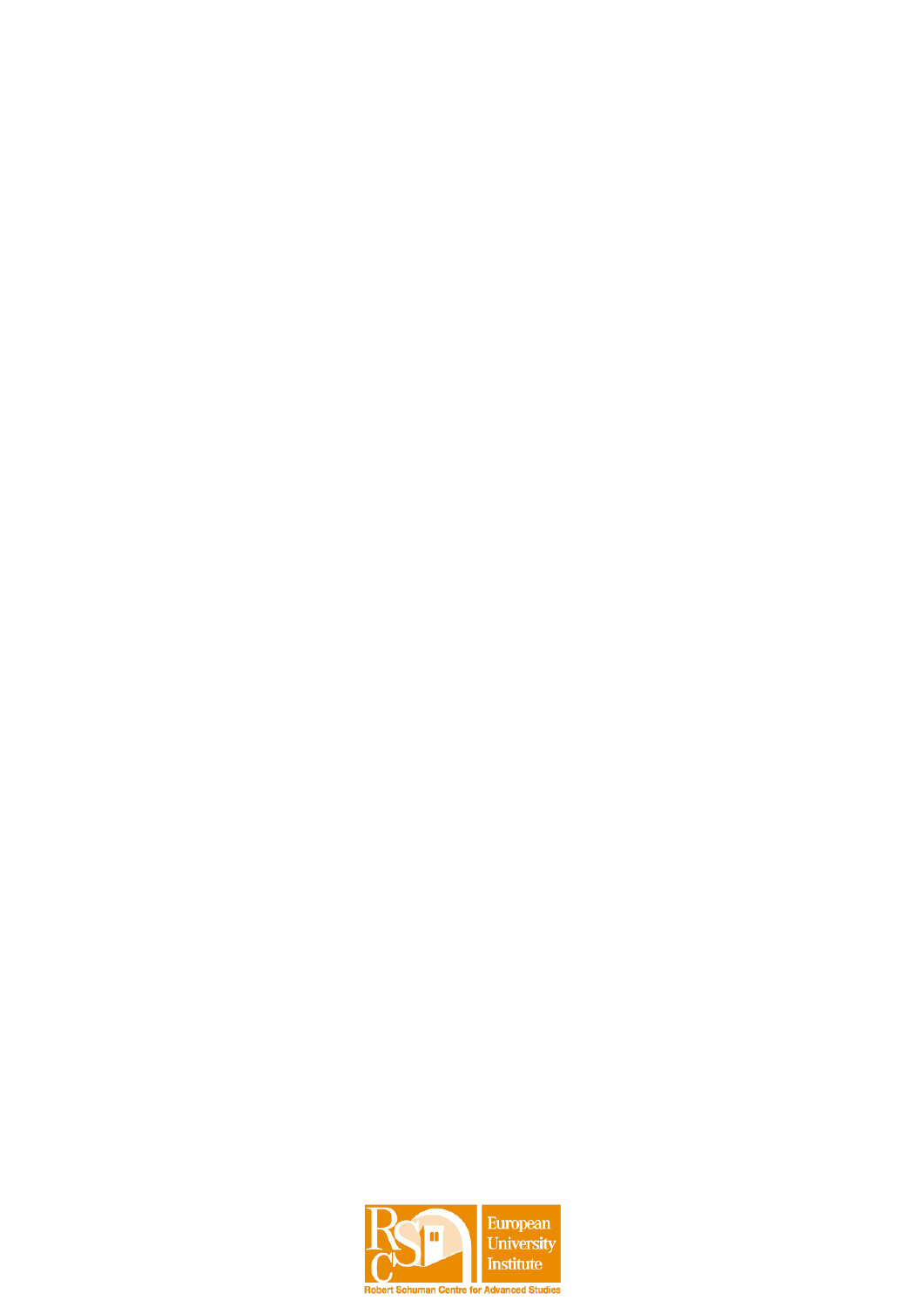European University Institute

Robert Schuman Centre for Advanced Studies